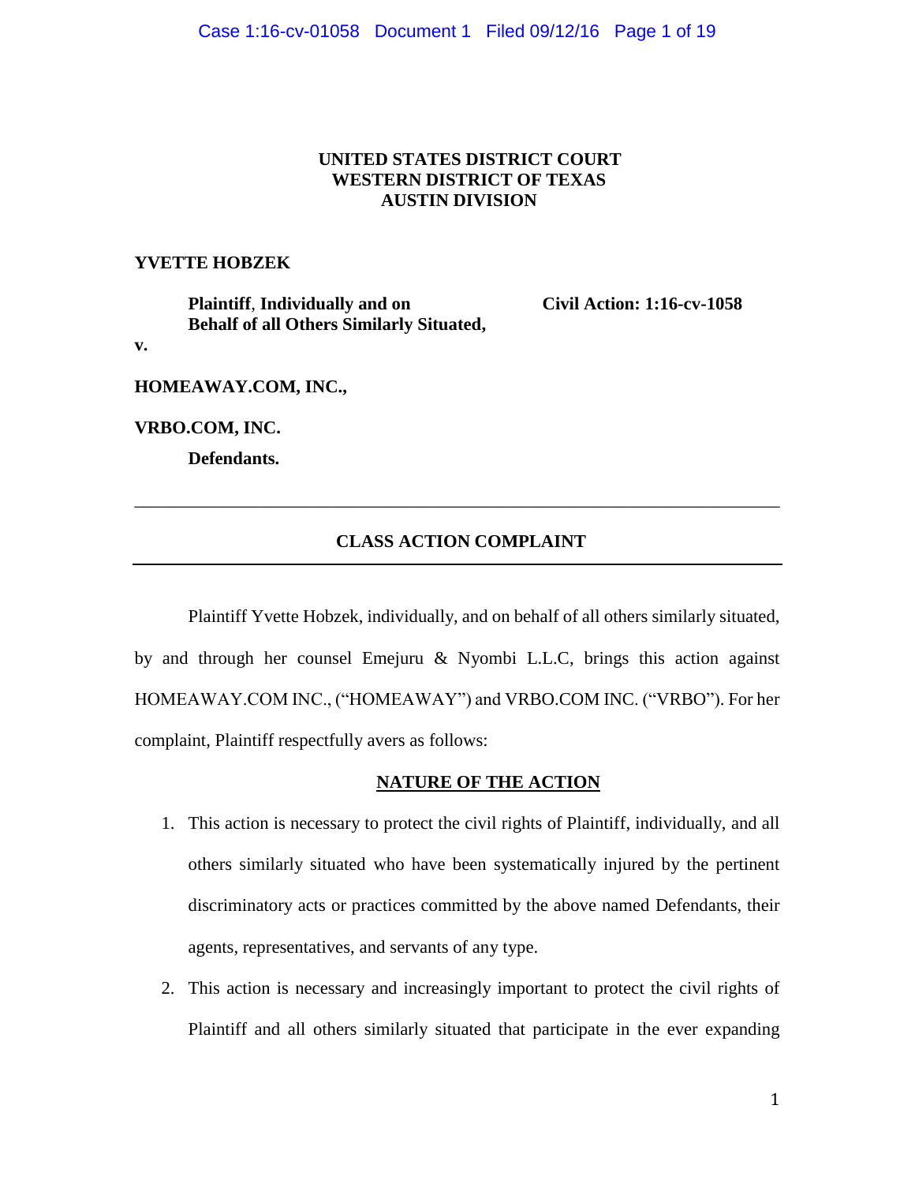**UNITED STATES DISTRICT COURT**
**WESTERN DISTRICT OF TEXAS**
**AUSTIN DIVISION**

**YVETTE HOBZEK**

**Plaintiff**, **Individually and on Behalf of all Others Similarly Situated,**

**Civil Action: 1:16-cv-1058**

**v.**

**HOMEAWAY.COM, INC.,**

**VRBO.COM, INC.**

**Defendants.**

---

## CLASS ACTION COMPLAINT

---

Plaintiff Yvette Hobzek, individually, and on behalf of all others similarly situated, by and through her counsel Emejuru & Nyombi L.L.C, brings this action against HOMEAWAY.COM INC., ("HOMEAWAY") and VRBO.COM INC. ("VRBO"). For her complaint, Plaintiff respectfully avers as follows:

## NATURE OF THE ACTION

1. This action is necessary to protect the civil rights of Plaintiff, individually, and all others similarly situated who have been systematically injured by the pertinent discriminatory acts or practices committed by the above named Defendants, their agents, representatives, and servants of any type.

2. This action is necessary and increasingly important to protect the civil rights of Plaintiff and all others similarly situated that participate in the ever expanding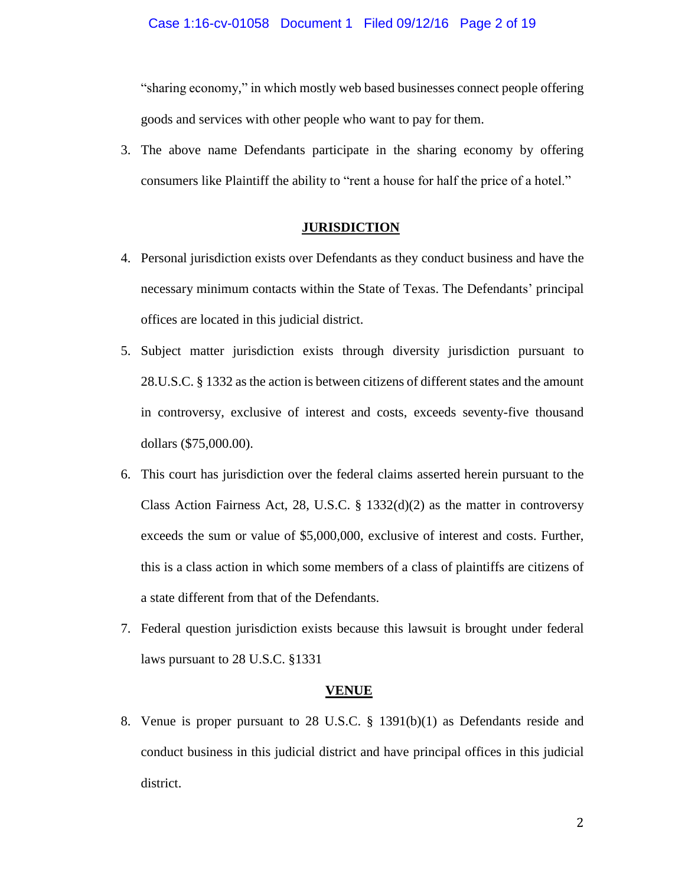"sharing economy," in which mostly web based businesses connect people offering goods and services with other people who want to pay for them.

3. The above name Defendants participate in the sharing economy by offering consumers like Plaintiff the ability to "rent a house for half the price of a hotel."

## JURISDICTION

4. Personal jurisdiction exists over Defendants as they conduct business and have the necessary minimum contacts within the State of Texas. The Defendants' principal offices are located in this judicial district.

5. Subject matter jurisdiction exists through diversity jurisdiction pursuant to 28.U.S.C. § 1332 as the action is between citizens of different states and the amount in controversy, exclusive of interest and costs, exceeds seventy-five thousand dollars ($75,000.00).

6. This court has jurisdiction over the federal claims asserted herein pursuant to the Class Action Fairness Act, 28, U.S.C. § 1332(d)(2) as the matter in controversy exceeds the sum or value of $5,000,000, exclusive of interest and costs. Further, this is a class action in which some members of a class of plaintiffs are citizens of a state different from that of the Defendants.

7. Federal question jurisdiction exists because this lawsuit is brought under federal laws pursuant to 28 U.S.C. §1331

## VENUE

8. Venue is proper pursuant to 28 U.S.C. § 1391(b)(1) as Defendants reside and conduct business in this judicial district and have principal offices in this judicial district.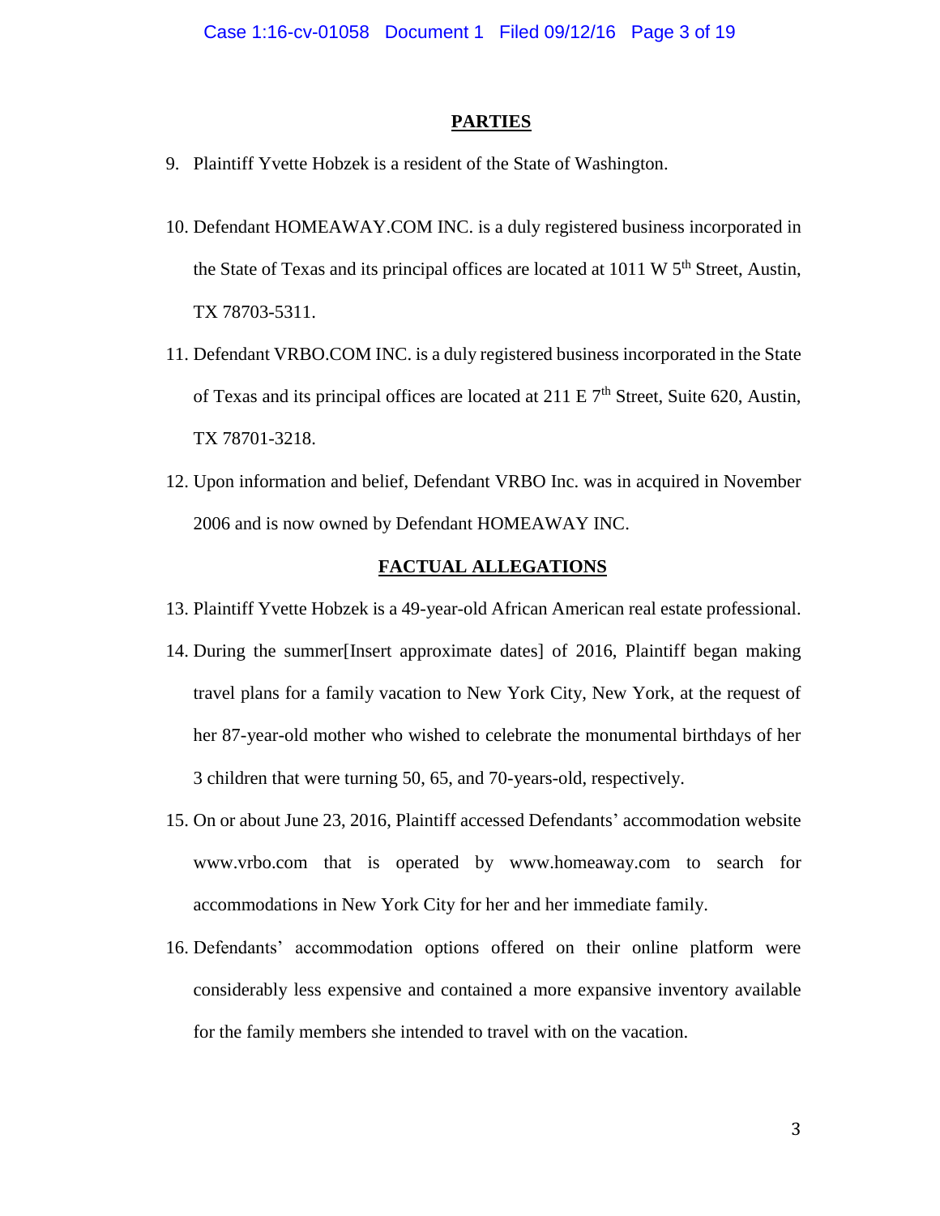## PARTIES

9. Plaintiff Yvette Hobzek is a resident of the State of Washington.

10. Defendant HOMEAWAY.COM INC. is a duly registered business incorporated in the State of Texas and its principal offices are located at 1011 W 5th Street, Austin, TX 78703-5311.

11. Defendant VRBO.COM INC. is a duly registered business incorporated in the State of Texas and its principal offices are located at 211 E 7th Street, Suite 620, Austin, TX 78701-3218.

12. Upon information and belief, Defendant VRBO Inc. was in acquired in November 2006 and is now owned by Defendant HOMEAWAY INC.

## FACTUAL ALLEGATIONS

13. Plaintiff Yvette Hobzek is a 49-year-old African American real estate professional.

14. During the summer[Insert approximate dates] of 2016, Plaintiff began making travel plans for a family vacation to New York City, New York, at the request of her 87-year-old mother who wished to celebrate the monumental birthdays of her 3 children that were turning 50, 65, and 70-years-old, respectively.

15. On or about June 23, 2016, Plaintiff accessed Defendants' accommodation website www.vrbo.com that is operated by www.homeaway.com to search for accommodations in New York City for her and her immediate family.

16. Defendants' accommodation options offered on their online platform were considerably less expensive and contained a more expansive inventory available for the family members she intended to travel with on the vacation.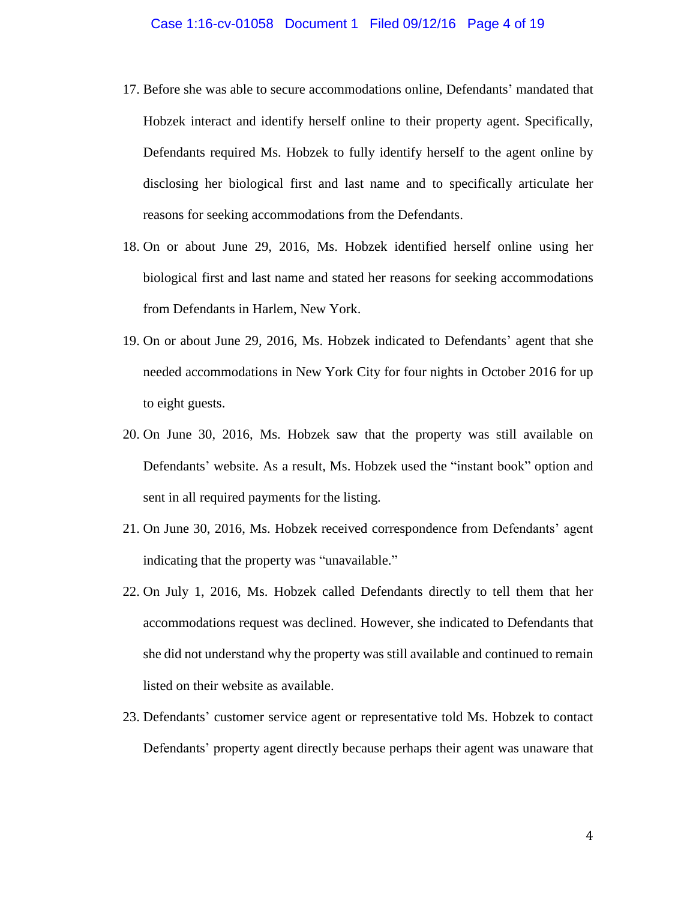17. Before she was able to secure accommodations online, Defendants' mandated that Hobzek interact and identify herself online to their property agent. Specifically, Defendants required Ms. Hobzek to fully identify herself to the agent online by disclosing her biological first and last name and to specifically articulate her reasons for seeking accommodations from the Defendants.

18. On or about June 29, 2016, Ms. Hobzek identified herself online using her biological first and last name and stated her reasons for seeking accommodations from Defendants in Harlem, New York.

19. On or about June 29, 2016, Ms. Hobzek indicated to Defendants' agent that she needed accommodations in New York City for four nights in October 2016 for up to eight guests.

20. On June 30, 2016, Ms. Hobzek saw that the property was still available on Defendants' website. As a result, Ms. Hobzek used the "instant book" option and sent in all required payments for the listing.

21. On June 30, 2016, Ms. Hobzek received correspondence from Defendants' agent indicating that the property was "unavailable."

22. On July 1, 2016, Ms. Hobzek called Defendants directly to tell them that her accommodations request was declined. However, she indicated to Defendants that she did not understand why the property was still available and continued to remain listed on their website as available.

23. Defendants' customer service agent or representative told Ms. Hobzek to contact Defendants' property agent directly because perhaps their agent was unaware that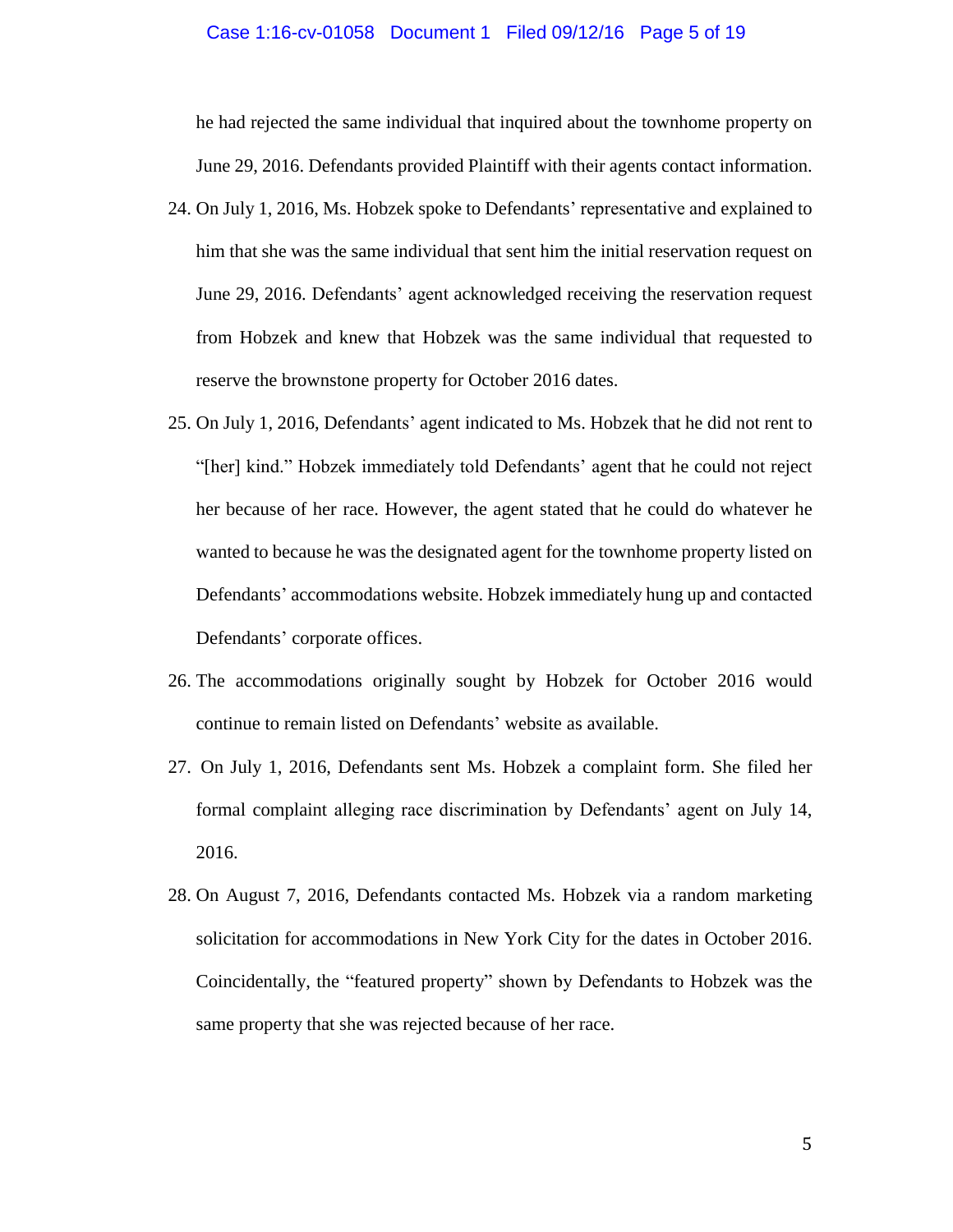he had rejected the same individual that inquired about the townhome property on June 29, 2016. Defendants provided Plaintiff with their agents contact information.

24. On July 1, 2016, Ms. Hobzek spoke to Defendants' representative and explained to him that she was the same individual that sent him the initial reservation request on June 29, 2016. Defendants' agent acknowledged receiving the reservation request from Hobzek and knew that Hobzek was the same individual that requested to reserve the brownstone property for October 2016 dates.

25. On July 1, 2016, Defendants' agent indicated to Ms. Hobzek that he did not rent to "[her] kind." Hobzek immediately told Defendants' agent that he could not reject her because of her race. However, the agent stated that he could do whatever he wanted to because he was the designated agent for the townhome property listed on Defendants' accommodations website. Hobzek immediately hung up and contacted Defendants' corporate offices.

26. The accommodations originally sought by Hobzek for October 2016 would continue to remain listed on Defendants' website as available.

27. On July 1, 2016, Defendants sent Ms. Hobzek a complaint form. She filed her formal complaint alleging race discrimination by Defendants' agent on July 14, 2016.

28. On August 7, 2016, Defendants contacted Ms. Hobzek via a random marketing solicitation for accommodations in New York City for the dates in October 2016. Coincidentally, the "featured property" shown by Defendants to Hobzek was the same property that she was rejected because of her race.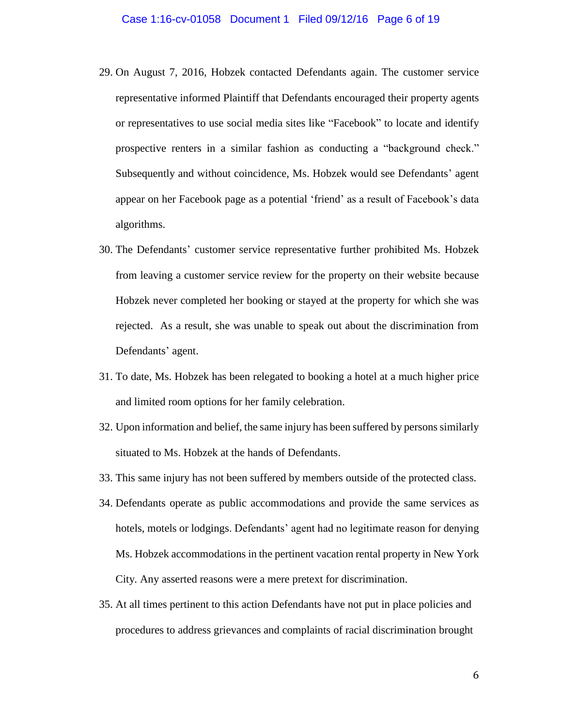29. On August 7, 2016, Hobzek contacted Defendants again. The customer service representative informed Plaintiff that Defendants encouraged their property agents or representatives to use social media sites like "Facebook" to locate and identify prospective renters in a similar fashion as conducting a "background check." Subsequently and without coincidence, Ms. Hobzek would see Defendants' agent appear on her Facebook page as a potential 'friend' as a result of Facebook's data algorithms.

30. The Defendants' customer service representative further prohibited Ms. Hobzek from leaving a customer service review for the property on their website because Hobzek never completed her booking or stayed at the property for which she was rejected. As a result, she was unable to speak out about the discrimination from Defendants' agent.

31. To date, Ms. Hobzek has been relegated to booking a hotel at a much higher price and limited room options for her family celebration.

32. Upon information and belief, the same injury has been suffered by persons similarly situated to Ms. Hobzek at the hands of Defendants.

33. This same injury has not been suffered by members outside of the protected class.

34. Defendants operate as public accommodations and provide the same services as hotels, motels or lodgings. Defendants' agent had no legitimate reason for denying Ms. Hobzek accommodations in the pertinent vacation rental property in New York City. Any asserted reasons were a mere pretext for discrimination.

35. At all times pertinent to this action Defendants have not put in place policies and procedures to address grievances and complaints of racial discrimination brought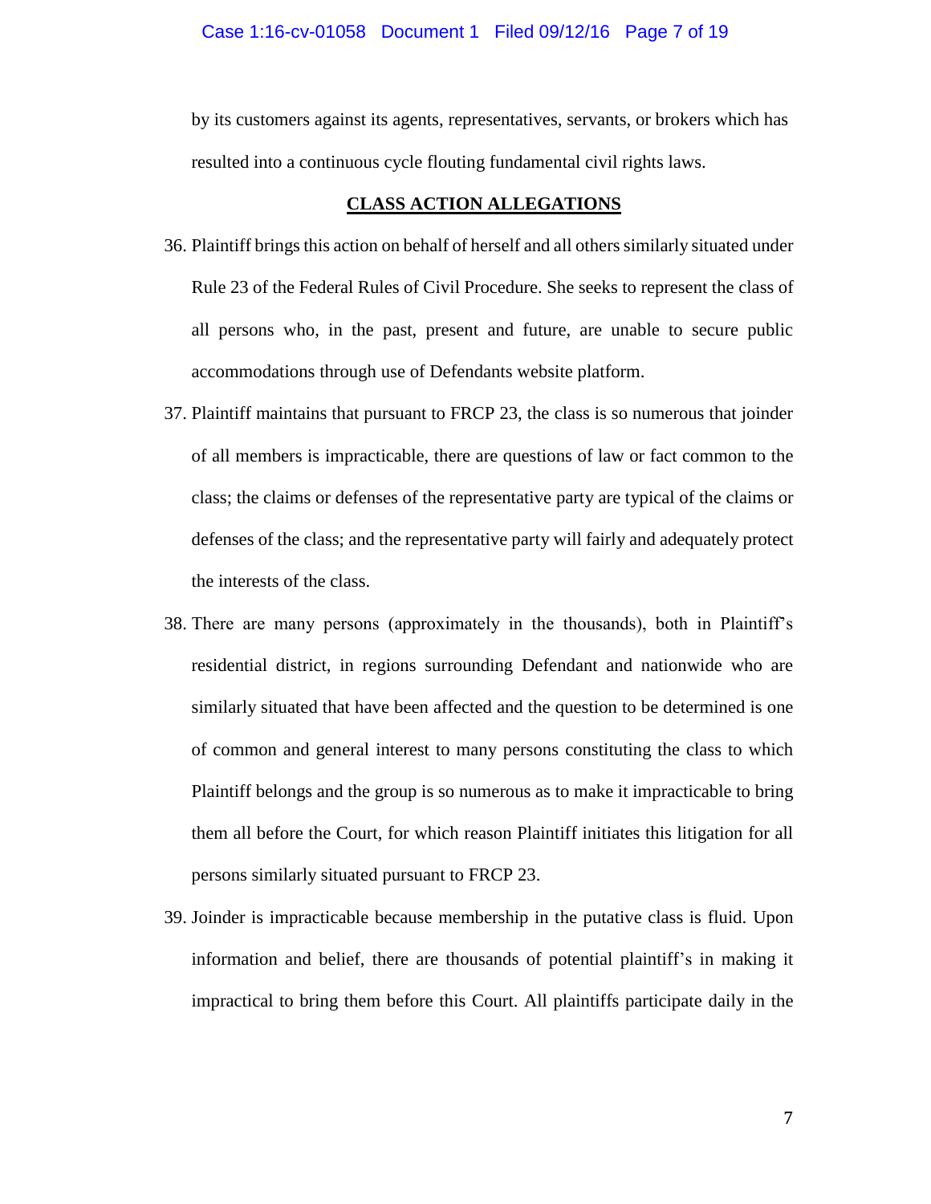by its customers against its agents, representatives, servants, or brokers which has resulted into a continuous cycle flouting fundamental civil rights laws.

## CLASS ACTION ALLEGATIONS

36. Plaintiff brings this action on behalf of herself and all others similarly situated under Rule 23 of the Federal Rules of Civil Procedure. She seeks to represent the class of all persons who, in the past, present and future, are unable to secure public accommodations through use of Defendants website platform.

37. Plaintiff maintains that pursuant to FRCP 23, the class is so numerous that joinder of all members is impracticable, there are questions of law or fact common to the class; the claims or defenses of the representative party are typical of the claims or defenses of the class; and the representative party will fairly and adequately protect the interests of the class.

38. There are many persons (approximately in the thousands), both in Plaintiff's residential district, in regions surrounding Defendant and nationwide who are similarly situated that have been affected and the question to be determined is one of common and general interest to many persons constituting the class to which Plaintiff belongs and the group is so numerous as to make it impracticable to bring them all before the Court, for which reason Plaintiff initiates this litigation for all persons similarly situated pursuant to FRCP 23.

39. Joinder is impracticable because membership in the putative class is fluid. Upon information and belief, there are thousands of potential plaintiff's in making it impractical to bring them before this Court. All plaintiffs participate daily in the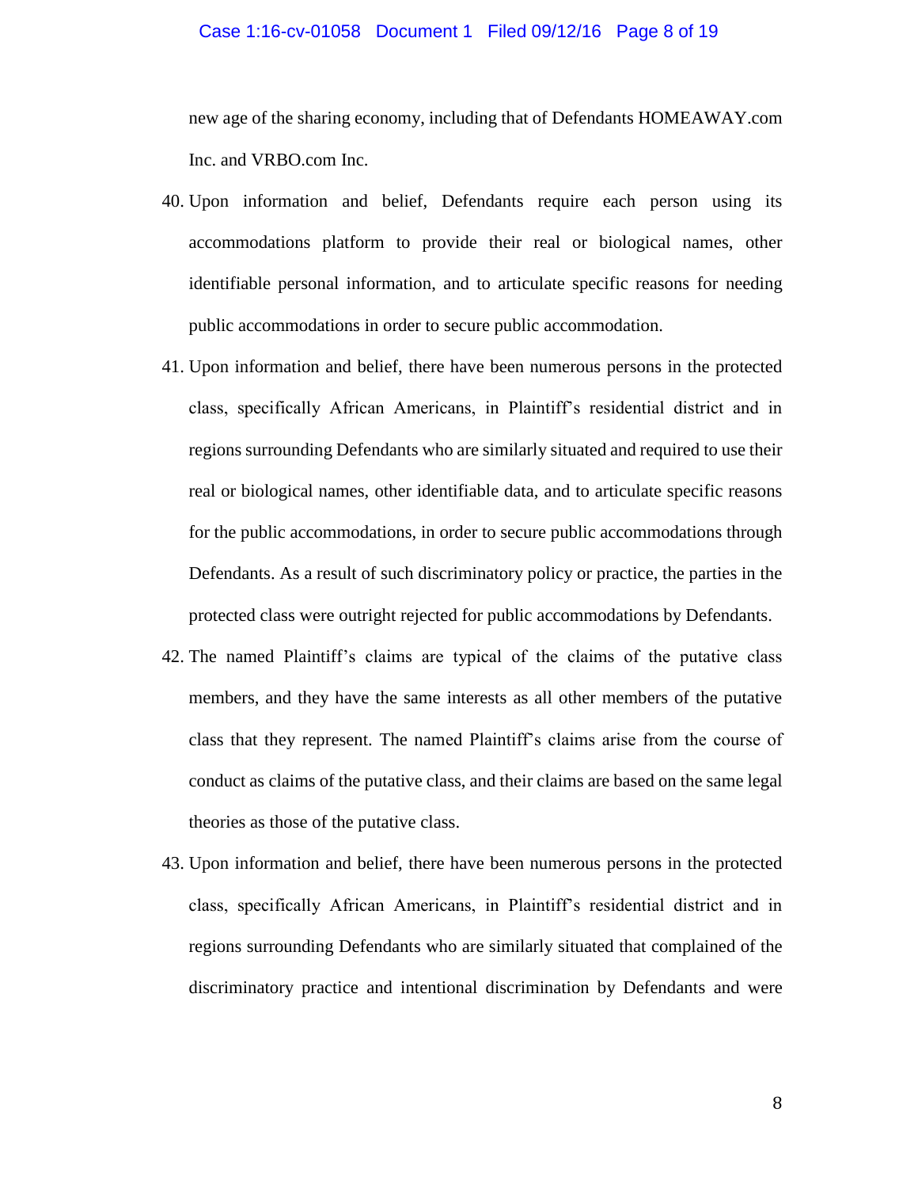new age of the sharing economy, including that of Defendants HOMEAWAY.com Inc. and VRBO.com Inc.

40. Upon information and belief, Defendants require each person using its accommodations platform to provide their real or biological names, other identifiable personal information, and to articulate specific reasons for needing public accommodations in order to secure public accommodation.

41. Upon information and belief, there have been numerous persons in the protected class, specifically African Americans, in Plaintiff's residential district and in regions surrounding Defendants who are similarly situated and required to use their real or biological names, other identifiable data, and to articulate specific reasons for the public accommodations, in order to secure public accommodations through Defendants. As a result of such discriminatory policy or practice, the parties in the protected class were outright rejected for public accommodations by Defendants.

42. The named Plaintiff's claims are typical of the claims of the putative class members, and they have the same interests as all other members of the putative class that they represent. The named Plaintiff's claims arise from the course of conduct as claims of the putative class, and their claims are based on the same legal theories as those of the putative class.

43. Upon information and belief, there have been numerous persons in the protected class, specifically African Americans, in Plaintiff's residential district and in regions surrounding Defendants who are similarly situated that complained of the discriminatory practice and intentional discrimination by Defendants and were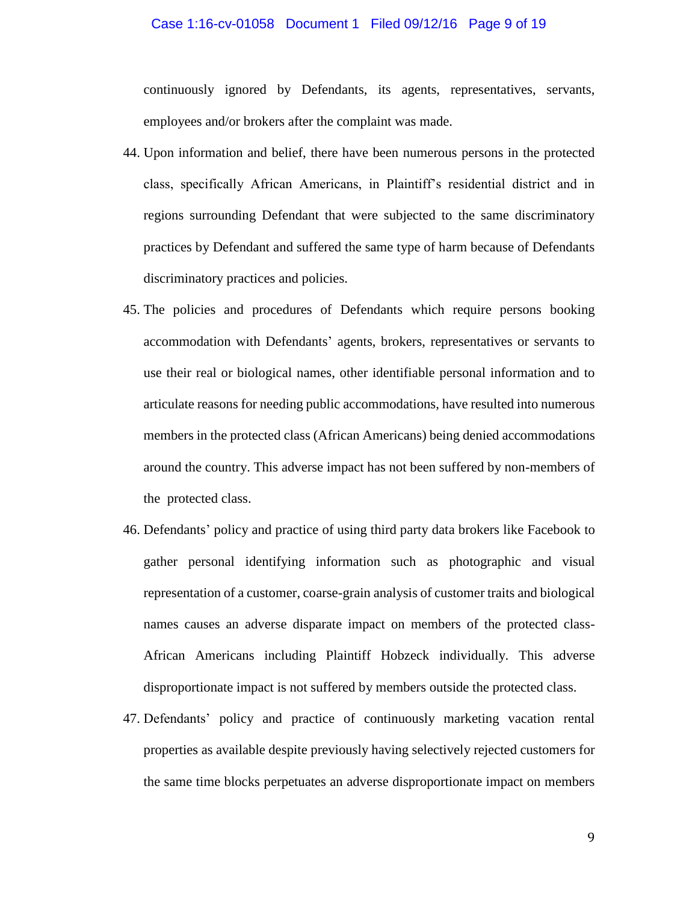continuously ignored by Defendants, its agents, representatives, servants, employees and/or brokers after the complaint was made.

44. Upon information and belief, there have been numerous persons in the protected class, specifically African Americans, in Plaintiff's residential district and in regions surrounding Defendant that were subjected to the same discriminatory practices by Defendant and suffered the same type of harm because of Defendants discriminatory practices and policies.

45. The policies and procedures of Defendants which require persons booking accommodation with Defendants' agents, brokers, representatives or servants to use their real or biological names, other identifiable personal information and to articulate reasons for needing public accommodations, have resulted into numerous members in the protected class (African Americans) being denied accommodations around the country. This adverse impact has not been suffered by non-members of the protected class.

46. Defendants' policy and practice of using third party data brokers like Facebook to gather personal identifying information such as photographic and visual representation of a customer, coarse-grain analysis of customer traits and biological names causes an adverse disparate impact on members of the protected class-African Americans including Plaintiff Hobzeck individually. This adverse disproportionate impact is not suffered by members outside the protected class.

47. Defendants' policy and practice of continuously marketing vacation rental properties as available despite previously having selectively rejected customers for the same time blocks perpetuates an adverse disproportionate impact on members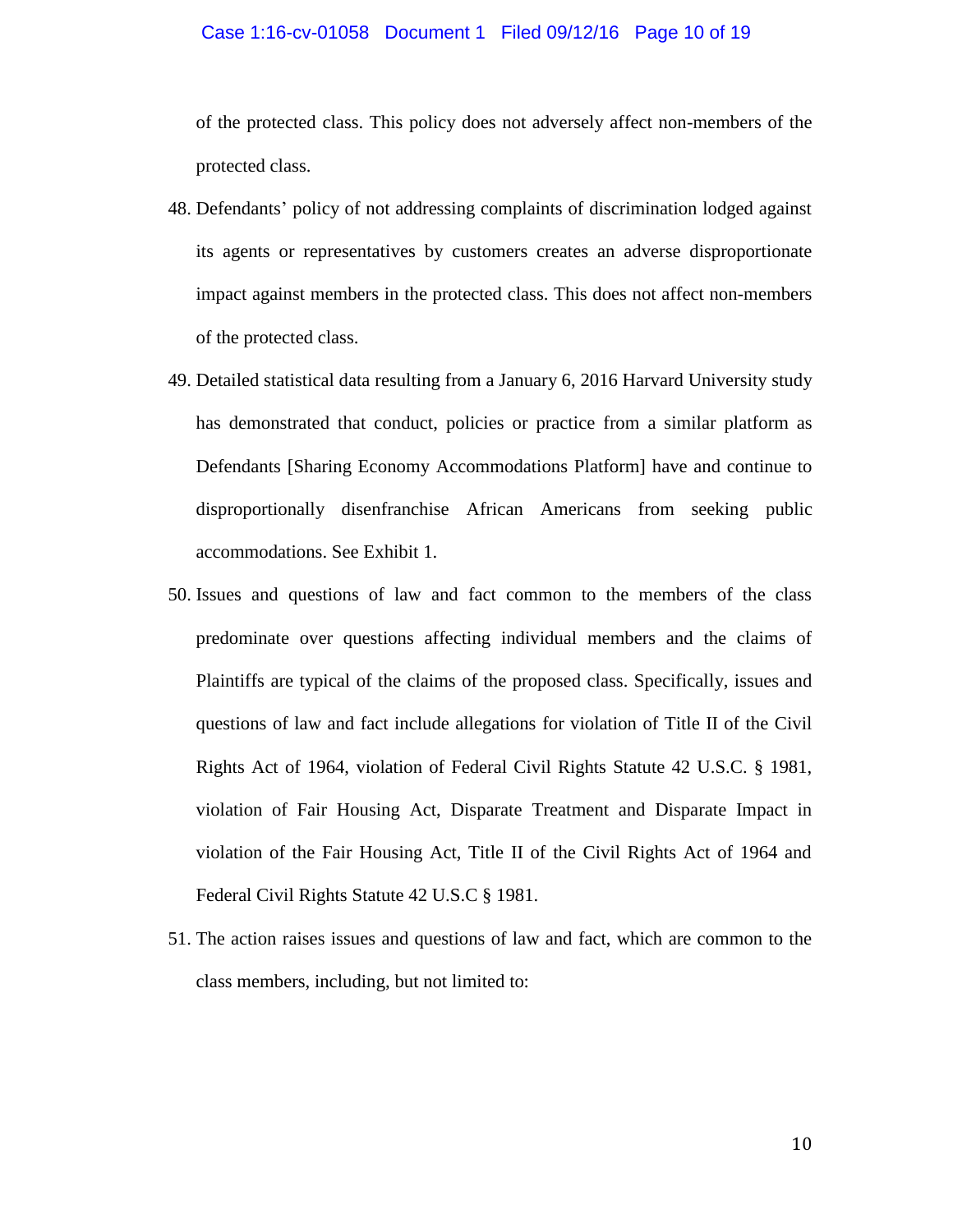of the protected class. This policy does not adversely affect non-members of the protected class.

48. Defendants' policy of not addressing complaints of discrimination lodged against its agents or representatives by customers creates an adverse disproportionate impact against members in the protected class. This does not affect non-members of the protected class.

49. Detailed statistical data resulting from a January 6, 2016 Harvard University study has demonstrated that conduct, policies or practice from a similar platform as Defendants [Sharing Economy Accommodations Platform] have and continue to disproportionally disenfranchise African Americans from seeking public accommodations. See Exhibit 1.

50. Issues and questions of law and fact common to the members of the class predominate over questions affecting individual members and the claims of Plaintiffs are typical of the claims of the proposed class. Specifically, issues and questions of law and fact include allegations for violation of Title II of the Civil Rights Act of 1964, violation of Federal Civil Rights Statute 42 U.S.C. § 1981, violation of Fair Housing Act, Disparate Treatment and Disparate Impact in violation of the Fair Housing Act, Title II of the Civil Rights Act of 1964 and Federal Civil Rights Statute 42 U.S.C § 1981.

51. The action raises issues and questions of law and fact, which are common to the class members, including, but not limited to: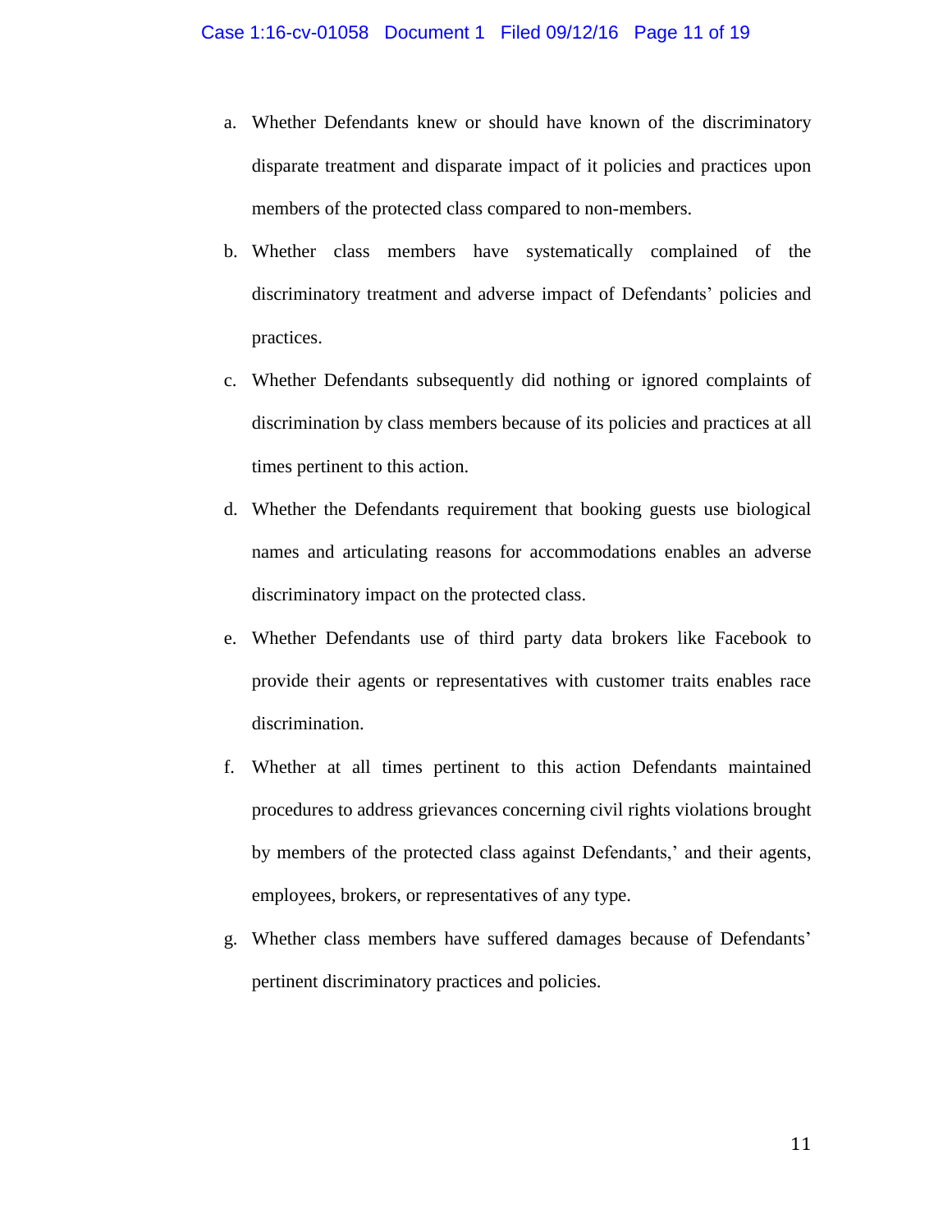a. Whether Defendants knew or should have known of the discriminatory disparate treatment and disparate impact of it policies and practices upon members of the protected class compared to non-members.

b. Whether class members have systematically complained of the discriminatory treatment and adverse impact of Defendants' policies and practices.

c. Whether Defendants subsequently did nothing or ignored complaints of discrimination by class members because of its policies and practices at all times pertinent to this action.

d. Whether the Defendants requirement that booking guests use biological names and articulating reasons for accommodations enables an adverse discriminatory impact on the protected class.

e. Whether Defendants use of third party data brokers like Facebook to provide their agents or representatives with customer traits enables race discrimination.

f. Whether at all times pertinent to this action Defendants maintained procedures to address grievances concerning civil rights violations brought by members of the protected class against Defendants,' and their agents, employees, brokers, or representatives of any type.

g. Whether class members have suffered damages because of Defendants' pertinent discriminatory practices and policies.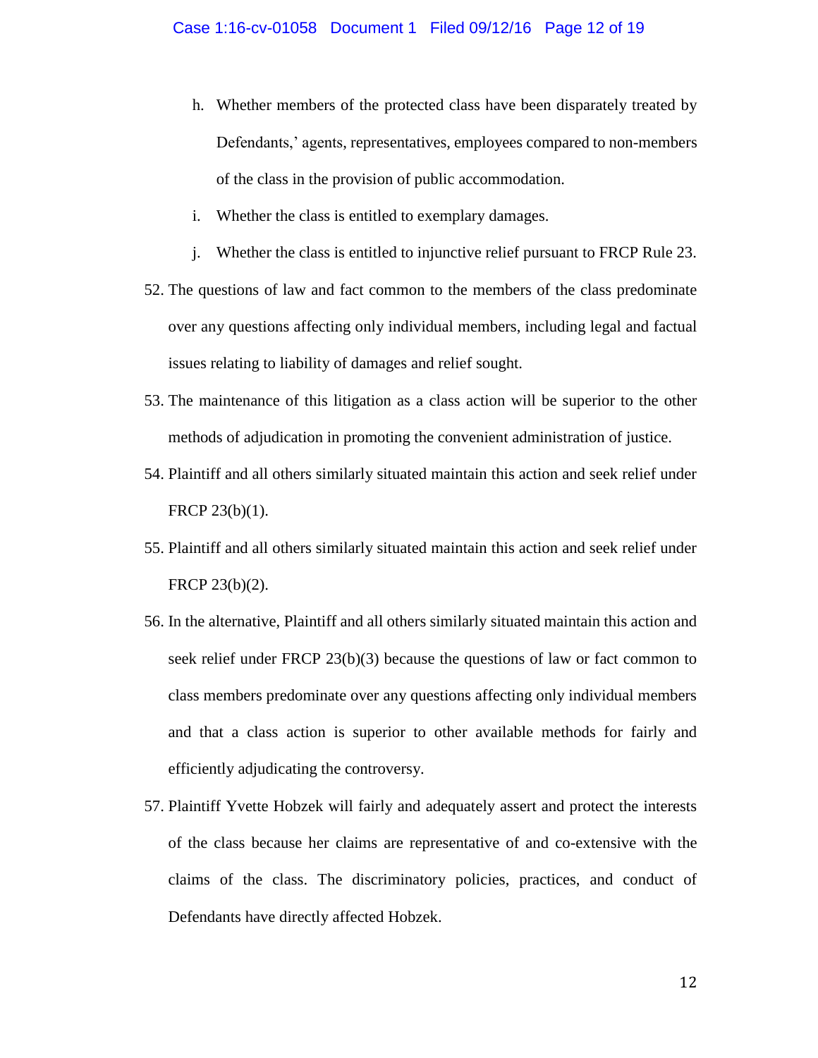h. Whether members of the protected class have been disparately treated by Defendants,' agents, representatives, employees compared to non-members of the class in the provision of public accommodation.

i. Whether the class is entitled to exemplary damages.

j. Whether the class is entitled to injunctive relief pursuant to FRCP Rule 23.

52. The questions of law and fact common to the members of the class predominate over any questions affecting only individual members, including legal and factual issues relating to liability of damages and relief sought.

53. The maintenance of this litigation as a class action will be superior to the other methods of adjudication in promoting the convenient administration of justice.

54. Plaintiff and all others similarly situated maintain this action and seek relief under FRCP 23(b)(1).

55. Plaintiff and all others similarly situated maintain this action and seek relief under FRCP 23(b)(2).

56. In the alternative, Plaintiff and all others similarly situated maintain this action and seek relief under FRCP 23(b)(3) because the questions of law or fact common to class members predominate over any questions affecting only individual members and that a class action is superior to other available methods for fairly and efficiently adjudicating the controversy.

57. Plaintiff Yvette Hobzek will fairly and adequately assert and protect the interests of the class because her claims are representative of and co-extensive with the claims of the class. The discriminatory policies, practices, and conduct of Defendants have directly affected Hobzek.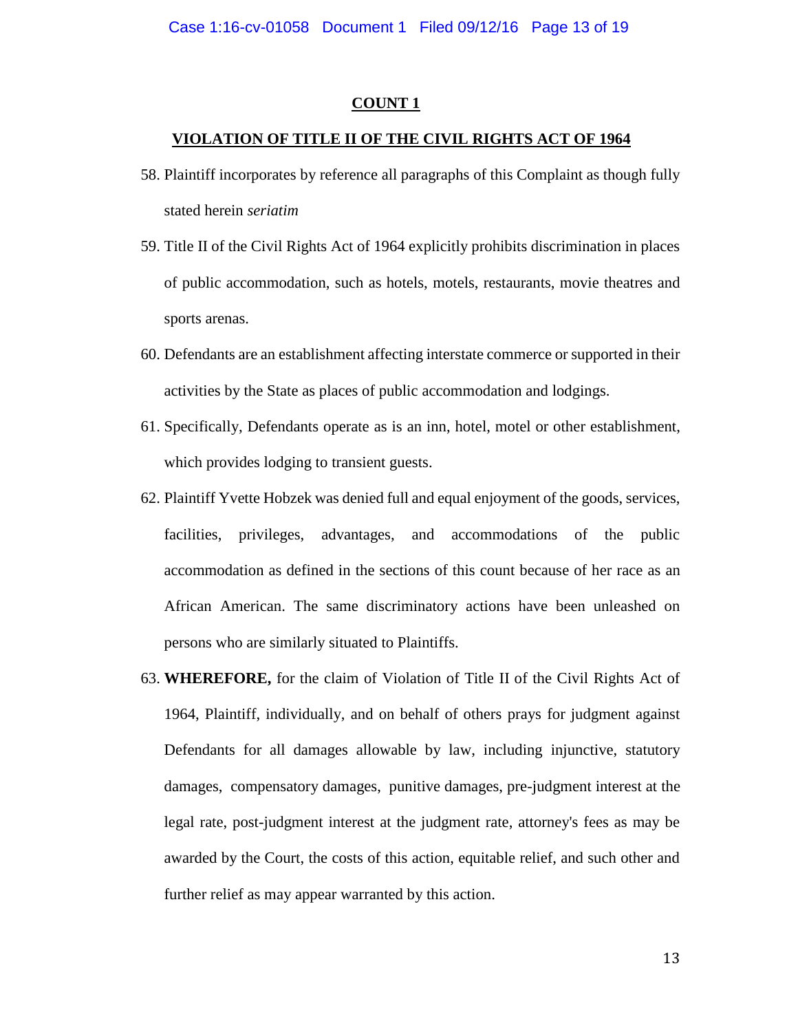## COUNT 1

## VIOLATION OF TITLE II OF THE CIVIL RIGHTS ACT OF 1964

58. Plaintiff incorporates by reference all paragraphs of this Complaint as though fully stated herein *seriatim*

59. Title II of the Civil Rights Act of 1964 explicitly prohibits discrimination in places of public accommodation, such as hotels, motels, restaurants, movie theatres and sports arenas.

60. Defendants are an establishment affecting interstate commerce or supported in their activities by the State as places of public accommodation and lodgings.

61. Specifically, Defendants operate as is an inn, hotel, motel or other establishment, which provides lodging to transient guests.

62. Plaintiff Yvette Hobzek was denied full and equal enjoyment of the goods, services, facilities, privileges, advantages, and accommodations of the public accommodation as defined in the sections of this count because of her race as an African American. The same discriminatory actions have been unleashed on persons who are similarly situated to Plaintiffs.

63. **WHEREFORE,** for the claim of Violation of Title II of the Civil Rights Act of 1964, Plaintiff, individually, and on behalf of others prays for judgment against Defendants for all damages allowable by law, including injunctive, statutory damages, compensatory damages, punitive damages, pre-judgment interest at the legal rate, post-judgment interest at the judgment rate, attorney's fees as may be awarded by the Court, the costs of this action, equitable relief, and such other and further relief as may appear warranted by this action.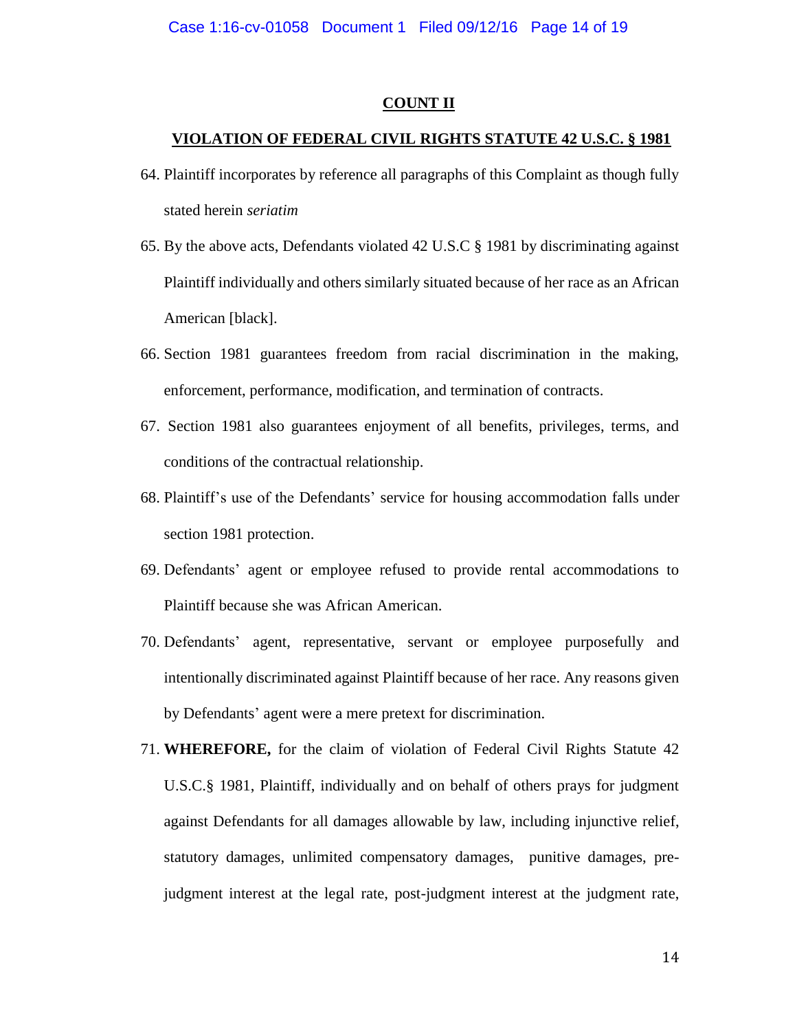## COUNT II

## VIOLATION OF FEDERAL CIVIL RIGHTS STATUTE 42 U.S.C. § 1981

64. Plaintiff incorporates by reference all paragraphs of this Complaint as though fully stated herein *seriatim*

65. By the above acts, Defendants violated 42 U.S.C § 1981 by discriminating against Plaintiff individually and others similarly situated because of her race as an African American [black].

66. Section 1981 guarantees freedom from racial discrimination in the making, enforcement, performance, modification, and termination of contracts.

67. Section 1981 also guarantees enjoyment of all benefits, privileges, terms, and conditions of the contractual relationship.

68. Plaintiff's use of the Defendants' service for housing accommodation falls under section 1981 protection.

69. Defendants' agent or employee refused to provide rental accommodations to Plaintiff because she was African American.

70. Defendants' agent, representative, servant or employee purposefully and intentionally discriminated against Plaintiff because of her race. Any reasons given by Defendants' agent were a mere pretext for discrimination.

71. **WHEREFORE,** for the claim of violation of Federal Civil Rights Statute 42 U.S.C.§ 1981, Plaintiff, individually and on behalf of others prays for judgment against Defendants for all damages allowable by law, including injunctive relief, statutory damages, unlimited compensatory damages, punitive damages, pre-judgment interest at the legal rate, post-judgment interest at the judgment rate,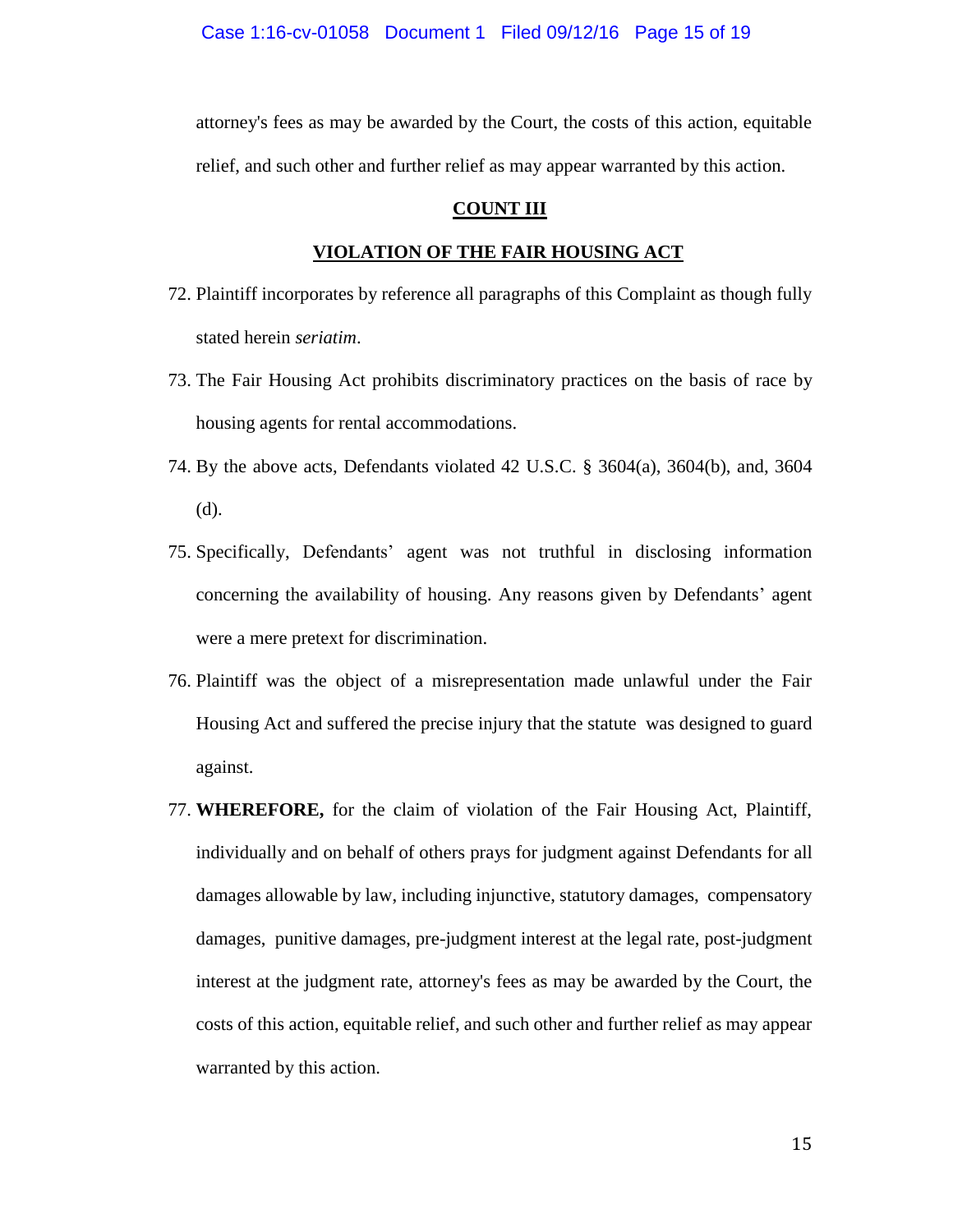attorney's fees as may be awarded by the Court, the costs of this action, equitable relief, and such other and further relief as may appear warranted by this action.

## COUNT III

## VIOLATION OF THE FAIR HOUSING ACT

72. Plaintiff incorporates by reference all paragraphs of this Complaint as though fully stated herein *seriatim*.

73. The Fair Housing Act prohibits discriminatory practices on the basis of race by housing agents for rental accommodations.

74. By the above acts, Defendants violated 42 U.S.C. § 3604(a), 3604(b), and, 3604 (d).

75. Specifically, Defendants' agent was not truthful in disclosing information concerning the availability of housing. Any reasons given by Defendants' agent were a mere pretext for discrimination.

76. Plaintiff was the object of a misrepresentation made unlawful under the Fair Housing Act and suffered the precise injury that the statute was designed to guard against.

77. **WHEREFORE,** for the claim of violation of the Fair Housing Act, Plaintiff, individually and on behalf of others prays for judgment against Defendants for all damages allowable by law, including injunctive, statutory damages, compensatory damages, punitive damages, pre-judgment interest at the legal rate, post-judgment interest at the judgment rate, attorney's fees as may be awarded by the Court, the costs of this action, equitable relief, and such other and further relief as may appear warranted by this action.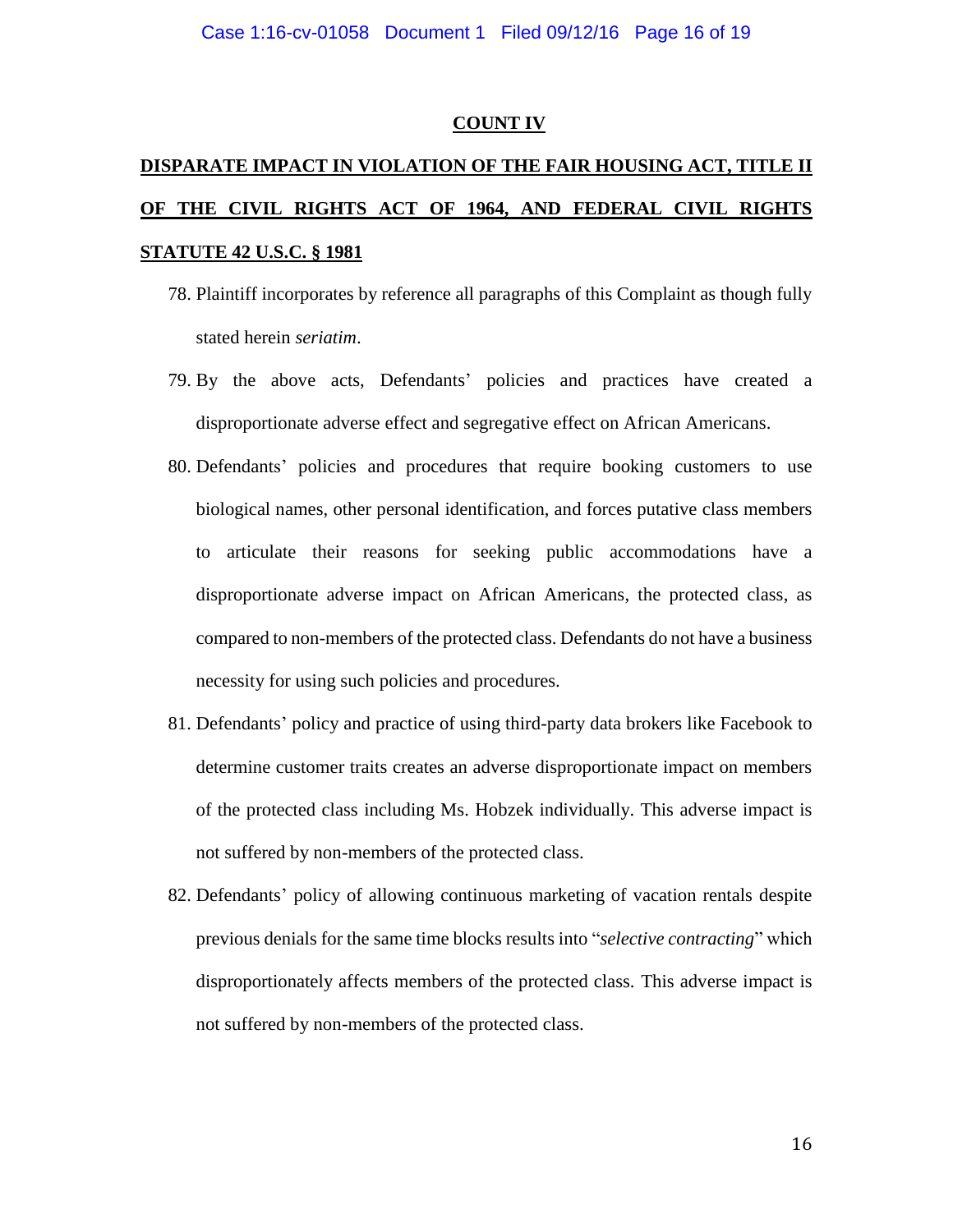## COUNT IV

## DISPARATE IMPACT IN VIOLATION OF THE FAIR HOUSING ACT, TITLE II OF THE CIVIL RIGHTS ACT OF 1964, AND FEDERAL CIVIL RIGHTS STATUTE 42 U.S.C. § 1981

78. Plaintiff incorporates by reference all paragraphs of this Complaint as though fully stated herein *seriatim*.

79. By the above acts, Defendants' policies and practices have created a disproportionate adverse effect and segregative effect on African Americans.

80. Defendants' policies and procedures that require booking customers to use biological names, other personal identification, and forces putative class members to articulate their reasons for seeking public accommodations have a disproportionate adverse impact on African Americans, the protected class, as compared to non-members of the protected class. Defendants do not have a business necessity for using such policies and procedures.

81. Defendants' policy and practice of using third-party data brokers like Facebook to determine customer traits creates an adverse disproportionate impact on members of the protected class including Ms. Hobzek individually. This adverse impact is not suffered by non-members of the protected class.

82. Defendants' policy of allowing continuous marketing of vacation rentals despite previous denials for the same time blocks results into "*selective contracting*" which disproportionately affects members of the protected class. This adverse impact is not suffered by non-members of the protected class.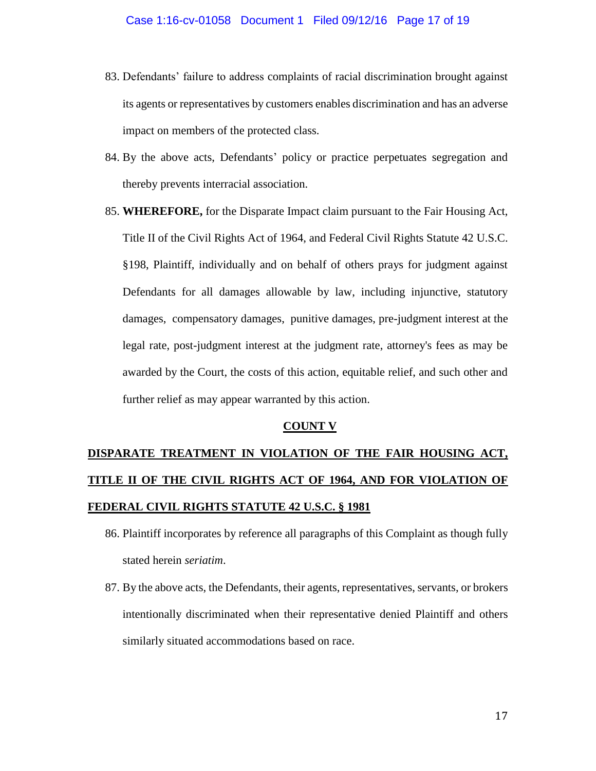83. Defendants' failure to address complaints of racial discrimination brought against its agents or representatives by customers enables discrimination and has an adverse impact on members of the protected class.

84. By the above acts, Defendants' policy or practice perpetuates segregation and thereby prevents interracial association.

85. **WHEREFORE,** for the Disparate Impact claim pursuant to the Fair Housing Act, Title II of the Civil Rights Act of 1964, and Federal Civil Rights Statute 42 U.S.C. §198, Plaintiff, individually and on behalf of others prays for judgment against Defendants for all damages allowable by law, including injunctive, statutory damages, compensatory damages, punitive damages, pre-judgment interest at the legal rate, post-judgment interest at the judgment rate, attorney's fees as may be awarded by the Court, the costs of this action, equitable relief, and such other and further relief as may appear warranted by this action.

## COUNT V

## DISPARATE TREATMENT IN VIOLATION OF THE FAIR HOUSING ACT, TITLE II OF THE CIVIL RIGHTS ACT OF 1964, AND FOR VIOLATION OF FEDERAL CIVIL RIGHTS STATUTE 42 U.S.C. § 1981

86. Plaintiff incorporates by reference all paragraphs of this Complaint as though fully stated herein *seriatim*.

87. By the above acts, the Defendants, their agents, representatives, servants, or brokers intentionally discriminated when their representative denied Plaintiff and others similarly situated accommodations based on race.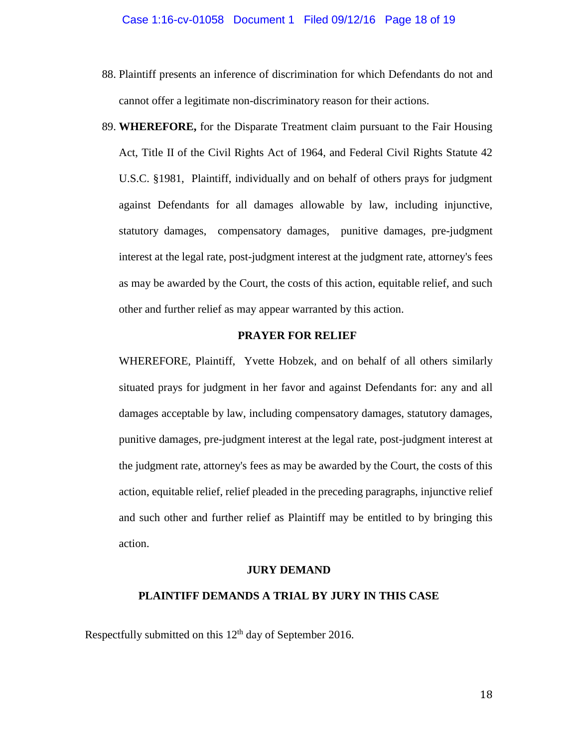88. Plaintiff presents an inference of discrimination for which Defendants do not and cannot offer a legitimate non-discriminatory reason for their actions.

89. **WHEREFORE,** for the Disparate Treatment claim pursuant to the Fair Housing Act, Title II of the Civil Rights Act of 1964, and Federal Civil Rights Statute 42 U.S.C. §1981, Plaintiff, individually and on behalf of others prays for judgment against Defendants for all damages allowable by law, including injunctive, statutory damages, compensatory damages, punitive damages, pre-judgment interest at the legal rate, post-judgment interest at the judgment rate, attorney's fees as may be awarded by the Court, the costs of this action, equitable relief, and such other and further relief as may appear warranted by this action.

## PRAYER FOR RELIEF

WHEREFORE, Plaintiff, Yvette Hobzek, and on behalf of all others similarly situated prays for judgment in her favor and against Defendants for: any and all damages acceptable by law, including compensatory damages, statutory damages, punitive damages, pre-judgment interest at the legal rate, post-judgment interest at the judgment rate, attorney's fees as may be awarded by the Court, the costs of this action, equitable relief, relief pleaded in the preceding paragraphs, injunctive relief and such other and further relief as Plaintiff may be entitled to by bringing this action.

## JURY DEMAND

**PLAINTIFF DEMANDS A TRIAL BY JURY IN THIS CASE**

Respectfully submitted on this 12th day of September 2016.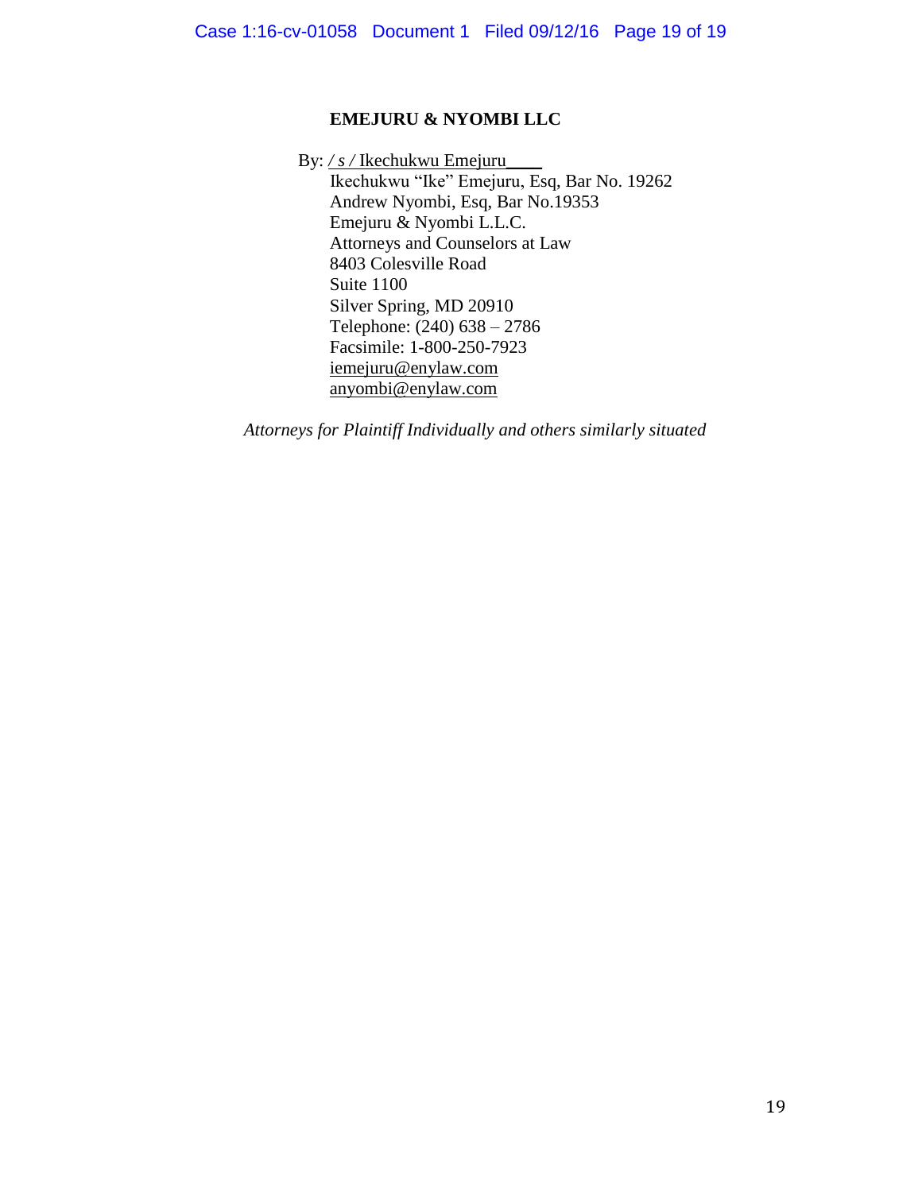**EMEJURU & NYOMBI LLC**

By: */ s /* Ikechukwu Emejuru____
Ikechukwu "Ike" Emejuru, Esq, Bar No. 19262
Andrew Nyombi, Esq, Bar No.19353
Emejuru & Nyombi L.L.C.
Attorneys and Counselors at Law
8403 Colesville Road
Suite 1100
Silver Spring, MD 20910
Telephone: (240) 638 – 2786
Facsimile: 1-800-250-7923
iemejuru@enylaw.com
anyombi@enylaw.com

*Attorneys for Plaintiff Individually and others similarly situated*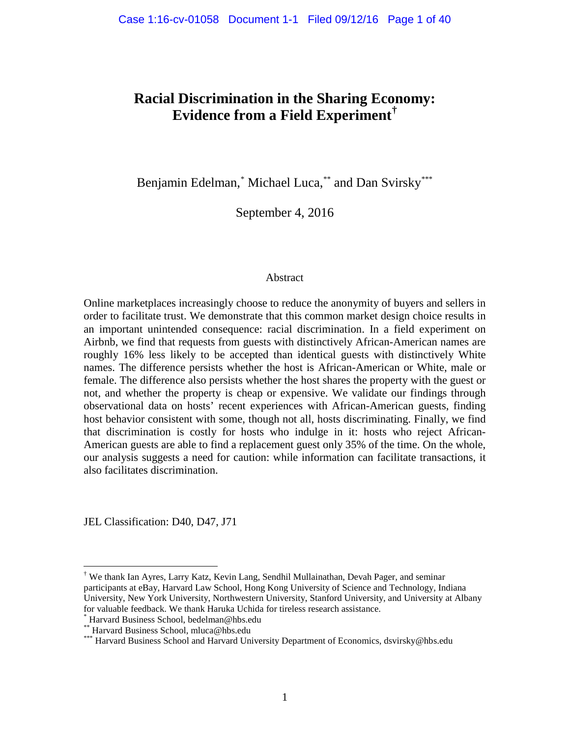# Racial Discrimination in the Sharing Economy: Evidence from a Field Experiment[†]

Benjamin Edelman,[*] Michael Luca,[**] and Dan Svirsky[***]

September 4, 2016

## Abstract

Online marketplaces increasingly choose to reduce the anonymity of buyers and sellers in order to facilitate trust. We demonstrate that this common market design choice results in an important unintended consequence: racial discrimination. In a field experiment on Airbnb, we find that requests from guests with distinctively African-American names are roughly 16% less likely to be accepted than identical guests with distinctively White names. The difference persists whether the host is African-American or White, male or female. The difference also persists whether the host shares the property with the guest or not, and whether the property is cheap or expensive. We validate our findings through observational data on hosts' recent experiences with African-American guests, finding host behavior consistent with some, though not all, hosts discriminating. Finally, we find that discrimination is costly for hosts who indulge in it: hosts who reject African-American guests are able to find a replacement guest only 35% of the time. On the whole, our analysis suggests a need for caution: while information can facilitate transactions, it also facilitates discrimination.

JEL Classification: D40, D47, J71

---

[†] We thank Ian Ayres, Larry Katz, Kevin Lang, Sendhil Mullainathan, Devah Pager, and seminar participants at eBay, Harvard Law School, Hong Kong University of Science and Technology, Indiana University, New York University, Northwestern University, Stanford University, and University at Albany for valuable feedback. We thank Haruka Uchida for tireless research assistance.

[*] Harvard Business School, bedelman@hbs.edu

[**] Harvard Business School, mluca@hbs.edu

[***] Harvard Business School and Harvard University Department of Economics, dsvirsky@hbs.edu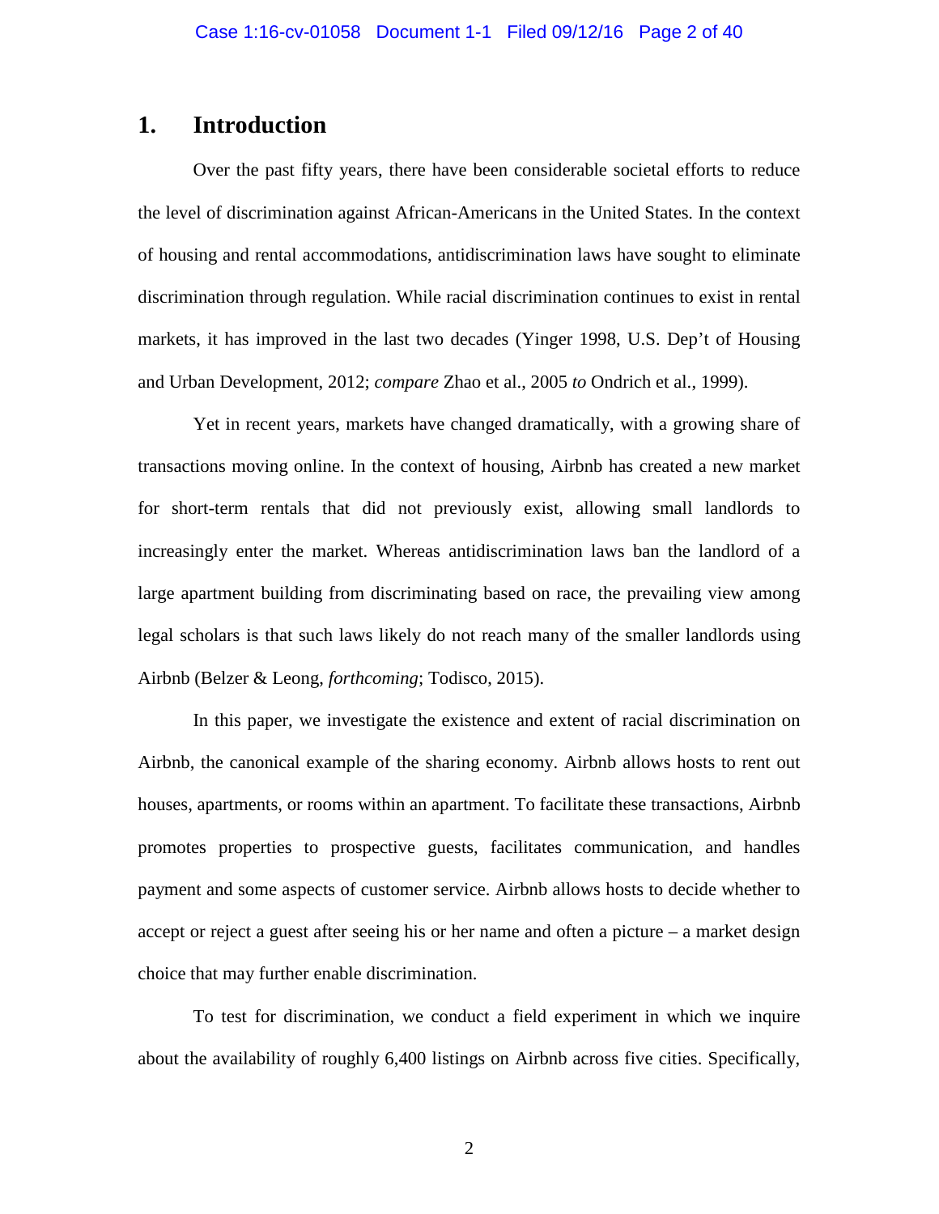# 1. Introduction

Over the past fifty years, there have been considerable societal efforts to reduce the level of discrimination against African-Americans in the United States. In the context of housing and rental accommodations, antidiscrimination laws have sought to eliminate discrimination through regulation. While racial discrimination continues to exist in rental markets, it has improved in the last two decades (Yinger 1998, U.S. Dep't of Housing and Urban Development, 2012; *compare* Zhao et al., 2005 *to* Ondrich et al., 1999).

Yet in recent years, markets have changed dramatically, with a growing share of transactions moving online. In the context of housing, Airbnb has created a new market for short-term rentals that did not previously exist, allowing small landlords to increasingly enter the market. Whereas antidiscrimination laws ban the landlord of a large apartment building from discriminating based on race, the prevailing view among legal scholars is that such laws likely do not reach many of the smaller landlords using Airbnb (Belzer & Leong, *forthcoming*; Todisco, 2015).

In this paper, we investigate the existence and extent of racial discrimination on Airbnb, the canonical example of the sharing economy. Airbnb allows hosts to rent out houses, apartments, or rooms within an apartment. To facilitate these transactions, Airbnb promotes properties to prospective guests, facilitates communication, and handles payment and some aspects of customer service. Airbnb allows hosts to decide whether to accept or reject a guest after seeing his or her name and often a picture – a market design choice that may further enable discrimination.

To test for discrimination, we conduct a field experiment in which we inquire about the availability of roughly 6,400 listings on Airbnb across five cities. Specifically,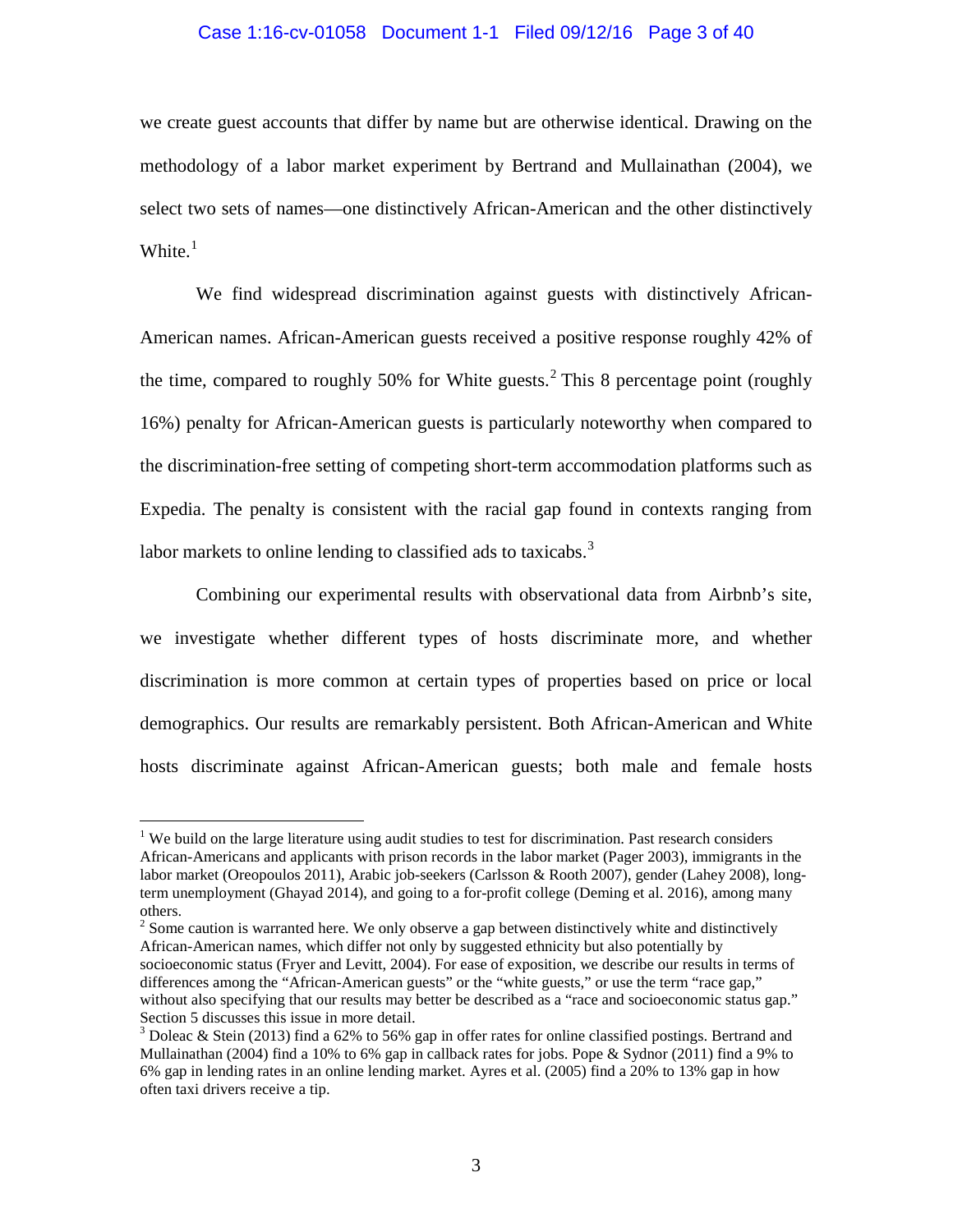we create guest accounts that differ by name but are otherwise identical. Drawing on the methodology of a labor market experiment by Bertrand and Mullainathan (2004), we select two sets of names—one distinctively African-American and the other distinctively White.[1]

We find widespread discrimination against guests with distinctively African-American names. African-American guests received a positive response roughly 42% of the time, compared to roughly 50% for White guests.[2] This 8 percentage point (roughly 16%) penalty for African-American guests is particularly noteworthy when compared to the discrimination-free setting of competing short-term accommodation platforms such as Expedia. The penalty is consistent with the racial gap found in contexts ranging from labor markets to online lending to classified ads to taxicabs.[3]

Combining our experimental results with observational data from Airbnb's site, we investigate whether different types of hosts discriminate more, and whether discrimination is more common at certain types of properties based on price or local demographics. Our results are remarkably persistent. Both African-American and White hosts discriminate against African-American guests; both male and female hosts

---

[1] We build on the large literature using audit studies to test for discrimination. Past research considers African-Americans and applicants with prison records in the labor market (Pager 2003), immigrants in the labor market (Oreopoulos 2011), Arabic job-seekers (Carlsson & Rooth 2007), gender (Lahey 2008), long-term unemployment (Ghayad 2014), and going to a for-profit college (Deming et al. 2016), among many others.

[2] Some caution is warranted here. We only observe a gap between distinctively white and distinctively African-American names, which differ not only by suggested ethnicity but also potentially by socioeconomic status (Fryer and Levitt, 2004). For ease of exposition, we describe our results in terms of differences among the "African-American guests" or the "white guests," or use the term "race gap," without also specifying that our results may better be described as a "race and socioeconomic status gap." Section 5 discusses this issue in more detail.

[3] Doleac & Stein (2013) find a 62% to 56% gap in offer rates for online classified postings. Bertrand and Mullainathan (2004) find a 10% to 6% gap in callback rates for jobs. Pope & Sydnor (2011) find a 9% to 6% gap in lending rates in an online lending market. Ayres et al. (2005) find a 20% to 13% gap in how often taxi drivers receive a tip.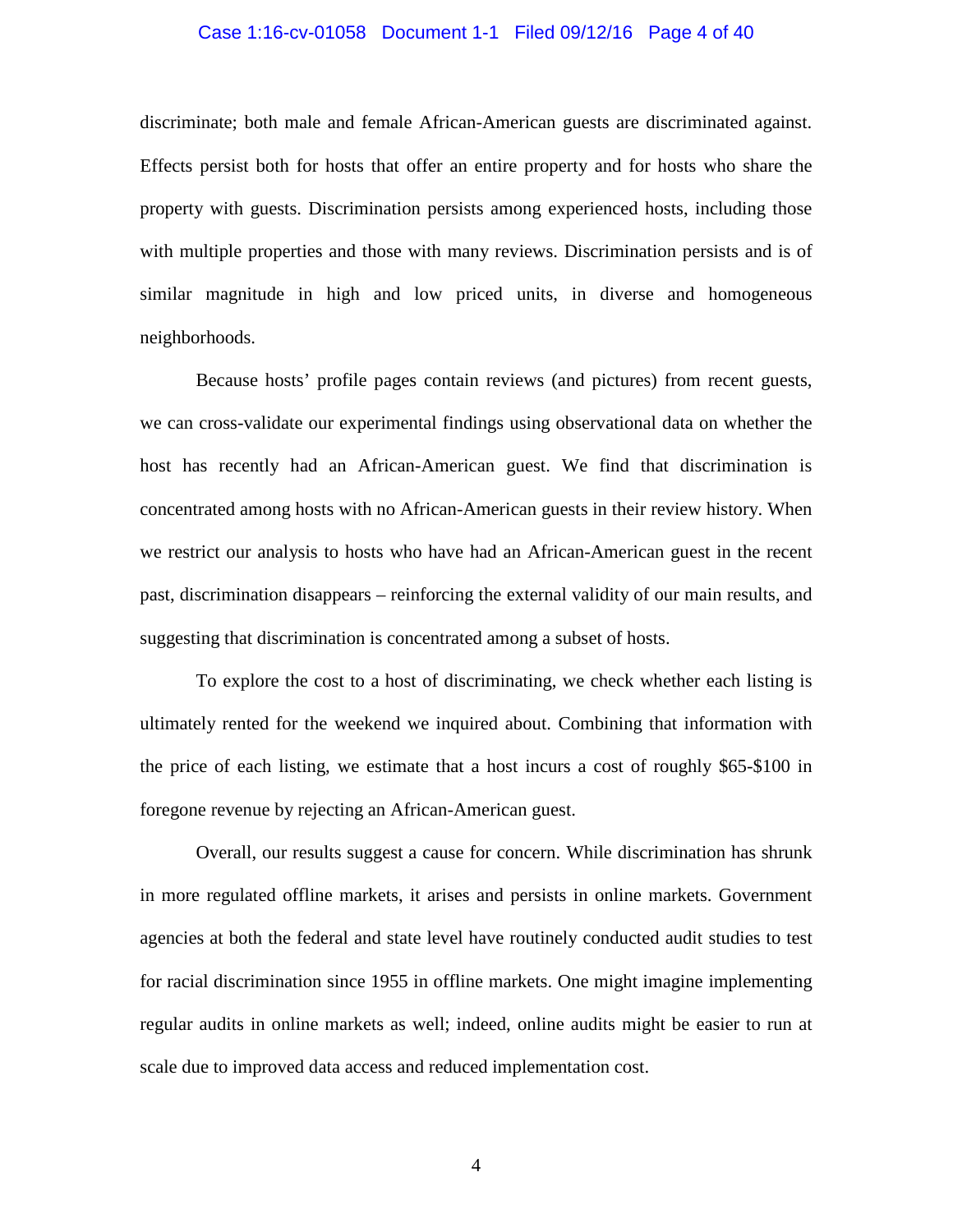discriminate; both male and female African-American guests are discriminated against. Effects persist both for hosts that offer an entire property and for hosts who share the property with guests. Discrimination persists among experienced hosts, including those with multiple properties and those with many reviews. Discrimination persists and is of similar magnitude in high and low priced units, in diverse and homogeneous neighborhoods.

Because hosts' profile pages contain reviews (and pictures) from recent guests, we can cross-validate our experimental findings using observational data on whether the host has recently had an African-American guest. We find that discrimination is concentrated among hosts with no African-American guests in their review history. When we restrict our analysis to hosts who have had an African-American guest in the recent past, discrimination disappears – reinforcing the external validity of our main results, and suggesting that discrimination is concentrated among a subset of hosts.

To explore the cost to a host of discriminating, we check whether each listing is ultimately rented for the weekend we inquired about. Combining that information with the price of each listing, we estimate that a host incurs a cost of roughly $65-$100 in foregone revenue by rejecting an African-American guest.

Overall, our results suggest a cause for concern. While discrimination has shrunk in more regulated offline markets, it arises and persists in online markets. Government agencies at both the federal and state level have routinely conducted audit studies to test for racial discrimination since 1955 in offline markets. One might imagine implementing regular audits in online markets as well; indeed, online audits might be easier to run at scale due to improved data access and reduced implementation cost.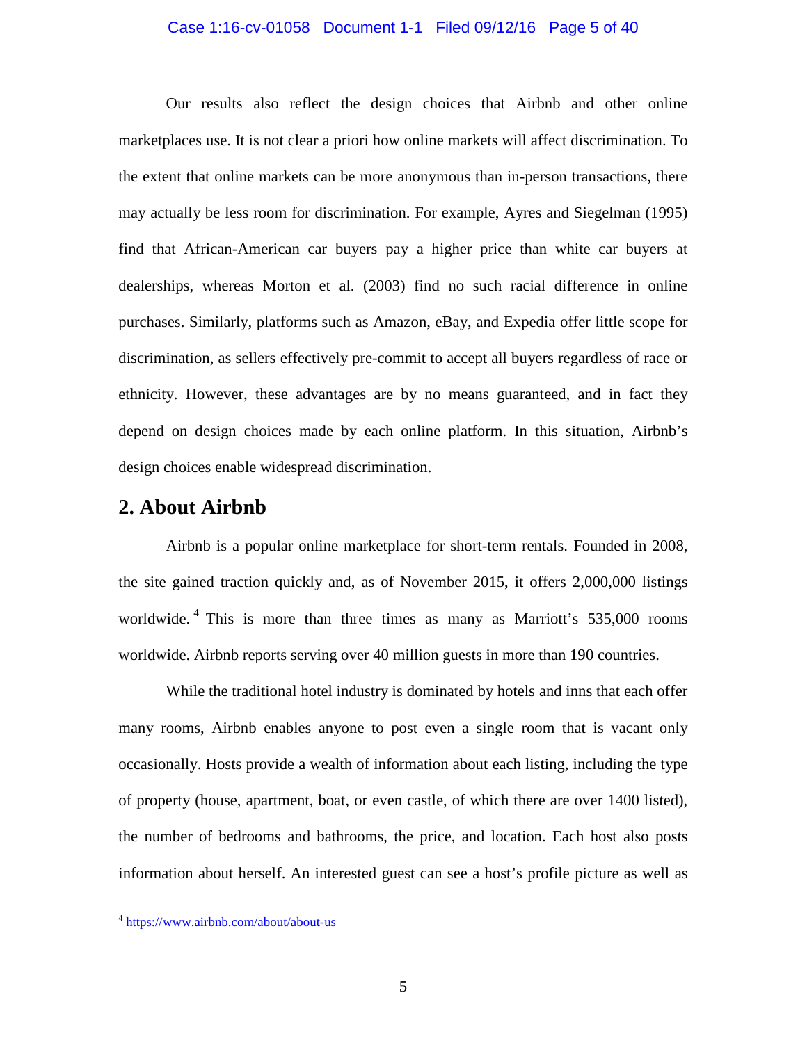Our results also reflect the design choices that Airbnb and other online marketplaces use. It is not clear a priori how online markets will affect discrimination. To the extent that online markets can be more anonymous than in-person transactions, there may actually be less room for discrimination. For example, Ayres and Siegelman (1995) find that African-American car buyers pay a higher price than white car buyers at dealerships, whereas Morton et al. (2003) find no such racial difference in online purchases. Similarly, platforms such as Amazon, eBay, and Expedia offer little scope for discrimination, as sellers effectively pre-commit to accept all buyers regardless of race or ethnicity. However, these advantages are by no means guaranteed, and in fact they depend on design choices made by each online platform. In this situation, Airbnb's design choices enable widespread discrimination.

## 2. About Airbnb

Airbnb is a popular online marketplace for short-term rentals. Founded in 2008, the site gained traction quickly and, as of November 2015, it offers 2,000,000 listings worldwide.[4] This is more than three times as many as Marriott's 535,000 rooms worldwide. Airbnb reports serving over 40 million guests in more than 190 countries.

While the traditional hotel industry is dominated by hotels and inns that each offer many rooms, Airbnb enables anyone to post even a single room that is vacant only occasionally. Hosts provide a wealth of information about each listing, including the type of property (house, apartment, boat, or even castle, of which there are over 1400 listed), the number of bedrooms and bathrooms, the price, and location. Each host also posts information about herself. An interested guest can see a host's profile picture as well as

---

[4] https://www.airbnb.com/about/about-us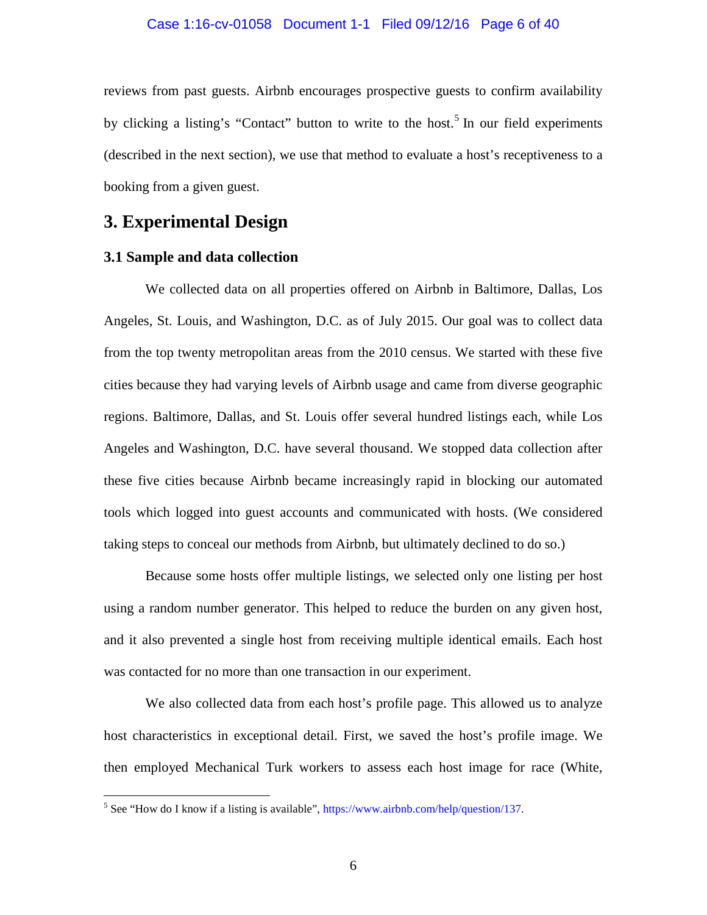reviews from past guests. Airbnb encourages prospective guests to confirm availability by clicking a listing's "Contact" button to write to the host.[5] In our field experiments (described in the next section), we use that method to evaluate a host's receptiveness to a booking from a given guest.

## 3. Experimental Design

### 3.1 Sample and data collection

We collected data on all properties offered on Airbnb in Baltimore, Dallas, Los Angeles, St. Louis, and Washington, D.C. as of July 2015. Our goal was to collect data from the top twenty metropolitan areas from the 2010 census. We started with these five cities because they had varying levels of Airbnb usage and came from diverse geographic regions. Baltimore, Dallas, and St. Louis offer several hundred listings each, while Los Angeles and Washington, D.C. have several thousand. We stopped data collection after these five cities because Airbnb became increasingly rapid in blocking our automated tools which logged into guest accounts and communicated with hosts. (We considered taking steps to conceal our methods from Airbnb, but ultimately declined to do so.)

Because some hosts offer multiple listings, we selected only one listing per host using a random number generator. This helped to reduce the burden on any given host, and it also prevented a single host from receiving multiple identical emails. Each host was contacted for no more than one transaction in our experiment.

We also collected data from each host's profile page. This allowed us to analyze host characteristics in exceptional detail. First, we saved the host's profile image. We then employed Mechanical Turk workers to assess each host image for race (White,

[5] See "How do I know if a listing is available", https://www.airbnb.com/help/question/137.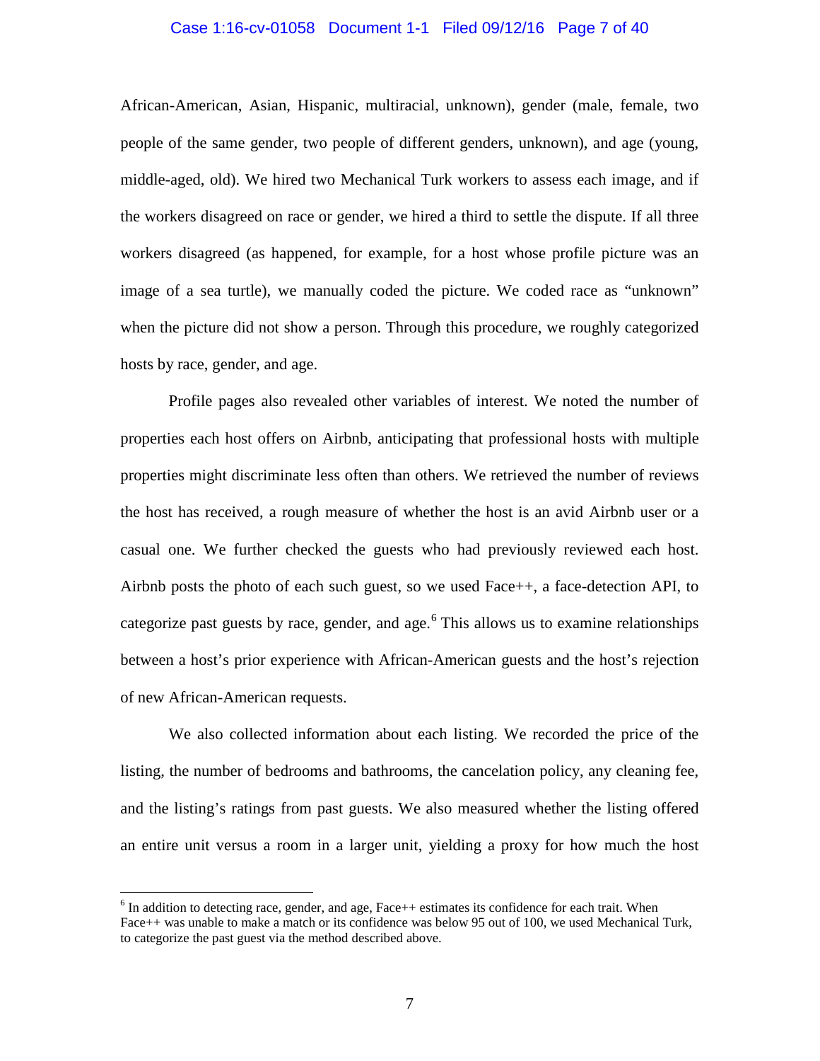African-American, Asian, Hispanic, multiracial, unknown), gender (male, female, two people of the same gender, two people of different genders, unknown), and age (young, middle-aged, old). We hired two Mechanical Turk workers to assess each image, and if the workers disagreed on race or gender, we hired a third to settle the dispute. If all three workers disagreed (as happened, for example, for a host whose profile picture was an image of a sea turtle), we manually coded the picture. We coded race as "unknown" when the picture did not show a person. Through this procedure, we roughly categorized hosts by race, gender, and age.

Profile pages also revealed other variables of interest. We noted the number of properties each host offers on Airbnb, anticipating that professional hosts with multiple properties might discriminate less often than others. We retrieved the number of reviews the host has received, a rough measure of whether the host is an avid Airbnb user or a casual one. We further checked the guests who had previously reviewed each host. Airbnb posts the photo of each such guest, so we used Face++, a face-detection API, to categorize past guests by race, gender, and age.[6] This allows us to examine relationships between a host's prior experience with African-American guests and the host's rejection of new African-American requests.

We also collected information about each listing. We recorded the price of the listing, the number of bedrooms and bathrooms, the cancelation policy, any cleaning fee, and the listing's ratings from past guests. We also measured whether the listing offered an entire unit versus a room in a larger unit, yielding a proxy for how much the host

---

[6] In addition to detecting race, gender, and age, Face++ estimates its confidence for each trait. When Face++ was unable to make a match or its confidence was below 95 out of 100, we used Mechanical Turk, to categorize the past guest via the method described above.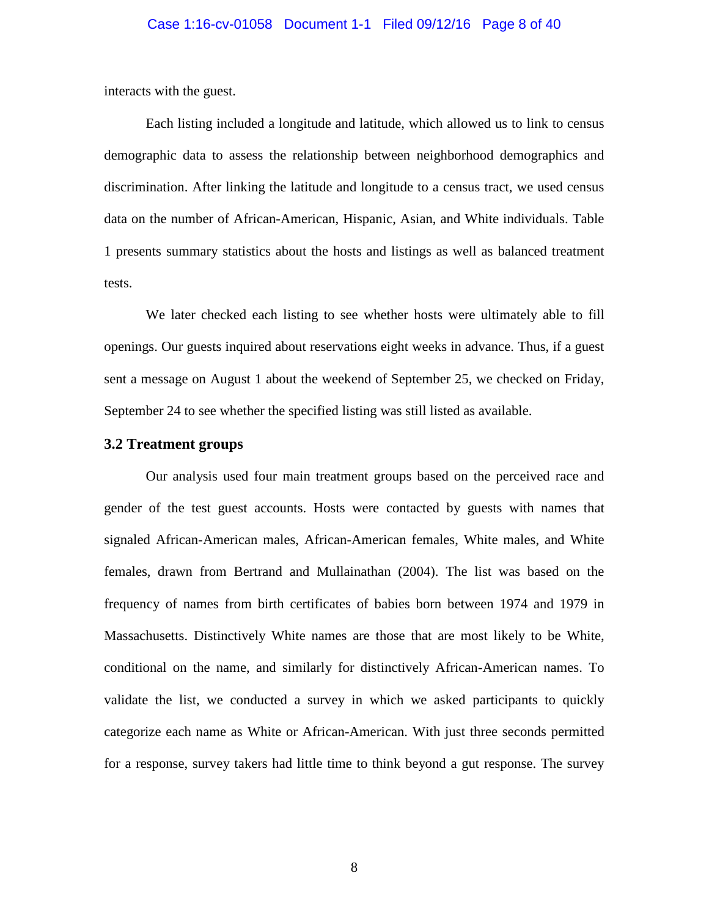interacts with the guest.

Each listing included a longitude and latitude, which allowed us to link to census demographic data to assess the relationship between neighborhood demographics and discrimination. After linking the latitude and longitude to a census tract, we used census data on the number of African-American, Hispanic, Asian, and White individuals. Table 1 presents summary statistics about the hosts and listings as well as balanced treatment tests.

We later checked each listing to see whether hosts were ultimately able to fill openings. Our guests inquired about reservations eight weeks in advance. Thus, if a guest sent a message on August 1 about the weekend of September 25, we checked on Friday, September 24 to see whether the specified listing was still listed as available.

### 3.2 Treatment groups

Our analysis used four main treatment groups based on the perceived race and gender of the test guest accounts. Hosts were contacted by guests with names that signaled African-American males, African-American females, White males, and White females, drawn from Bertrand and Mullainathan (2004). The list was based on the frequency of names from birth certificates of babies born between 1974 and 1979 in Massachusetts. Distinctively White names are those that are most likely to be White, conditional on the name, and similarly for distinctively African-American names. To validate the list, we conducted a survey in which we asked participants to quickly categorize each name as White or African-American. With just three seconds permitted for a response, survey takers had little time to think beyond a gut response. The survey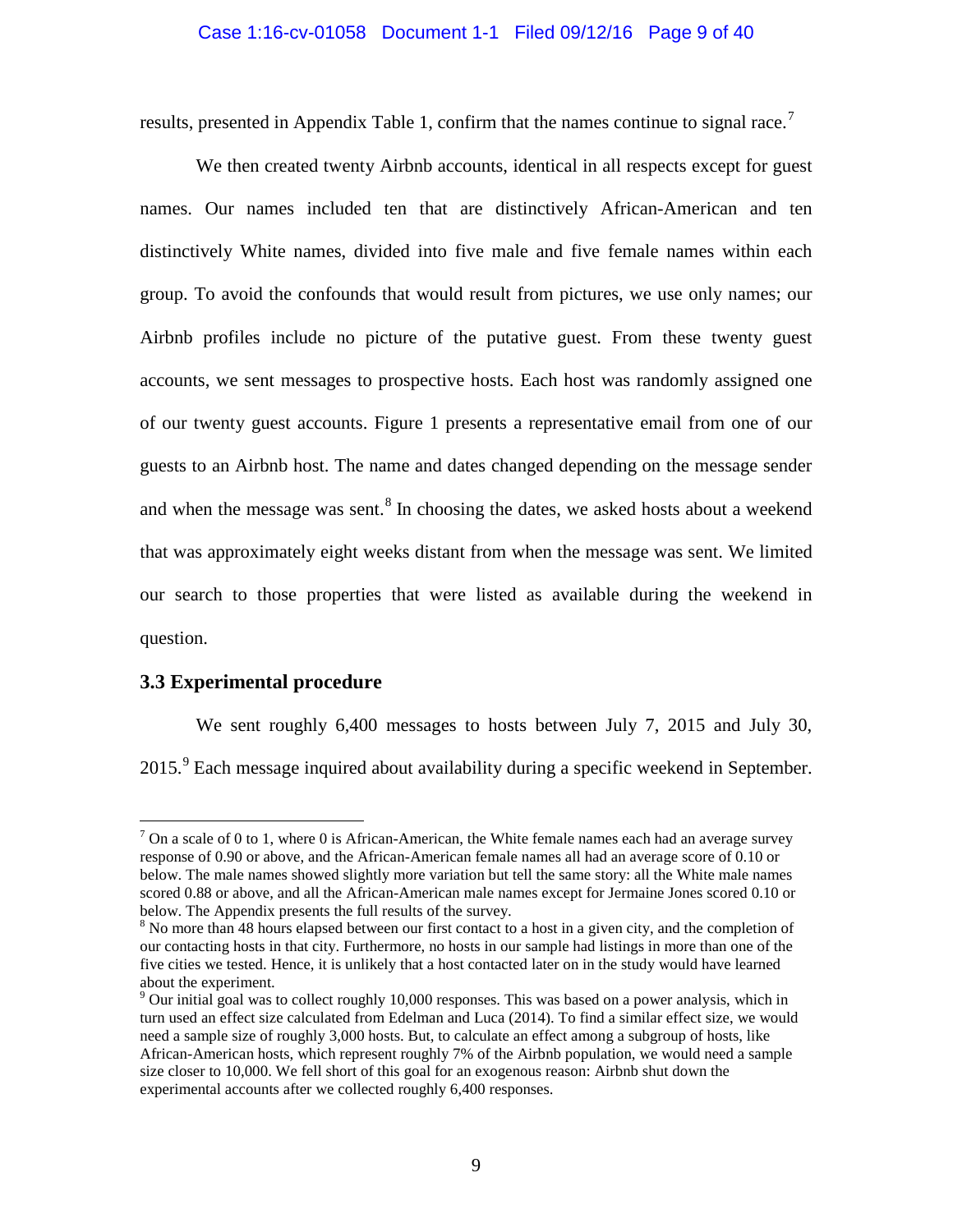results, presented in Appendix Table 1, confirm that the names continue to signal race.[7]

We then created twenty Airbnb accounts, identical in all respects except for guest names. Our names included ten that are distinctively African-American and ten distinctively White names, divided into five male and five female names within each group. To avoid the confounds that would result from pictures, we use only names; our Airbnb profiles include no picture of the putative guest. From these twenty guest accounts, we sent messages to prospective hosts. Each host was randomly assigned one of our twenty guest accounts. Figure 1 presents a representative email from one of our guests to an Airbnb host. The name and dates changed depending on the message sender and when the message was sent.[8] In choosing the dates, we asked hosts about a weekend that was approximately eight weeks distant from when the message was sent. We limited our search to those properties that were listed as available during the weekend in question.

### 3.3 Experimental procedure

We sent roughly 6,400 messages to hosts between July 7, 2015 and July 30, 2015.[9] Each message inquired about availability during a specific weekend in September.

---

[7] On a scale of 0 to 1, where 0 is African-American, the White female names each had an average survey response of 0.90 or above, and the African-American female names all had an average score of 0.10 or below. The male names showed slightly more variation but tell the same story: all the White male names scored 0.88 or above, and all the African-American male names except for Jermaine Jones scored 0.10 or below. The Appendix presents the full results of the survey.

[8] No more than 48 hours elapsed between our first contact to a host in a given city, and the completion of our contacting hosts in that city. Furthermore, no hosts in our sample had listings in more than one of the five cities we tested. Hence, it is unlikely that a host contacted later on in the study would have learned about the experiment.

[9] Our initial goal was to collect roughly 10,000 responses. This was based on a power analysis, which in turn used an effect size calculated from Edelman and Luca (2014). To find a similar effect size, we would need a sample size of roughly 3,000 hosts. But, to calculate an effect among a subgroup of hosts, like African-American hosts, which represent roughly 7% of the Airbnb population, we would need a sample size closer to 10,000. We fell short of this goal for an exogenous reason: Airbnb shut down the experimental accounts after we collected roughly 6,400 responses.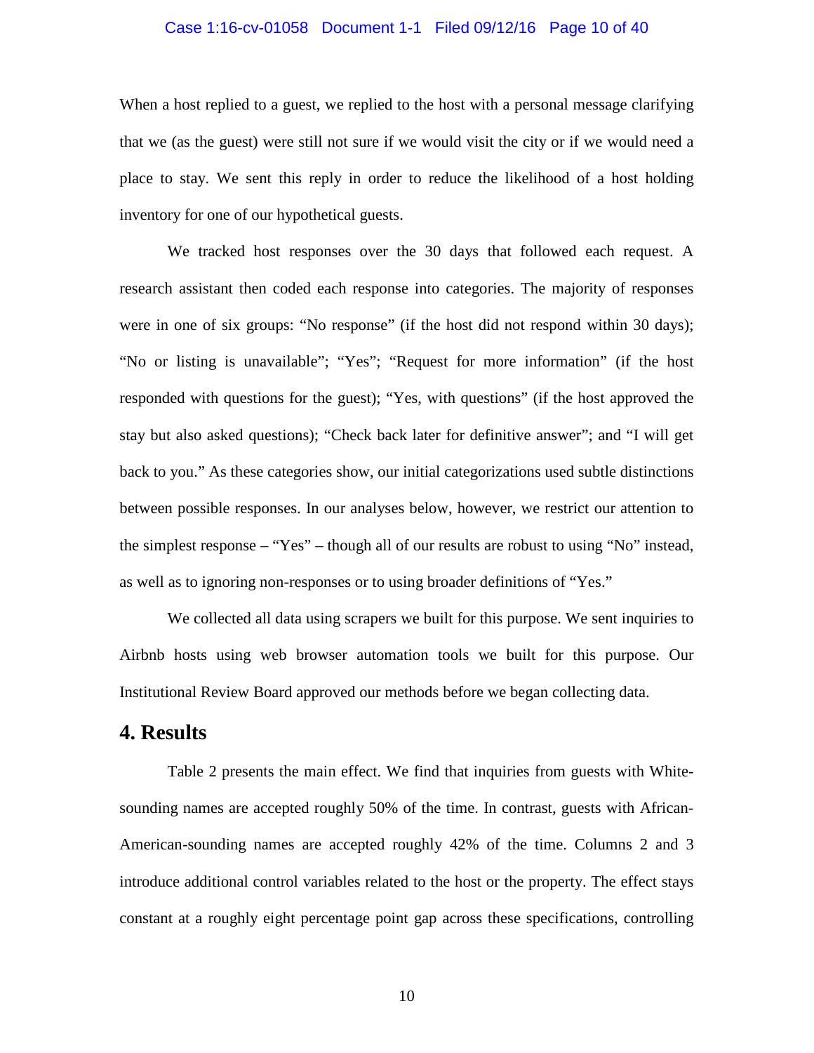When a host replied to a guest, we replied to the host with a personal message clarifying that we (as the guest) were still not sure if we would visit the city or if we would need a place to stay. We sent this reply in order to reduce the likelihood of a host holding inventory for one of our hypothetical guests.

We tracked host responses over the 30 days that followed each request. A research assistant then coded each response into categories. The majority of responses were in one of six groups: "No response" (if the host did not respond within 30 days); "No or listing is unavailable"; "Yes"; "Request for more information" (if the host responded with questions for the guest); "Yes, with questions" (if the host approved the stay but also asked questions); "Check back later for definitive answer"; and "I will get back to you." As these categories show, our initial categorizations used subtle distinctions between possible responses. In our analyses below, however, we restrict our attention to the simplest response – "Yes" – though all of our results are robust to using "No" instead, as well as to ignoring non-responses or to using broader definitions of "Yes."

We collected all data using scrapers we built for this purpose. We sent inquiries to Airbnb hosts using web browser automation tools we built for this purpose. Our Institutional Review Board approved our methods before we began collecting data.

## 4. Results

Table 2 presents the main effect. We find that inquiries from guests with White-sounding names are accepted roughly 50% of the time. In contrast, guests with African-American-sounding names are accepted roughly 42% of the time. Columns 2 and 3 introduce additional control variables related to the host or the property. The effect stays constant at a roughly eight percentage point gap across these specifications, controlling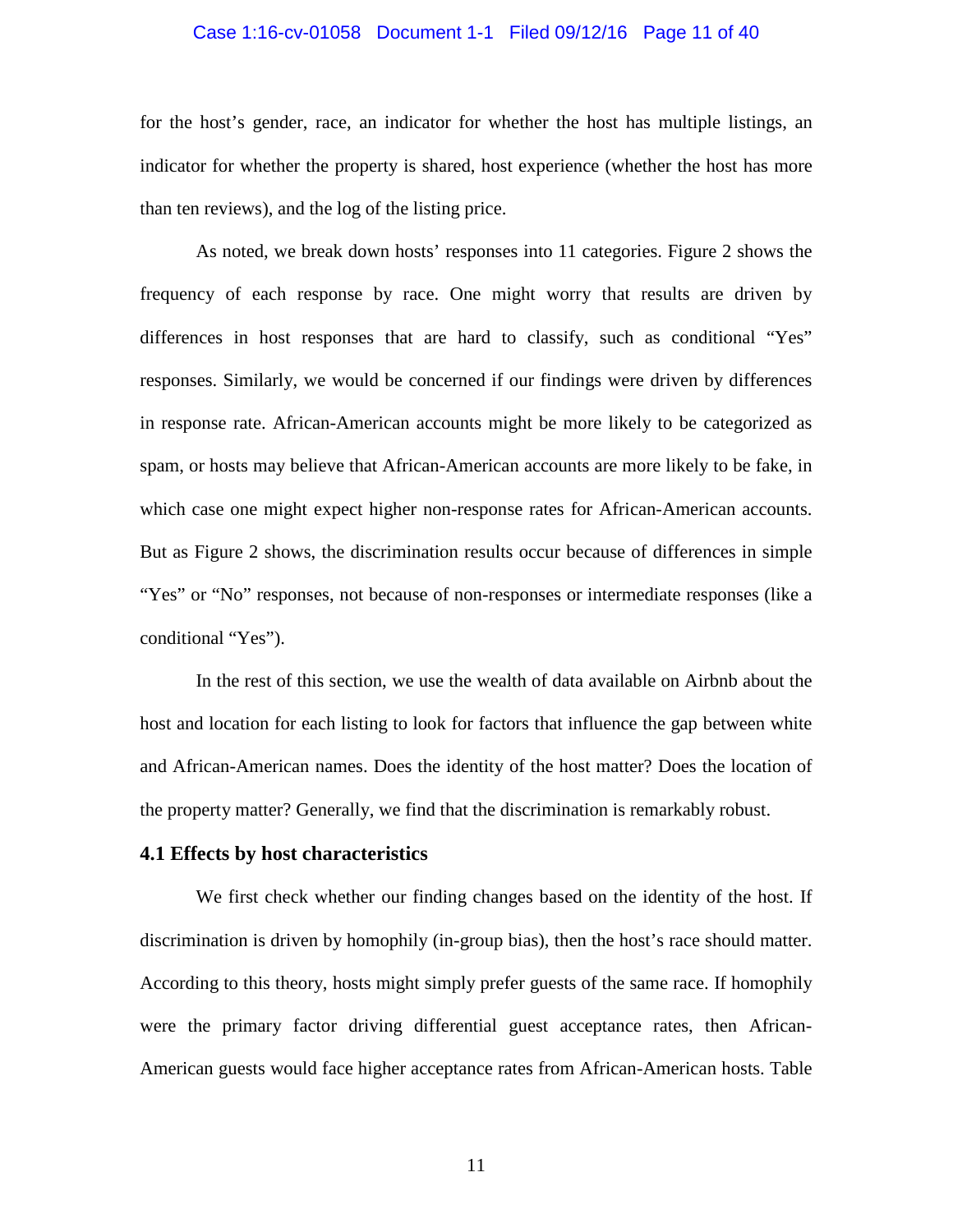for the host's gender, race, an indicator for whether the host has multiple listings, an indicator for whether the property is shared, host experience (whether the host has more than ten reviews), and the log of the listing price.

As noted, we break down hosts' responses into 11 categories. Figure 2 shows the frequency of each response by race. One might worry that results are driven by differences in host responses that are hard to classify, such as conditional "Yes" responses. Similarly, we would be concerned if our findings were driven by differences in response rate. African-American accounts might be more likely to be categorized as spam, or hosts may believe that African-American accounts are more likely to be fake, in which case one might expect higher non-response rates for African-American accounts. But as Figure 2 shows, the discrimination results occur because of differences in simple "Yes" or "No" responses, not because of non-responses or intermediate responses (like a conditional "Yes").

In the rest of this section, we use the wealth of data available on Airbnb about the host and location for each listing to look for factors that influence the gap between white and African-American names. Does the identity of the host matter? Does the location of the property matter? Generally, we find that the discrimination is remarkably robust.

### 4.1 Effects by host characteristics

We first check whether our finding changes based on the identity of the host. If discrimination is driven by homophily (in-group bias), then the host's race should matter. According to this theory, hosts might simply prefer guests of the same race. If homophily were the primary factor driving differential guest acceptance rates, then African-American guests would face higher acceptance rates from African-American hosts. Table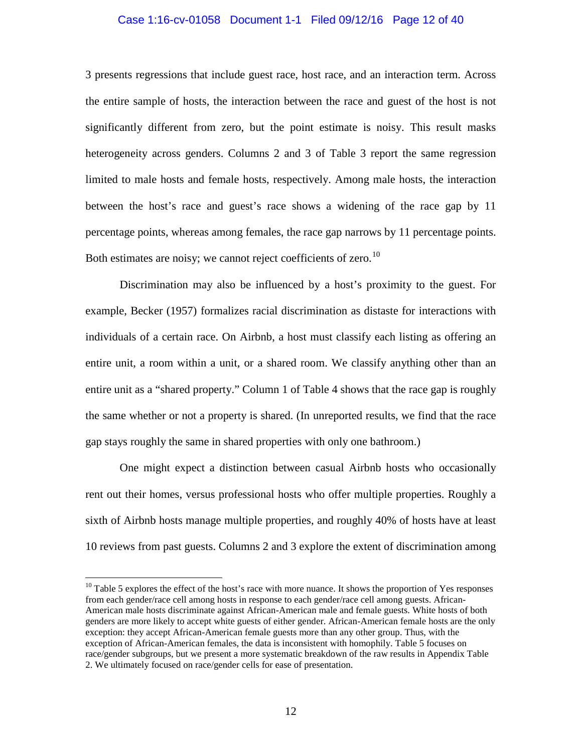3 presents regressions that include guest race, host race, and an interaction term. Across the entire sample of hosts, the interaction between the race and guest of the host is not significantly different from zero, but the point estimate is noisy. This result masks heterogeneity across genders. Columns 2 and 3 of Table 3 report the same regression limited to male hosts and female hosts, respectively. Among male hosts, the interaction between the host's race and guest's race shows a widening of the race gap by 11 percentage points, whereas among females, the race gap narrows by 11 percentage points. Both estimates are noisy; we cannot reject coefficients of zero.[10]

Discrimination may also be influenced by a host's proximity to the guest. For example, Becker (1957) formalizes racial discrimination as distaste for interactions with individuals of a certain race. On Airbnb, a host must classify each listing as offering an entire unit, a room within a unit, or a shared room. We classify anything other than an entire unit as a "shared property." Column 1 of Table 4 shows that the race gap is roughly the same whether or not a property is shared. (In unreported results, we find that the race gap stays roughly the same in shared properties with only one bathroom.)

One might expect a distinction between casual Airbnb hosts who occasionally rent out their homes, versus professional hosts who offer multiple properties. Roughly a sixth of Airbnb hosts manage multiple properties, and roughly 40% of hosts have at least 10 reviews from past guests. Columns 2 and 3 explore the extent of discrimination among

---

[10] Table 5 explores the effect of the host's race with more nuance. It shows the proportion of Yes responses from each gender/race cell among hosts in response to each gender/race cell among guests. African-American male hosts discriminate against African-American male and female guests. White hosts of both genders are more likely to accept white guests of either gender. African-American female hosts are the only exception: they accept African-American female guests more than any other group. Thus, with the exception of African-American females, the data is inconsistent with homophily. Table 5 focuses on race/gender subgroups, but we present a more systematic breakdown of the raw results in Appendix Table 2. We ultimately focused on race/gender cells for ease of presentation.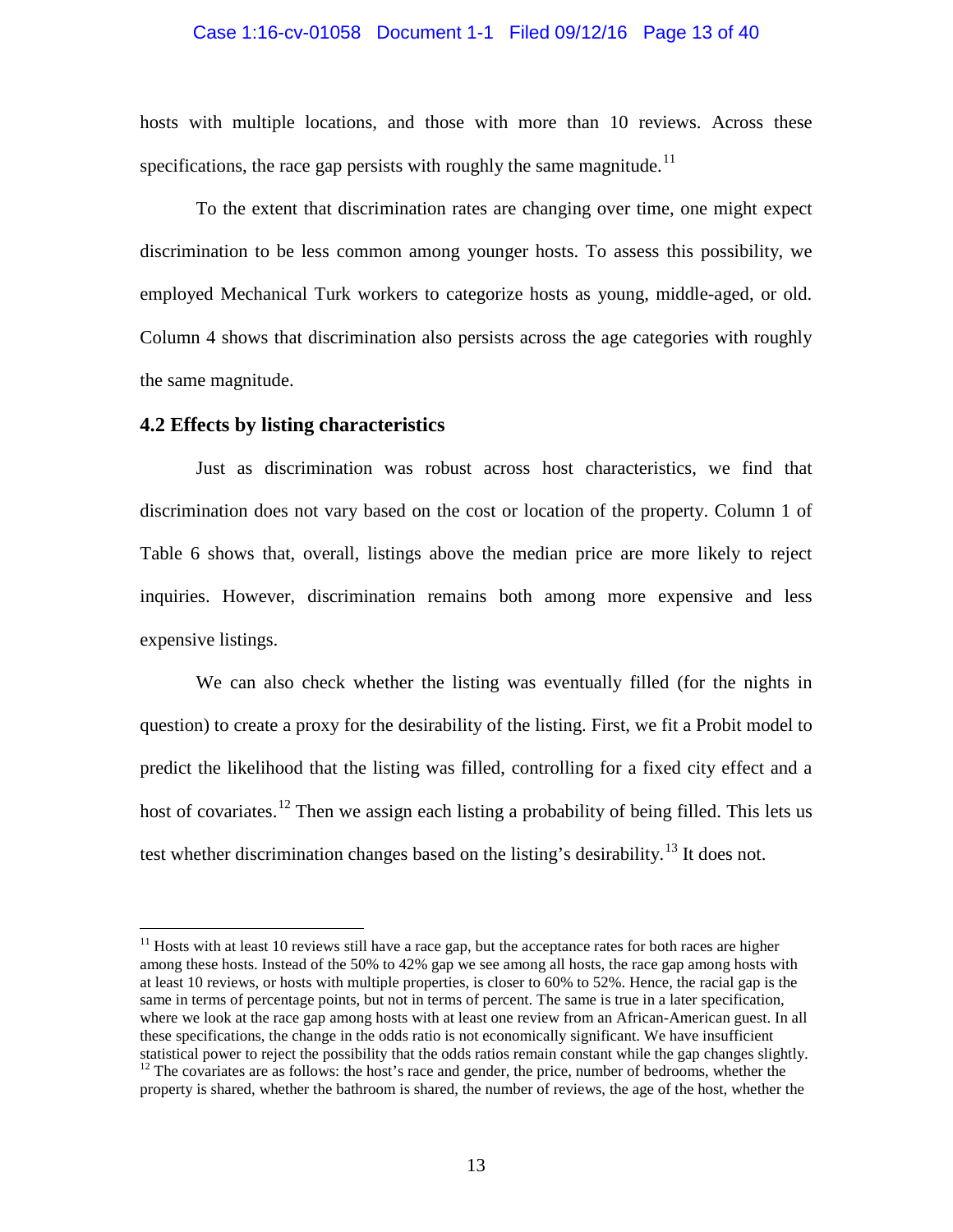hosts with multiple locations, and those with more than 10 reviews. Across these specifications, the race gap persists with roughly the same magnitude.[11]

To the extent that discrimination rates are changing over time, one might expect discrimination to be less common among younger hosts. To assess this possibility, we employed Mechanical Turk workers to categorize hosts as young, middle-aged, or old. Column 4 shows that discrimination also persists across the age categories with roughly the same magnitude.

### 4.2 Effects by listing characteristics

Just as discrimination was robust across host characteristics, we find that discrimination does not vary based on the cost or location of the property. Column 1 of Table 6 shows that, overall, listings above the median price are more likely to reject inquiries. However, discrimination remains both among more expensive and less expensive listings.

We can also check whether the listing was eventually filled (for the nights in question) to create a proxy for the desirability of the listing. First, we fit a Probit model to predict the likelihood that the listing was filled, controlling for a fixed city effect and a host of covariates.[12] Then we assign each listing a probability of being filled. This lets us test whether discrimination changes based on the listing's desirability.[13] It does not.

---

[11] Hosts with at least 10 reviews still have a race gap, but the acceptance rates for both races are higher among these hosts. Instead of the 50% to 42% gap we see among all hosts, the race gap among hosts with at least 10 reviews, or hosts with multiple properties, is closer to 60% to 52%. Hence, the racial gap is the same in terms of percentage points, but not in terms of percent. The same is true in a later specification, where we look at the race gap among hosts with at least one review from an African-American guest. In all these specifications, the change in the odds ratio is not economically significant. We have insufficient statistical power to reject the possibility that the odds ratios remain constant while the gap changes slightly.

[12] The covariates are as follows: the host's race and gender, the price, number of bedrooms, whether the property is shared, whether the bathroom is shared, the number of reviews, the age of the host, whether the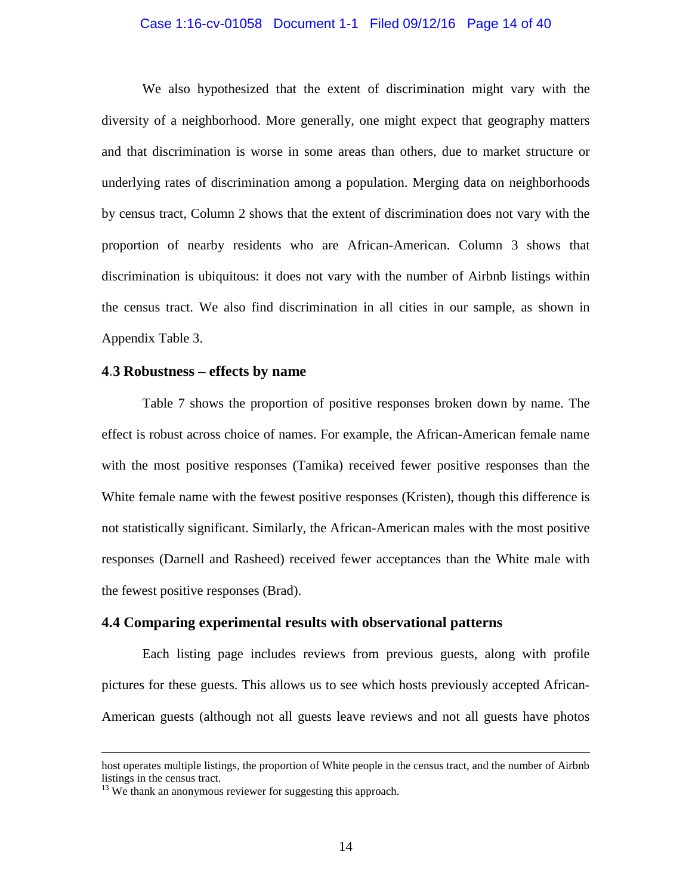We also hypothesized that the extent of discrimination might vary with the diversity of a neighborhood. More generally, one might expect that geography matters and that discrimination is worse in some areas than others, due to market structure or underlying rates of discrimination among a population. Merging data on neighborhoods by census tract, Column 2 shows that the extent of discrimination does not vary with the proportion of nearby residents who are African-American. Column 3 shows that discrimination is ubiquitous: it does not vary with the number of Airbnb listings within the census tract. We also find discrimination in all cities in our sample, as shown in Appendix Table 3.

### 4.3 Robustness – effects by name

Table 7 shows the proportion of positive responses broken down by name. The effect is robust across choice of names. For example, the African-American female name with the most positive responses (Tamika) received fewer positive responses than the White female name with the fewest positive responses (Kristen), though this difference is not statistically significant. Similarly, the African-American males with the most positive responses (Darnell and Rasheed) received fewer acceptances than the White male with the fewest positive responses (Brad).

### 4.4 Comparing experimental results with observational patterns

Each listing page includes reviews from previous guests, along with profile pictures for these guests. This allows us to see which hosts previously accepted African-American guests (although not all guests leave reviews and not all guests have photos

---

host operates multiple listings, the proportion of White people in the census tract, and the number of Airbnb listings in the census tract.

[13] We thank an anonymous reviewer for suggesting this approach.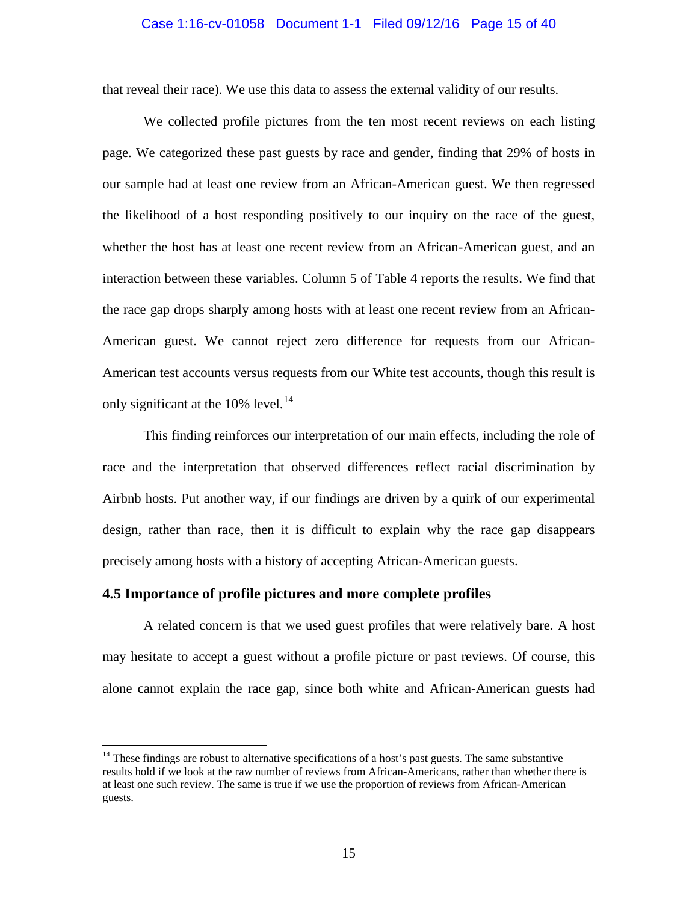that reveal their race). We use this data to assess the external validity of our results.

We collected profile pictures from the ten most recent reviews on each listing page. We categorized these past guests by race and gender, finding that 29% of hosts in our sample had at least one review from an African-American guest. We then regressed the likelihood of a host responding positively to our inquiry on the race of the guest, whether the host has at least one recent review from an African-American guest, and an interaction between these variables. Column 5 of Table 4 reports the results. We find that the race gap drops sharply among hosts with at least one recent review from an African-American guest. We cannot reject zero difference for requests from our African-American test accounts versus requests from our White test accounts, though this result is only significant at the 10% level.[14]

This finding reinforces our interpretation of our main effects, including the role of race and the interpretation that observed differences reflect racial discrimination by Airbnb hosts. Put another way, if our findings are driven by a quirk of our experimental design, rather than race, then it is difficult to explain why the race gap disappears precisely among hosts with a history of accepting African-American guests.

### 4.5 Importance of profile pictures and more complete profiles

A related concern is that we used guest profiles that were relatively bare. A host may hesitate to accept a guest without a profile picture or past reviews. Of course, this alone cannot explain the race gap, since both white and African-American guests had

---

[14] These findings are robust to alternative specifications of a host's past guests. The same substantive results hold if we look at the raw number of reviews from African-Americans, rather than whether there is at least one such review. The same is true if we use the proportion of reviews from African-American guests.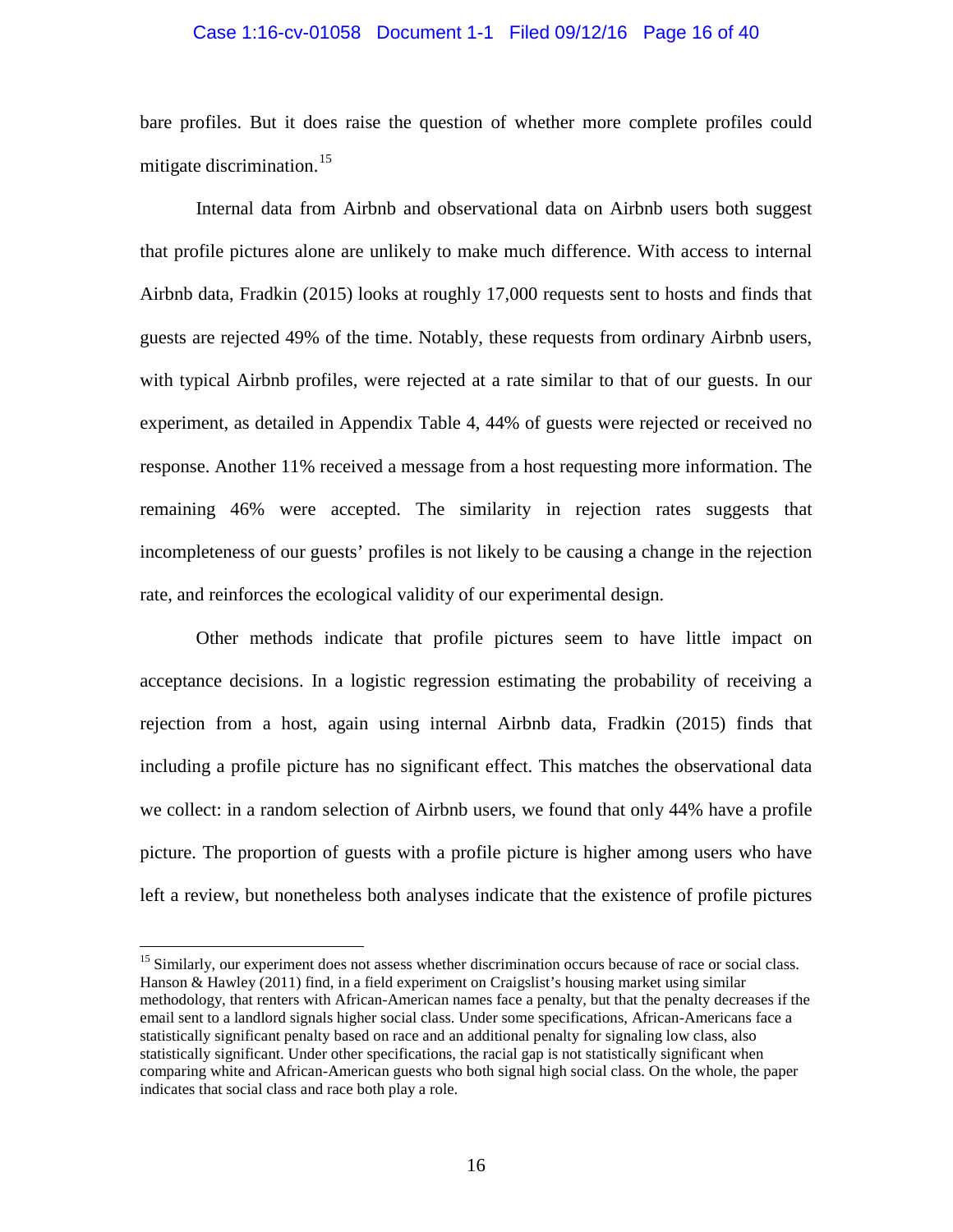bare profiles. But it does raise the question of whether more complete profiles could mitigate discrimination.[15]

Internal data from Airbnb and observational data on Airbnb users both suggest that profile pictures alone are unlikely to make much difference. With access to internal Airbnb data, Fradkin (2015) looks at roughly 17,000 requests sent to hosts and finds that guests are rejected 49% of the time. Notably, these requests from ordinary Airbnb users, with typical Airbnb profiles, were rejected at a rate similar to that of our guests. In our experiment, as detailed in Appendix Table 4, 44% of guests were rejected or received no response. Another 11% received a message from a host requesting more information. The remaining 46% were accepted. The similarity in rejection rates suggests that incompleteness of our guests' profiles is not likely to be causing a change in the rejection rate, and reinforces the ecological validity of our experimental design.

Other methods indicate that profile pictures seem to have little impact on acceptance decisions. In a logistic regression estimating the probability of receiving a rejection from a host, again using internal Airbnb data, Fradkin (2015) finds that including a profile picture has no significant effect. This matches the observational data we collect: in a random selection of Airbnb users, we found that only 44% have a profile picture. The proportion of guests with a profile picture is higher among users who have left a review, but nonetheless both analyses indicate that the existence of profile pictures

[15] Similarly, our experiment does not assess whether discrimination occurs because of race or social class. Hanson & Hawley (2011) find, in a field experiment on Craigslist's housing market using similar methodology, that renters with African-American names face a penalty, but that the penalty decreases if the email sent to a landlord signals higher social class. Under some specifications, African-Americans face a statistically significant penalty based on race and an additional penalty for signaling low class, also statistically significant. Under other specifications, the racial gap is not statistically significant when comparing white and African-American guests who both signal high social class. On the whole, the paper indicates that social class and race both play a role.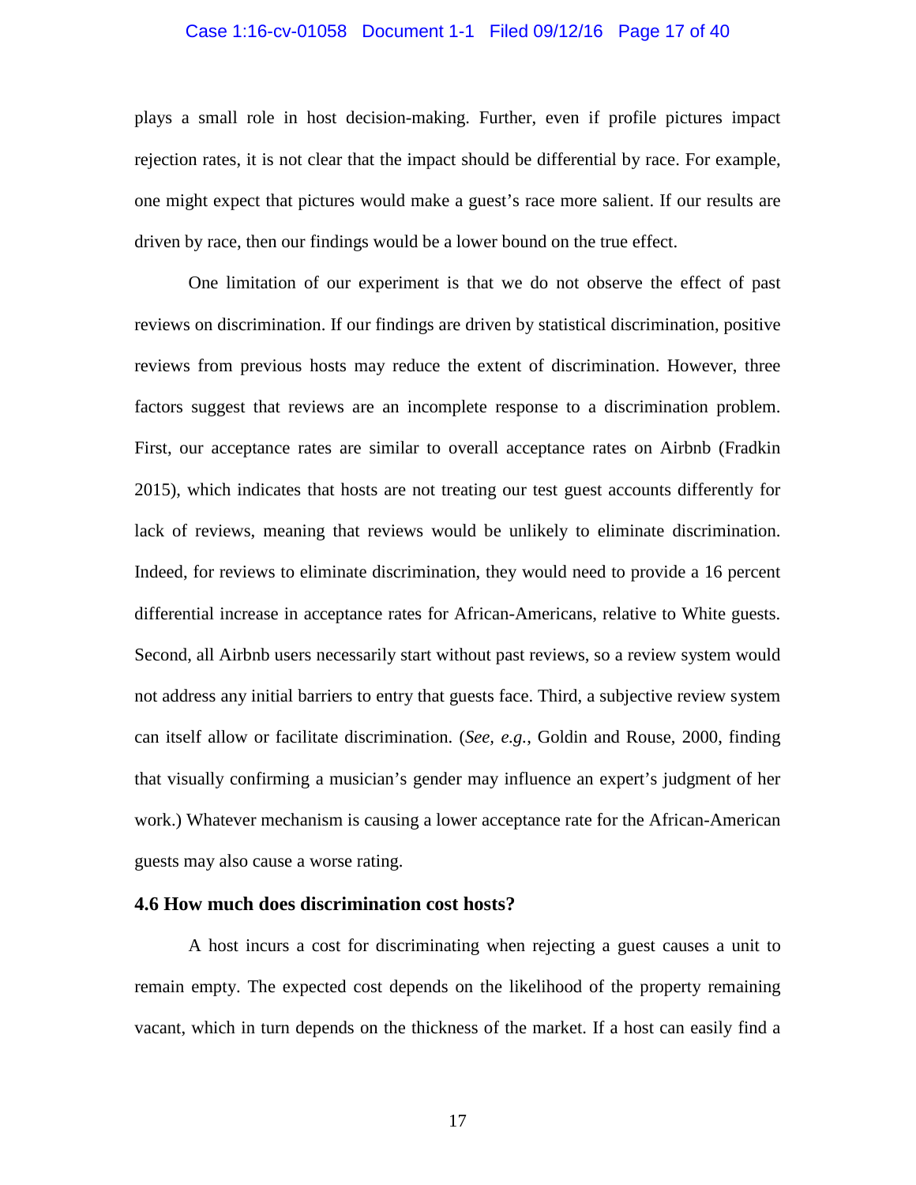plays a small role in host decision-making. Further, even if profile pictures impact rejection rates, it is not clear that the impact should be differential by race. For example, one might expect that pictures would make a guest's race more salient. If our results are driven by race, then our findings would be a lower bound on the true effect.

One limitation of our experiment is that we do not observe the effect of past reviews on discrimination. If our findings are driven by statistical discrimination, positive reviews from previous hosts may reduce the extent of discrimination. However, three factors suggest that reviews are an incomplete response to a discrimination problem. First, our acceptance rates are similar to overall acceptance rates on Airbnb (Fradkin 2015), which indicates that hosts are not treating our test guest accounts differently for lack of reviews, meaning that reviews would be unlikely to eliminate discrimination. Indeed, for reviews to eliminate discrimination, they would need to provide a 16 percent differential increase in acceptance rates for African-Americans, relative to White guests. Second, all Airbnb users necessarily start without past reviews, so a review system would not address any initial barriers to entry that guests face. Third, a subjective review system can itself allow or facilitate discrimination. (*See, e.g.*, Goldin and Rouse, 2000, finding that visually confirming a musician's gender may influence an expert's judgment of her work.) Whatever mechanism is causing a lower acceptance rate for the African-American guests may also cause a worse rating.

### 4.6 How much does discrimination cost hosts?

A host incurs a cost for discriminating when rejecting a guest causes a unit to remain empty. The expected cost depends on the likelihood of the property remaining vacant, which in turn depends on the thickness of the market. If a host can easily find a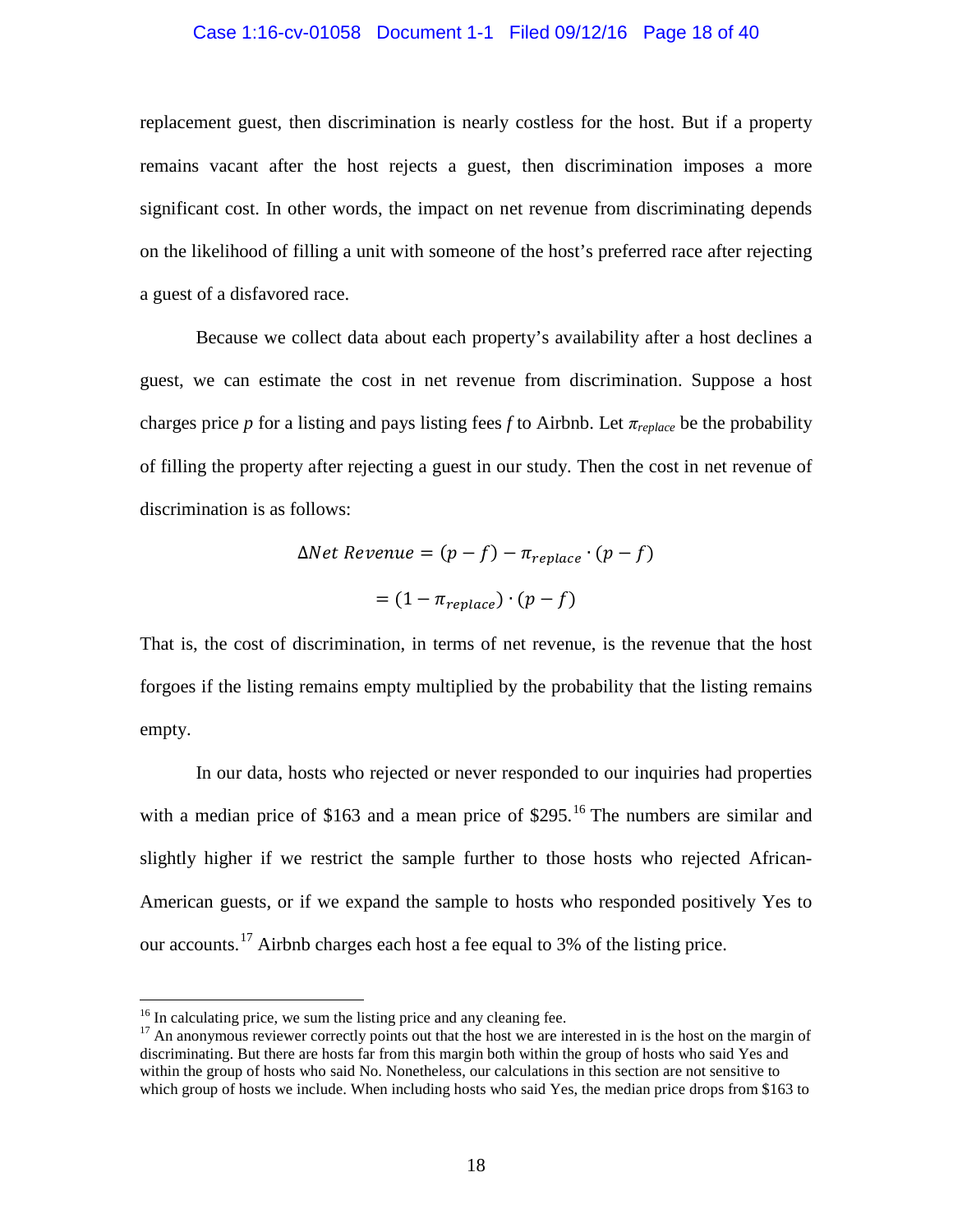replacement guest, then discrimination is nearly costless for the host. But if a property remains vacant after the host rejects a guest, then discrimination imposes a more significant cost. In other words, the impact on net revenue from discriminating depends on the likelihood of filling a unit with someone of the host's preferred race after rejecting a guest of a disfavored race.

Because we collect data about each property's availability after a host declines a guest, we can estimate the cost in net revenue from discrimination. Suppose a host charges price $p$ for a listing and pays listing fees $f$ to Airbnb. Let $\pi_{replace}$ be the probability of filling the property after rejecting a guest in our study. Then the cost in net revenue of discrimination is as follows:

$$\Delta Net\ Revenue = (p - f) - \pi_{replace} \cdot (p - f)$$

$$= (1 - \pi_{replace}) \cdot (p - f)$$

That is, the cost of discrimination, in terms of net revenue, is the revenue that the host forgoes if the listing remains empty multiplied by the probability that the listing remains empty.

In our data, hosts who rejected or never responded to our inquiries had properties with a median price of \$163 and a mean price of \$295.[16] The numbers are similar and slightly higher if we restrict the sample further to those hosts who rejected African-American guests, or if we expand the sample to hosts who responded positively Yes to our accounts.[17] Airbnb charges each host a fee equal to 3% of the listing price.

---

[16] In calculating price, we sum the listing price and any cleaning fee.

[17] An anonymous reviewer correctly points out that the host we are interested in is the host on the margin of discriminating. But there are hosts far from this margin both within the group of hosts who said Yes and within the group of hosts who said No. Nonetheless, our calculations in this section are not sensitive to which group of hosts we include. When including hosts who said Yes, the median price drops from \$163 to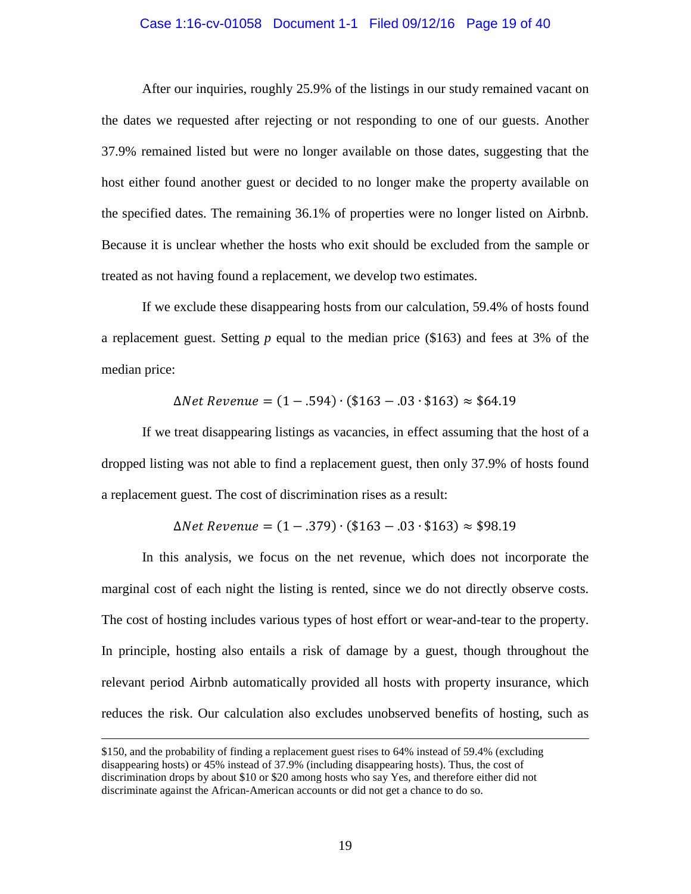After our inquiries, roughly 25.9% of the listings in our study remained vacant on the dates we requested after rejecting or not responding to one of our guests. Another 37.9% remained listed but were no longer available on those dates, suggesting that the host either found another guest or decided to no longer make the property available on the specified dates. The remaining 36.1% of properties were no longer listed on Airbnb. Because it is unclear whether the hosts who exit should be excluded from the sample or treated as not having found a replacement, we develop two estimates.

If we exclude these disappearing hosts from our calculation, 59.4% of hosts found a replacement guest. Setting $p$ equal to the median price (\$163) and fees at 3% of the median price:

$$\Delta Net\ Revenue = (1 - .594) \cdot (\$163 - .03 \cdot \$163) \approx \$64.19$$

If we treat disappearing listings as vacancies, in effect assuming that the host of a dropped listing was not able to find a replacement guest, then only 37.9% of hosts found a replacement guest. The cost of discrimination rises as a result:

$$\Delta Net\ Revenue = (1 - .379) \cdot (\$163 - .03 \cdot \$163) \approx \$98.19$$

In this analysis, we focus on the net revenue, which does not incorporate the marginal cost of each night the listing is rented, since we do not directly observe costs. The cost of hosting includes various types of host effort or wear-and-tear to the property. In principle, hosting also entails a risk of damage by a guest, though throughout the relevant period Airbnb automatically provided all hosts with property insurance, which reduces the risk. Our calculation also excludes unobserved benefits of hosting, such as

---

$150, and the probability of finding a replacement guest rises to 64% instead of 59.4% (excluding disappearing hosts) or 45% instead of 37.9% (including disappearing hosts). Thus, the cost of discrimination drops by about $10 or $20 among hosts who say Yes, and therefore either did not discriminate against the African-American accounts or did not get a chance to do so.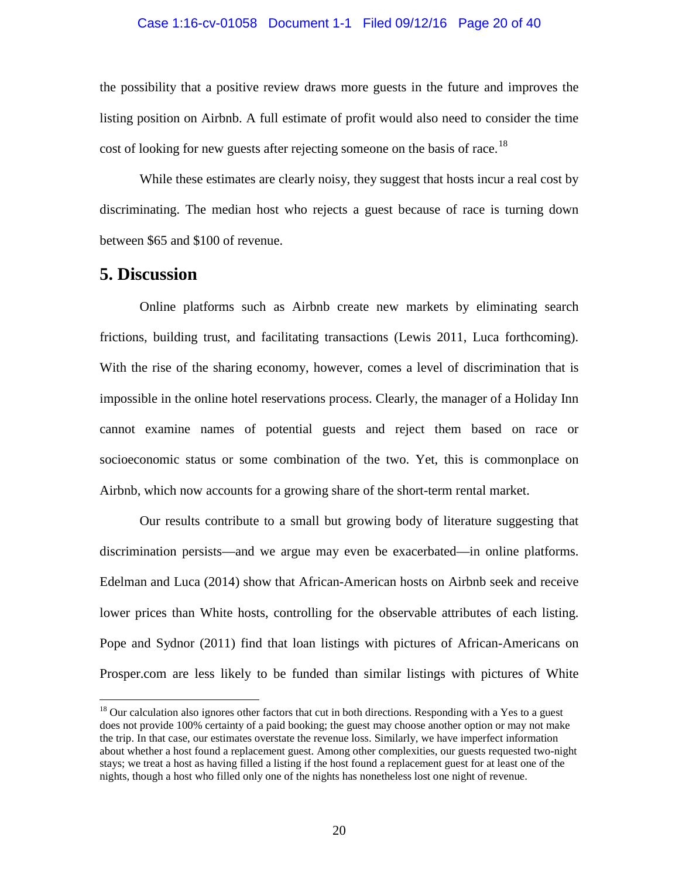the possibility that a positive review draws more guests in the future and improves the listing position on Airbnb. A full estimate of profit would also need to consider the time cost of looking for new guests after rejecting someone on the basis of race.[18]

While these estimates are clearly noisy, they suggest that hosts incur a real cost by discriminating. The median host who rejects a guest because of race is turning down between $65 and $100 of revenue.

## 5. Discussion

Online platforms such as Airbnb create new markets by eliminating search frictions, building trust, and facilitating transactions (Lewis 2011, Luca forthcoming). With the rise of the sharing economy, however, comes a level of discrimination that is impossible in the online hotel reservations process. Clearly, the manager of a Holiday Inn cannot examine names of potential guests and reject them based on race or socioeconomic status or some combination of the two. Yet, this is commonplace on Airbnb, which now accounts for a growing share of the short-term rental market.

Our results contribute to a small but growing body of literature suggesting that discrimination persists—and we argue may even be exacerbated—in online platforms. Edelman and Luca (2014) show that African-American hosts on Airbnb seek and receive lower prices than White hosts, controlling for the observable attributes of each listing. Pope and Sydnor (2011) find that loan listings with pictures of African-Americans on Prosper.com are less likely to be funded than similar listings with pictures of White

[18] Our calculation also ignores other factors that cut in both directions. Responding with a Yes to a guest does not provide 100% certainty of a paid booking; the guest may choose another option or may not make the trip. In that case, our estimates overstate the revenue loss. Similarly, we have imperfect information about whether a host found a replacement guest. Among other complexities, our guests requested two-night stays; we treat a host as having filled a listing if the host found a replacement guest for at least one of the nights, though a host who filled only one of the nights has nonetheless lost one night of revenue.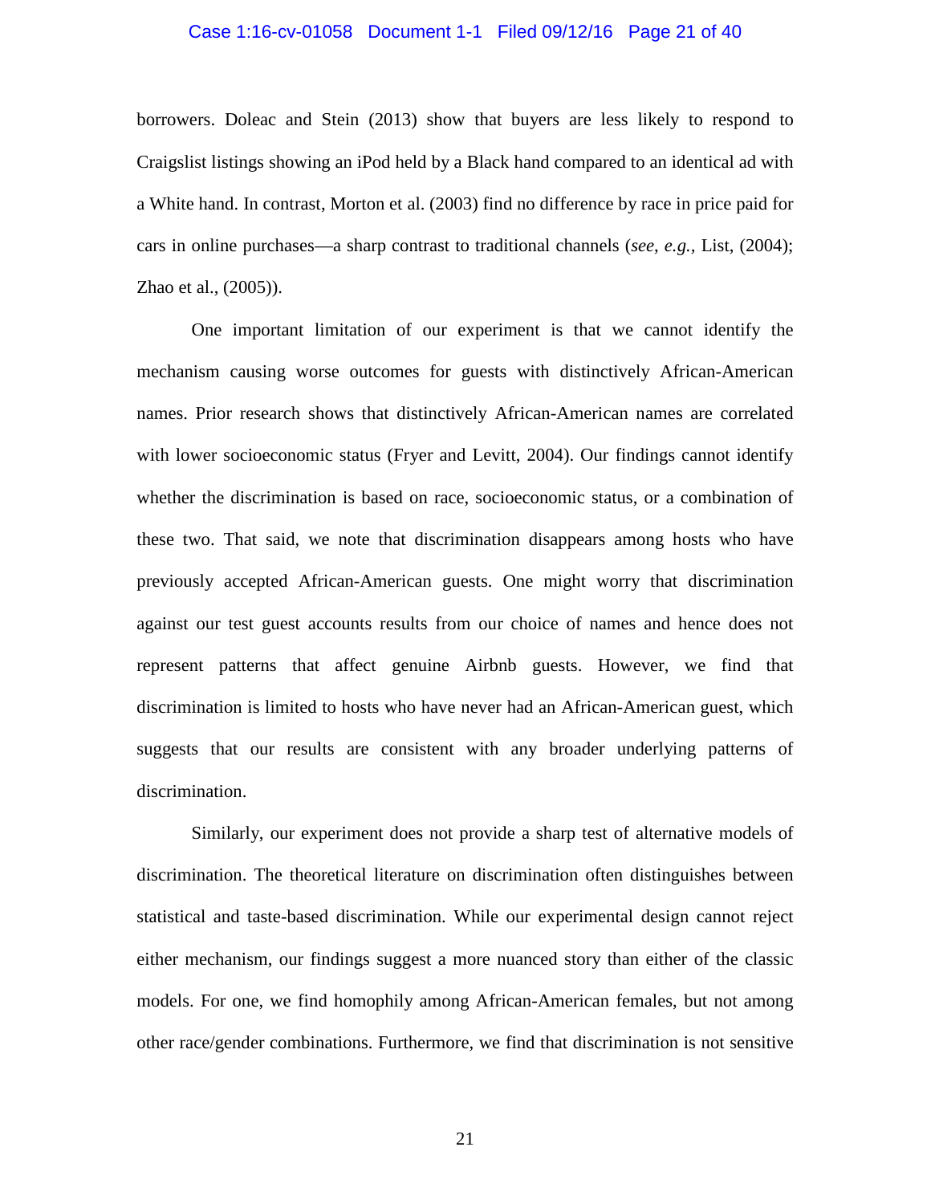borrowers. Doleac and Stein (2013) show that buyers are less likely to respond to Craigslist listings showing an iPod held by a Black hand compared to an identical ad with a White hand. In contrast, Morton et al. (2003) find no difference by race in price paid for cars in online purchases—a sharp contrast to traditional channels (*see*, *e.g.*, List, (2004); Zhao et al., (2005)).

One important limitation of our experiment is that we cannot identify the mechanism causing worse outcomes for guests with distinctively African-American names. Prior research shows that distinctively African-American names are correlated with lower socioeconomic status (Fryer and Levitt, 2004). Our findings cannot identify whether the discrimination is based on race, socioeconomic status, or a combination of these two. That said, we note that discrimination disappears among hosts who have previously accepted African-American guests. One might worry that discrimination against our test guest accounts results from our choice of names and hence does not represent patterns that affect genuine Airbnb guests. However, we find that discrimination is limited to hosts who have never had an African-American guest, which suggests that our results are consistent with any broader underlying patterns of discrimination.

Similarly, our experiment does not provide a sharp test of alternative models of discrimination. The theoretical literature on discrimination often distinguishes between statistical and taste-based discrimination. While our experimental design cannot reject either mechanism, our findings suggest a more nuanced story than either of the classic models. For one, we find homophily among African-American females, but not among other race/gender combinations. Furthermore, we find that discrimination is not sensitive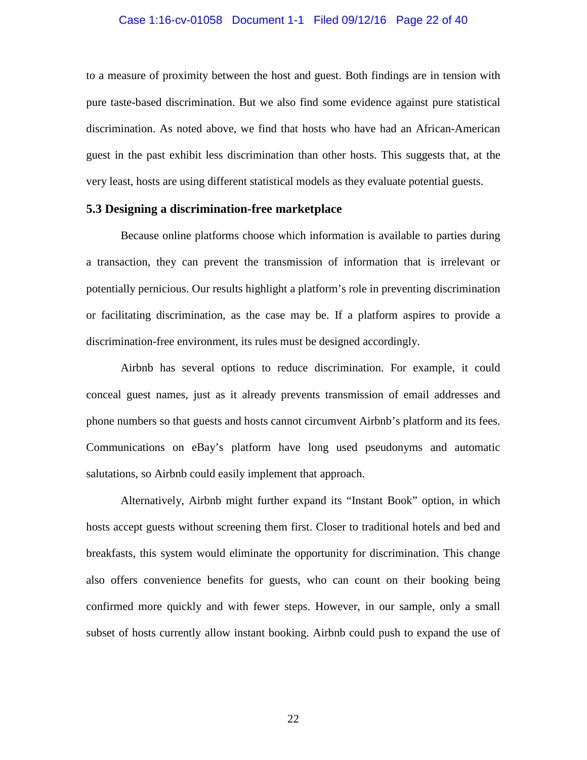to a measure of proximity between the host and guest. Both findings are in tension with pure taste-based discrimination. But we also find some evidence against pure statistical discrimination. As noted above, we find that hosts who have had an African-American guest in the past exhibit less discrimination than other hosts. This suggests that, at the very least, hosts are using different statistical models as they evaluate potential guests.

### 5.3 Designing a discrimination-free marketplace

Because online platforms choose which information is available to parties during a transaction, they can prevent the transmission of information that is irrelevant or potentially pernicious. Our results highlight a platform's role in preventing discrimination or facilitating discrimination, as the case may be. If a platform aspires to provide a discrimination-free environment, its rules must be designed accordingly.

Airbnb has several options to reduce discrimination. For example, it could conceal guest names, just as it already prevents transmission of email addresses and phone numbers so that guests and hosts cannot circumvent Airbnb's platform and its fees. Communications on eBay's platform have long used pseudonyms and automatic salutations, so Airbnb could easily implement that approach.

Alternatively, Airbnb might further expand its "Instant Book" option, in which hosts accept guests without screening them first. Closer to traditional hotels and bed and breakfasts, this system would eliminate the opportunity for discrimination. This change also offers convenience benefits for guests, who can count on their booking being confirmed more quickly and with fewer steps. However, in our sample, only a small subset of hosts currently allow instant booking. Airbnb could push to expand the use of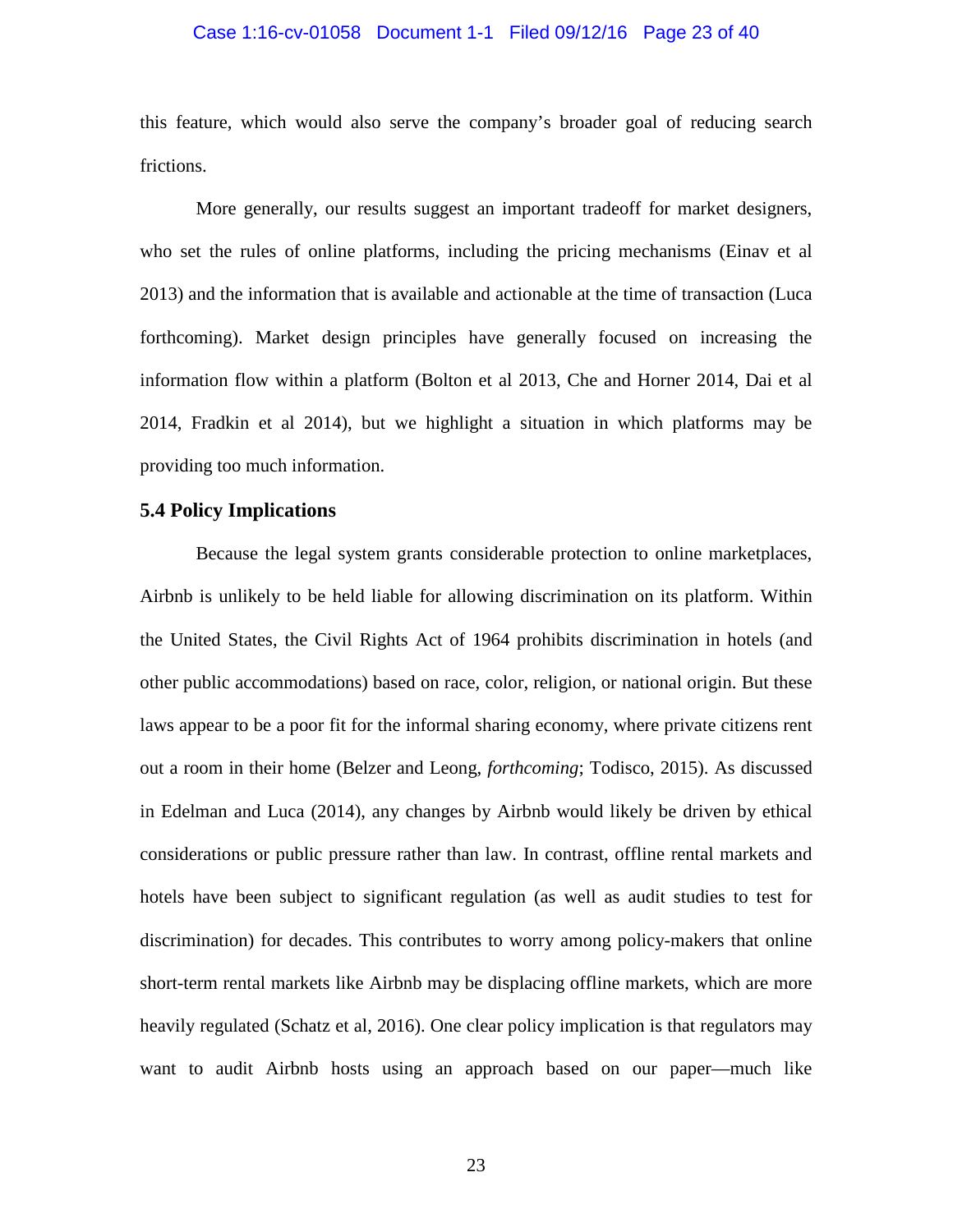this feature, which would also serve the company's broader goal of reducing search frictions.

More generally, our results suggest an important tradeoff for market designers, who set the rules of online platforms, including the pricing mechanisms (Einav et al 2013) and the information that is available and actionable at the time of transaction (Luca forthcoming). Market design principles have generally focused on increasing the information flow within a platform (Bolton et al 2013, Che and Horner 2014, Dai et al 2014, Fradkin et al 2014), but we highlight a situation in which platforms may be providing too much information.

### 5.4 Policy Implications

Because the legal system grants considerable protection to online marketplaces, Airbnb is unlikely to be held liable for allowing discrimination on its platform. Within the United States, the Civil Rights Act of 1964 prohibits discrimination in hotels (and other public accommodations) based on race, color, religion, or national origin. But these laws appear to be a poor fit for the informal sharing economy, where private citizens rent out a room in their home (Belzer and Leong, *forthcoming*; Todisco, 2015). As discussed in Edelman and Luca (2014), any changes by Airbnb would likely be driven by ethical considerations or public pressure rather than law. In contrast, offline rental markets and hotels have been subject to significant regulation (as well as audit studies to test for discrimination) for decades. This contributes to worry among policy-makers that online short-term rental markets like Airbnb may be displacing offline markets, which are more heavily regulated (Schatz et al, 2016). One clear policy implication is that regulators may want to audit Airbnb hosts using an approach based on our paper—much like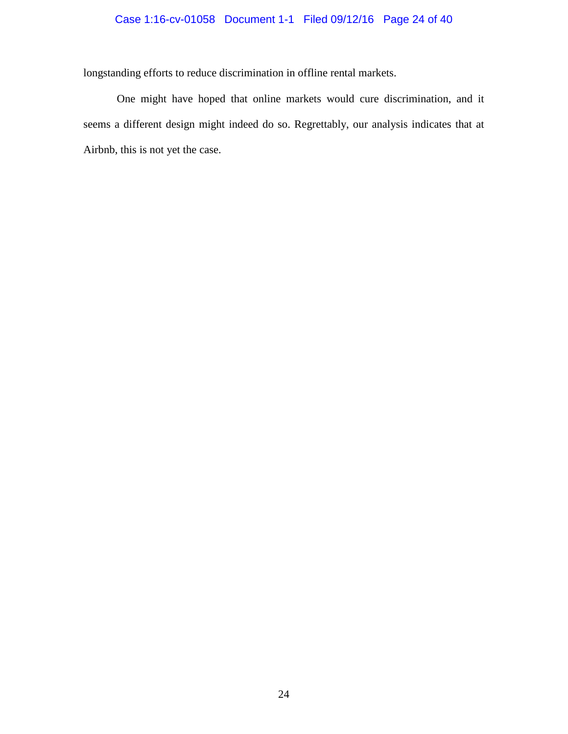longstanding efforts to reduce discrimination in offline rental markets.

One might have hoped that online markets would cure discrimination, and it seems a different design might indeed do so. Regrettably, our analysis indicates that at Airbnb, this is not yet the case.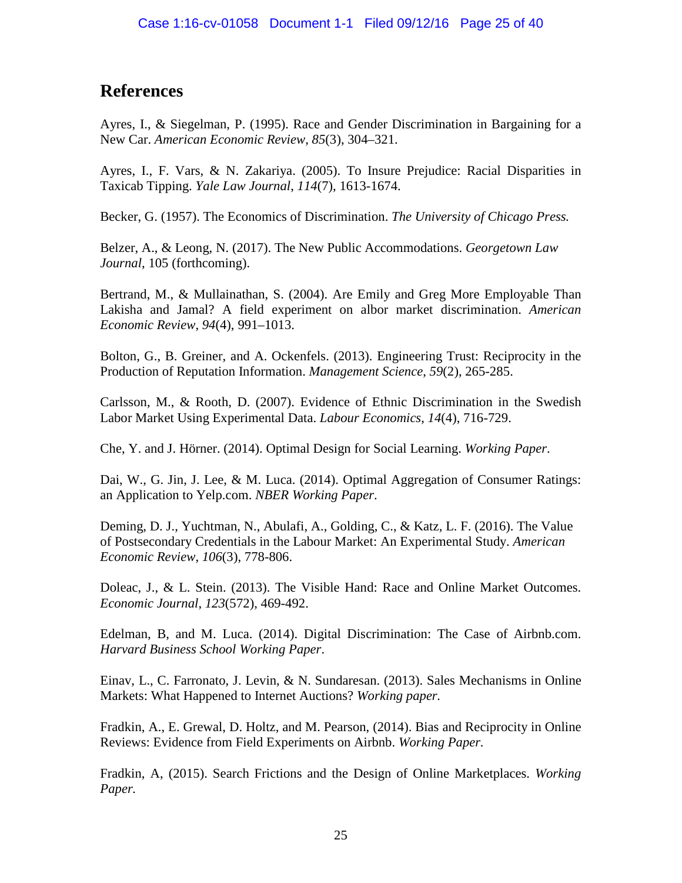## References

Ayres, I., & Siegelman, P. (1995). Race and Gender Discrimination in Bargaining for a New Car. *American Economic Review*, *85*(3), 304–321.

Ayres, I., F. Vars, & N. Zakariya. (2005). To Insure Prejudice: Racial Disparities in Taxicab Tipping. *Yale Law Journal*, *114*(7), 1613-1674.

Becker, G. (1957). The Economics of Discrimination. *The University of Chicago Press.*

Belzer, A., & Leong, N. (2017). The New Public Accommodations. *Georgetown Law Journal*, 105 (forthcoming).

Bertrand, M., & Mullainathan, S. (2004). Are Emily and Greg More Employable Than Lakisha and Jamal? A field experiment on albor market discrimination. *American Economic Review*, *94*(4), 991–1013.

Bolton, G., B. Greiner, and A. Ockenfels. (2013). Engineering Trust: Reciprocity in the Production of Reputation Information. *Management Science*, *59*(2), 265-285.

Carlsson, M., & Rooth, D. (2007). Evidence of Ethnic Discrimination in the Swedish Labor Market Using Experimental Data. *Labour Economics*, *14*(4), 716-729.

Che, Y. and J. Hörner. (2014). Optimal Design for Social Learning. *Working Paper*.

Dai, W., G. Jin, J. Lee, & M. Luca. (2014). Optimal Aggregation of Consumer Ratings: an Application to Yelp.com. *NBER Working Paper*.

Deming, D. J., Yuchtman, N., Abulafi, A., Golding, C., & Katz, L. F. (2016). The Value of Postsecondary Credentials in the Labour Market: An Experimental Study. *American Economic Review*, *106*(3), 778-806.

Doleac, J., & L. Stein. (2013). The Visible Hand: Race and Online Market Outcomes. *Economic Journal*, *123*(572), 469-492.

Edelman, B, and M. Luca. (2014). Digital Discrimination: The Case of Airbnb.com. *Harvard Business School Working Paper*.

Einav, L., C. Farronato, J. Levin, & N. Sundaresan. (2013). Sales Mechanisms in Online Markets: What Happened to Internet Auctions? *Working paper.*

Fradkin, A., E. Grewal, D. Holtz, and M. Pearson, (2014). Bias and Reciprocity in Online Reviews: Evidence from Field Experiments on Airbnb. *Working Paper.*

Fradkin, A, (2015). Search Frictions and the Design of Online Marketplaces. *Working Paper.*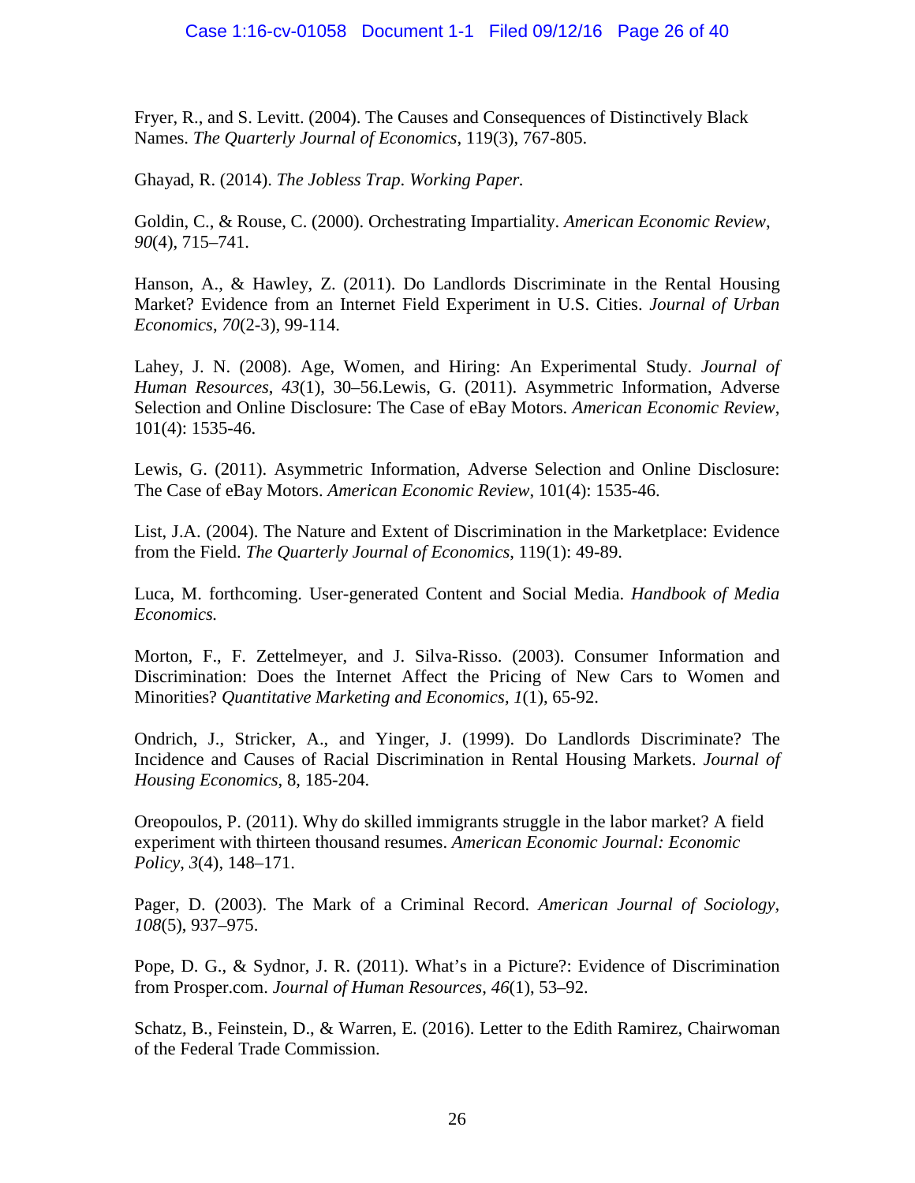Fryer, R., and S. Levitt. (2004). The Causes and Consequences of Distinctively Black Names. *The Quarterly Journal of Economics*, 119(3), 767-805.

Ghayad, R. (2014). *The Jobless Trap. Working Paper.*

Goldin, C., & Rouse, C. (2000). Orchestrating Impartiality. *American Economic Review*, *90*(4), 715–741.

Hanson, A., & Hawley, Z. (2011). Do Landlords Discriminate in the Rental Housing Market? Evidence from an Internet Field Experiment in U.S. Cities. *Journal of Urban Economics*, *70*(2-3), 99-114.

Lahey, J. N. (2008). Age, Women, and Hiring: An Experimental Study. *Journal of Human Resources*, *43*(1), 30–56.Lewis, G. (2011). Asymmetric Information, Adverse Selection and Online Disclosure: The Case of eBay Motors. *American Economic Review*, 101(4): 1535-46.

Lewis, G. (2011). Asymmetric Information, Adverse Selection and Online Disclosure: The Case of eBay Motors. *American Economic Review*, 101(4): 1535-46.

List, J.A. (2004). The Nature and Extent of Discrimination in the Marketplace: Evidence from the Field. *The Quarterly Journal of Economics*, 119(1): 49-89.

Luca, M. forthcoming. User-generated Content and Social Media. *Handbook of Media Economics.*

Morton, F., F. Zettelmeyer, and J. Silva-Risso. (2003). Consumer Information and Discrimination: Does the Internet Affect the Pricing of New Cars to Women and Minorities? *Quantitative Marketing and Economics*, *1*(1), 65-92.

Ondrich, J., Stricker, A., and Yinger, J. (1999). Do Landlords Discriminate? The Incidence and Causes of Racial Discrimination in Rental Housing Markets. *Journal of Housing Economics*, 8, 185-204.

Oreopoulos, P. (2011). Why do skilled immigrants struggle in the labor market? A field experiment with thirteen thousand resumes. *American Economic Journal: Economic Policy*, *3*(4), 148–171.

Pager, D. (2003). The Mark of a Criminal Record. *American Journal of Sociology*, *108*(5), 937–975.

Pope, D. G., & Sydnor, J. R. (2011). What's in a Picture?: Evidence of Discrimination from Prosper.com. *Journal of Human Resources*, *46*(1), 53–92.

Schatz, B., Feinstein, D., & Warren, E. (2016). Letter to the Edith Ramirez, Chairwoman of the Federal Trade Commission.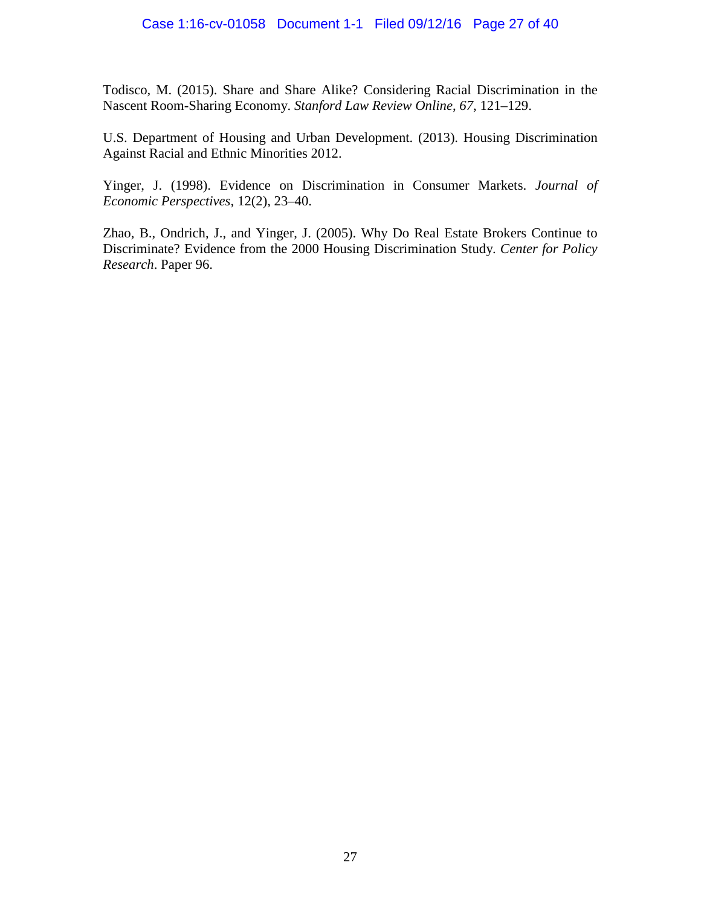Todisco, M. (2015). Share and Share Alike? Considering Racial Discrimination in the Nascent Room-Sharing Economy. *Stanford Law Review Online*, *67*, 121–129.

U.S. Department of Housing and Urban Development. (2013). Housing Discrimination Against Racial and Ethnic Minorities 2012.

Yinger, J. (1998). Evidence on Discrimination in Consumer Markets. *Journal of Economic Perspectives*, 12(2), 23–40.

Zhao, B., Ondrich, J., and Yinger, J. (2005). Why Do Real Estate Brokers Continue to Discriminate? Evidence from the 2000 Housing Discrimination Study. *Center for Policy Research*. Paper 96.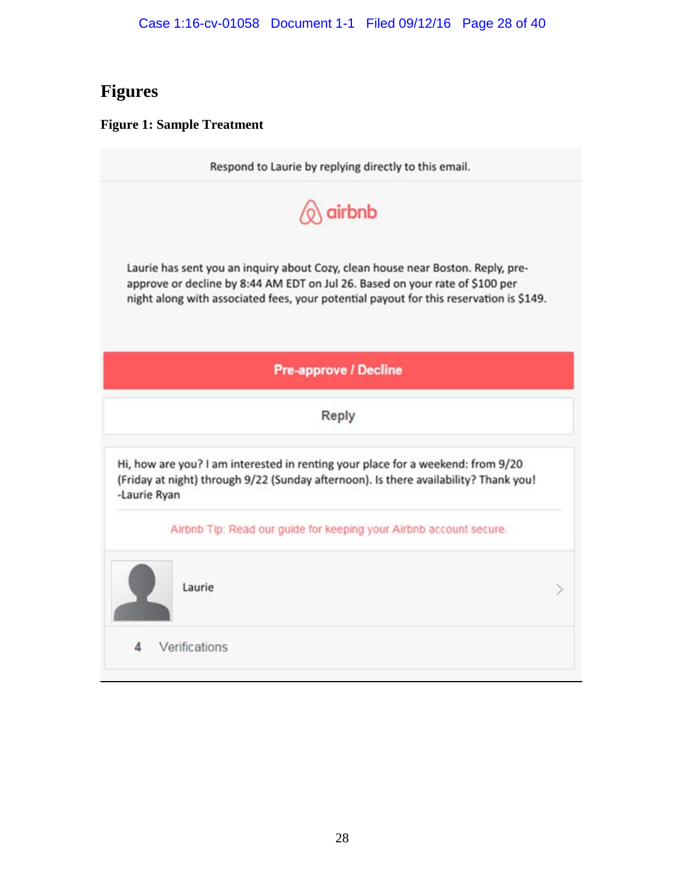# Figures

### Figure 1: Sample Treatment

Respond to Laurie by replying directly to this email.

airbnb

Laurie has sent you an inquiry about Cozy, clean house near Boston. Reply, pre-approve or decline by 8:44 AM EDT on Jul 26. Based on your rate of $100 per night along with associated fees, your potential payout for this reservation is $149.

Pre-approve / Decline

Reply

Hi, how are you? I am interested in renting your place for a weekend: from 9/20 (Friday at night) through 9/22 (Sunday afternoon). Is there availability? Thank you! -Laurie Ryan

Airbnb Tip: Read our guide for keeping your Airbnb account secure.

Laurie

4 Verifications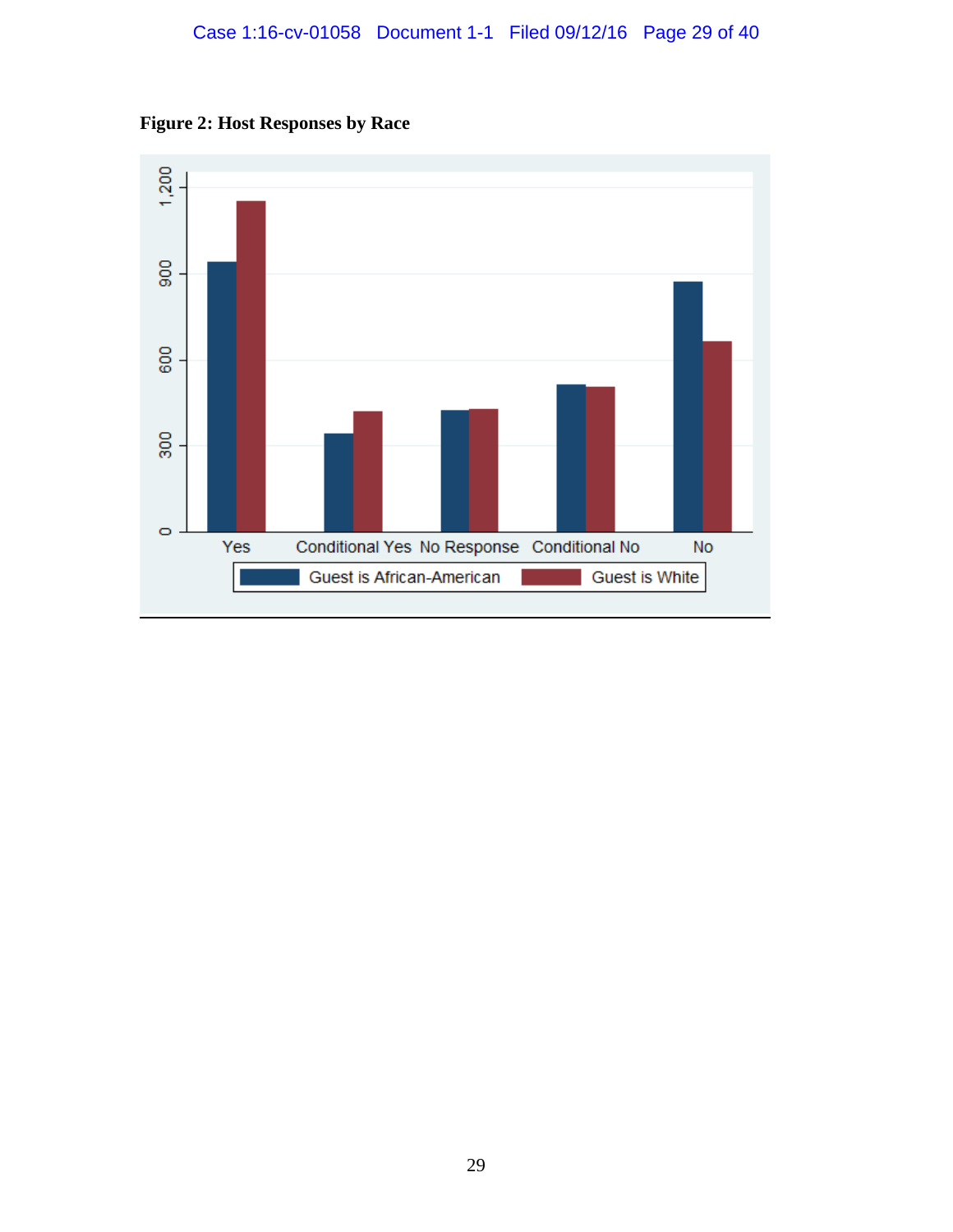**Figure 2: Host Responses by Race**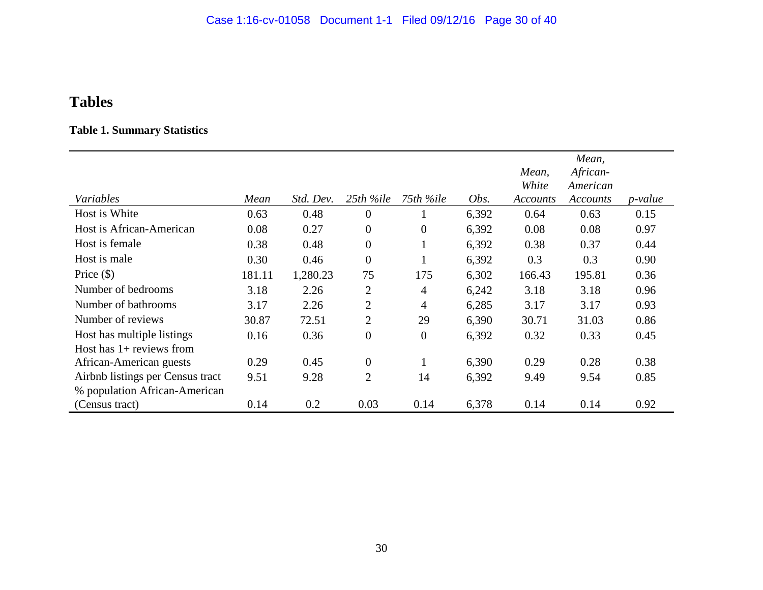# Tables

**Table 1. Summary Statistics**

| *Variables* | *Mean* | *Std. Dev.* | *25th %ile* | *75th %ile* | *Obs.* | *Mean, White Accounts* | *Mean, African-American Accounts* | *p-value* |
|---|---|---|---|---|---|---|---|---|
| Host is White | 0.63 | 0.48 | 0 | 1 | 6,392 | 0.64 | 0.63 | 0.15 |
| Host is African-American | 0.08 | 0.27 | 0 | 0 | 6,392 | 0.08 | 0.08 | 0.97 |
| Host is female | 0.38 | 0.48 | 0 | 1 | 6,392 | 0.38 | 0.37 | 0.44 |
| Host is male | 0.30 | 0.46 | 0 | 1 | 6,392 | 0.3 | 0.3 | 0.90 |
| Price ($) | 181.11 | 1,280.23 | 75 | 175 | 6,302 | 166.43 | 195.81 | 0.36 |
| Number of bedrooms | 3.18 | 2.26 | 2 | 4 | 6,242 | 3.18 | 3.18 | 0.96 |
| Number of bathrooms | 3.17 | 2.26 | 2 | 4 | 6,285 | 3.17 | 3.17 | 0.93 |
| Number of reviews | 30.87 | 72.51 | 2 | 29 | 6,390 | 30.71 | 31.03 | 0.86 |
| Host has multiple listings | 0.16 | 0.36 | 0 | 0 | 6,392 | 0.32 | 0.33 | 0.45 |
| Host has 1+ reviews from African-American guests | 0.29 | 0.45 | 0 | 1 | 6,390 | 0.29 | 0.28 | 0.38 |
| Airbnb listings per Census tract | 9.51 | 9.28 | 2 | 14 | 6,392 | 9.49 | 9.54 | 0.85 |
| % population African-American (Census tract) | 0.14 | 0.2 | 0.03 | 0.14 | 6,378 | 0.14 | 0.14 | 0.92 |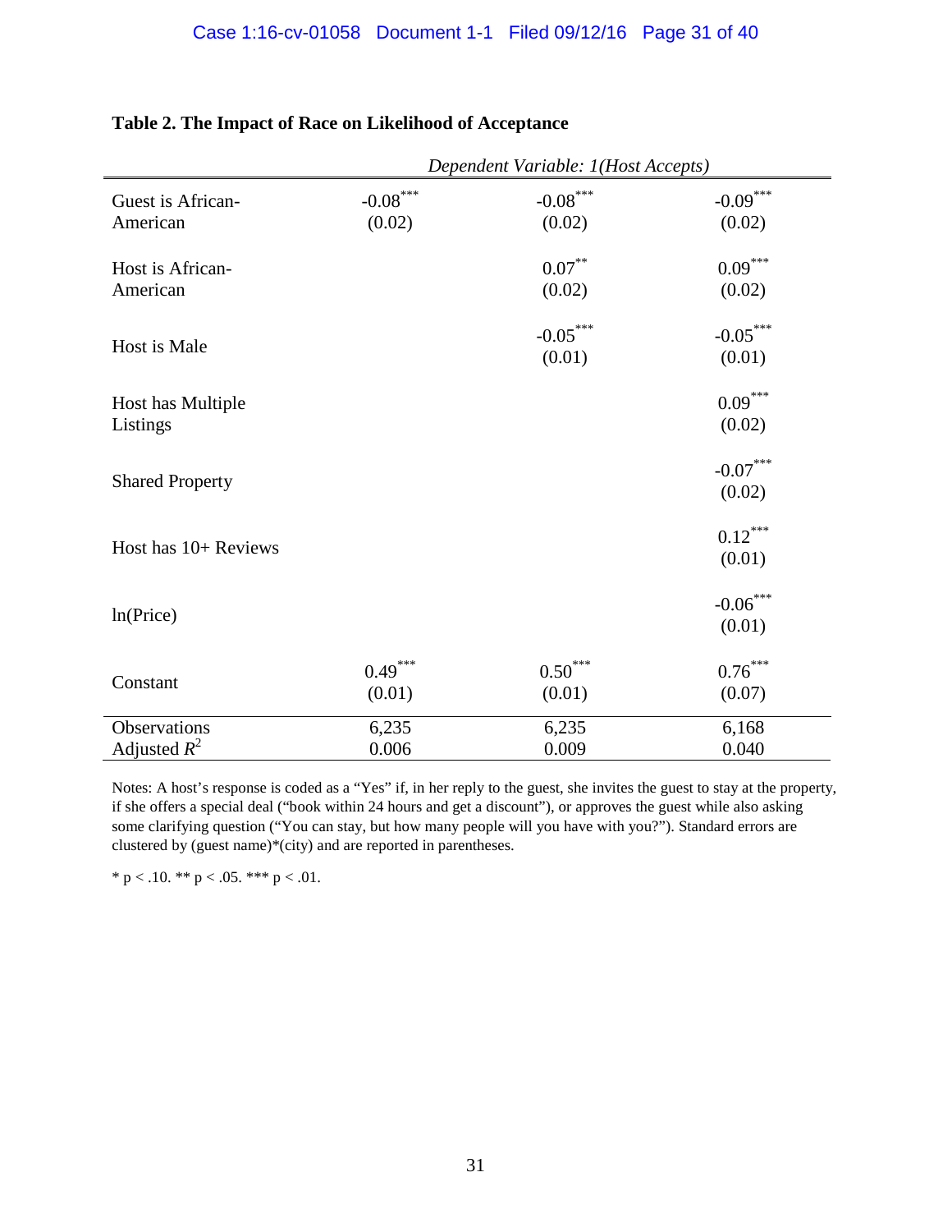**Table 2. The Impact of Race on Likelihood of Acceptance**

| | *Dependent Variable: 1(Host Accepts)* | | |
|---|---|---|---|
| Guest is African-American | -0.08*** | -0.08*** | -0.09*** |
| | (0.02) | (0.02) | (0.02) |
| Host is African-American | | 0.07** | 0.09*** |
| | | (0.02) | (0.02) |
| Host is Male | | -0.05*** | -0.05*** |
| | | (0.01) | (0.01) |
| Host has Multiple Listings | | | 0.09*** |
| | | | (0.02) |
| Shared Property | | | -0.07*** |
| | | | (0.02) |
| Host has 10+ Reviews | | | 0.12*** |
| | | | (0.01) |
| ln(Price) | | | -0.06*** |
| | | | (0.01) |
| Constant | 0.49*** | 0.50*** | 0.76*** |
| | (0.01) | (0.01) | (0.07) |
| Observations | 6,235 | 6,235 | 6,168 |
| Adjusted $R^2$ | 0.006 | 0.009 | 0.040 |

Notes: A host's response is coded as a "Yes" if, in her reply to the guest, she invites the guest to stay at the property, if she offers a special deal ("book within 24 hours and get a discount"), or approves the guest while also asking some clarifying question ("You can stay, but how many people will you have with you?"). Standard errors are clustered by (guest name)*(city) and are reported in parentheses.

* $p < .10$. ** $p < .05$. *** $p < .01$.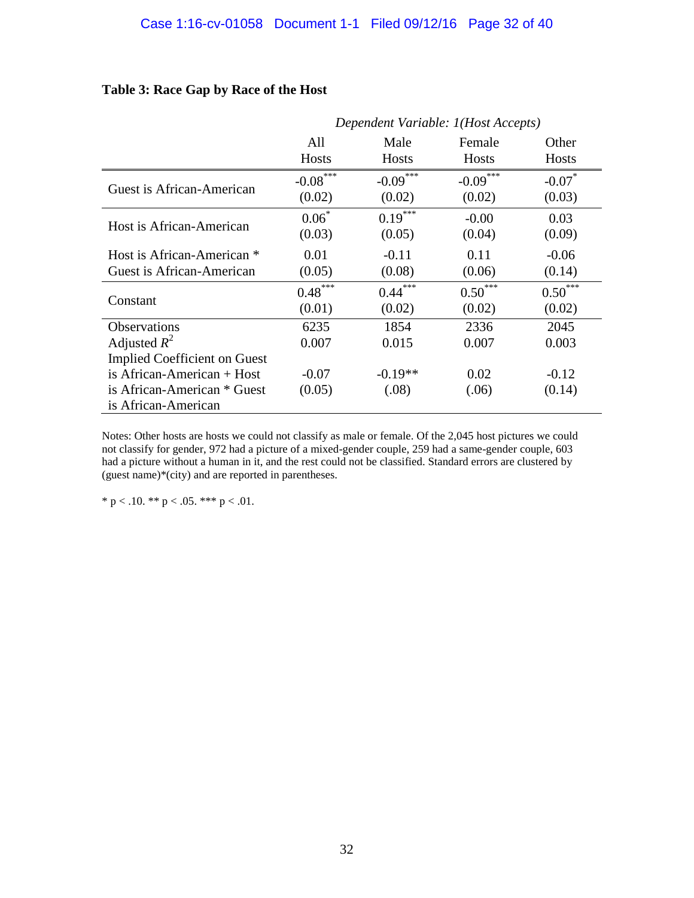**Table 3: Race Gap by Race of the Host**

| | *Dependent Variable: 1(Host Accepts)* | | | |
|---|---|---|---|---|
| | All Hosts | Male Hosts | Female Hosts | Other Hosts |
| Guest is African-American | -0.08*** | -0.09*** | -0.09*** | -0.07* |
| | (0.02) | (0.02) | (0.02) | (0.03) |
| Host is African-American | 0.06* | 0.19*** | -0.00 | 0.03 |
| | (0.03) | (0.05) | (0.04) | (0.09) |
| Host is African-American * Guest is African-American | 0.01 | -0.11 | 0.11 | -0.06 |
| | (0.05) | (0.08) | (0.06) | (0.14) |
| Constant | 0.48*** | 0.44*** | 0.50*** | 0.50*** |
| | (0.01) | (0.02) | (0.02) | (0.02) |
| Observations | 6235 | 1854 | 2336 | 2045 |
| Adjusted $R^2$ | 0.007 | 0.015 | 0.007 | 0.003 |
| Implied Coefficient on Guest is African-American + Host is African-American * Guest is African-American | -0.07 | -0.19** | 0.02 | -0.12 |
| | (0.05) | (.08) | (.06) | (0.14) |

Notes: Other hosts are hosts we could not classify as male or female. Of the 2,045 host pictures we could not classify for gender, 972 had a picture of a mixed-gender couple, 259 had a same-gender couple, 603 had a picture without a human in it, and the rest could not be classified. Standard errors are clustered by (guest name)*(city) and are reported in parentheses.

* $p < .10$. ** $p < .05$. *** $p < .01$.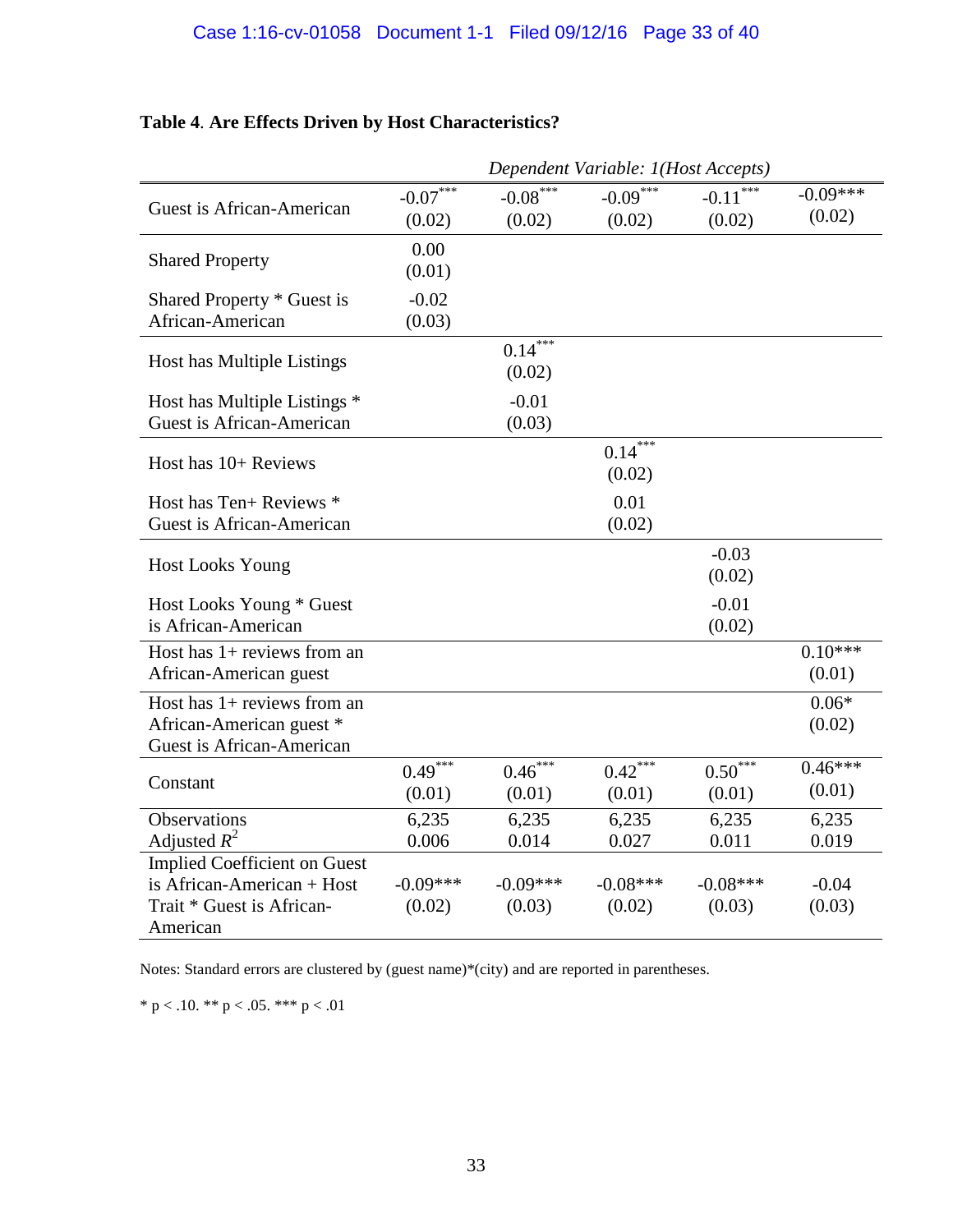**Table 4**. **Are Effects Driven by Host Characteristics?**

| | *Dependent Variable: 1(Host Accepts)* | | | | |
|---|---|---|---|---|---|
| Guest is African-American | -0.07*** (0.02) | -0.08*** (0.02) | -0.09*** (0.02) | -0.11*** (0.02) | -0.09*** (0.02) |
| Shared Property | 0.00 (0.01) | | | | |
| Shared Property * Guest is African-American | -0.02 (0.03) | | | | |
| Host has Multiple Listings | | 0.14*** (0.02) | | | |
| Host has Multiple Listings * Guest is African-American | | -0.01 (0.03) | | | |
| Host has 10+ Reviews | | | 0.14*** (0.02) | | |
| Host has Ten+ Reviews * Guest is African-American | | | 0.01 (0.02) | | |
| Host Looks Young | | | | -0.03 (0.02) | |
| Host Looks Young * Guest is African-American | | | | -0.01 (0.02) | |
| Host has 1+ reviews from an African-American guest | | | | | 0.10*** (0.01) |
| Host has 1+ reviews from an African-American guest * Guest is African-American | | | | | 0.06* (0.02) |
| Constant | 0.49*** (0.01) | 0.46*** (0.01) | 0.42*** (0.01) | 0.50*** (0.01) | 0.46*** (0.01) |
| Observations | 6,235 | 6,235 | 6,235 | 6,235 | 6,235 |
| Adjusted $R^2$ | 0.006 | 0.014 | 0.027 | 0.011 | 0.019 |
| Implied Coefficient on Guest is African-American + Host Trait * Guest is African-American | -0.09*** (0.02) | -0.09*** (0.03) | -0.08*** (0.02) | -0.08*** (0.03) | -0.04 (0.03) |

Notes: Standard errors are clustered by (guest name)*(city) and are reported in parentheses.

\* $p < .10$. \*\* $p < .05$. \*\*\* $p < .01$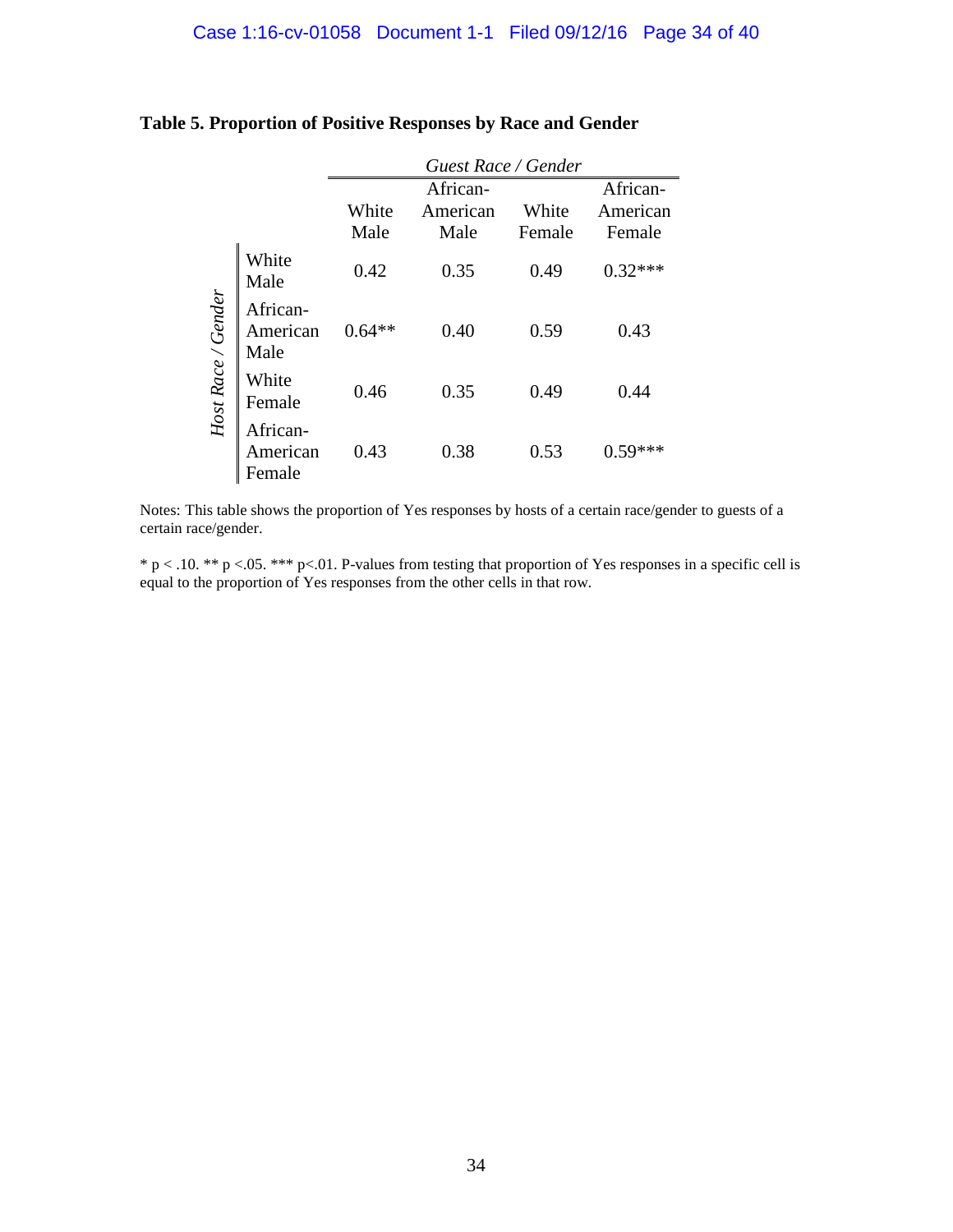**Table 5. Proportion of Positive Responses by Race and Gender**

| *Host Race / Gender* | *Guest Race / Gender* | | | |
|---|---|---|---|---|
| | White Male | African-American Male | White Female | African-American Female |
| White Male | 0.42 | 0.35 | 0.49 | 0.32*** |
| African-American Male | 0.64** | 0.40 | 0.59 | 0.43 |
| White Female | 0.46 | 0.35 | 0.49 | 0.44 |
| African-American Female | 0.43 | 0.38 | 0.53 | 0.59*** |

Notes: This table shows the proportion of Yes responses by hosts of a certain race/gender to guests of a certain race/gender.

* p < .10. ** p <.05. *** p<.01. P-values from testing that proportion of Yes responses in a specific cell is equal to the proportion of Yes responses from the other cells in that row.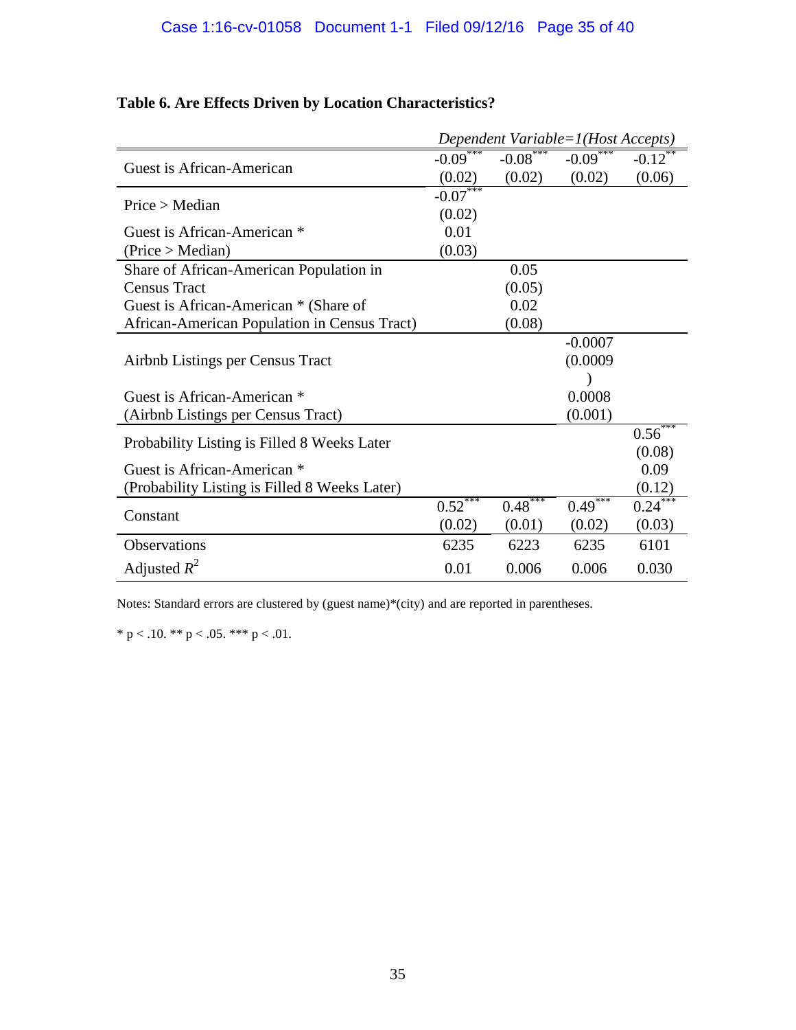**Table 6. Are Effects Driven by Location Characteristics?**

| | *Dependent Variable=1(Host Accepts)* | | | |
|---|---|---|---|---|
| Guest is African-American | -0.09*** | -0.08*** | -0.09*** | -0.12** |
| | (0.02) | (0.02) | (0.02) | (0.06) |
| Price > Median | -0.07*** | | | |
| | (0.02) | | | |
| Guest is African-American * (Price > Median) | 0.01 | | | |
| | (0.03) | | | |
| Share of African-American Population in Census Tract | | 0.05 | | |
| | | (0.05) | | |
| Guest is African-American * (Share of African-American Population in Census Tract) | | 0.02 | | |
| | | (0.08) | | |
| Airbnb Listings per Census Tract | | | -0.0007 | |
| | | | (0.0009) | |
| Guest is African-American * (Airbnb Listings per Census Tract) | | | 0.0008 | |
| | | | (0.001) | |
| Probability Listing is Filled 8 Weeks Later | | | | 0.56*** |
| | | | | (0.08) |
| Guest is African-American * (Probability Listing is Filled 8 Weeks Later) | | | | 0.09 |
| | | | | (0.12) |
| Constant | 0.52*** | 0.48*** | 0.49*** | 0.24*** |
| | (0.02) | (0.01) | (0.02) | (0.03) |
| Observations | 6235 | 6223 | 6235 | 6101 |
| Adjusted $R^2$ | 0.01 | 0.006 | 0.006 | 0.030 |

Notes: Standard errors are clustered by (guest name)*(city) and are reported in parentheses.

* p < .10. ** p < .05. *** p < .01.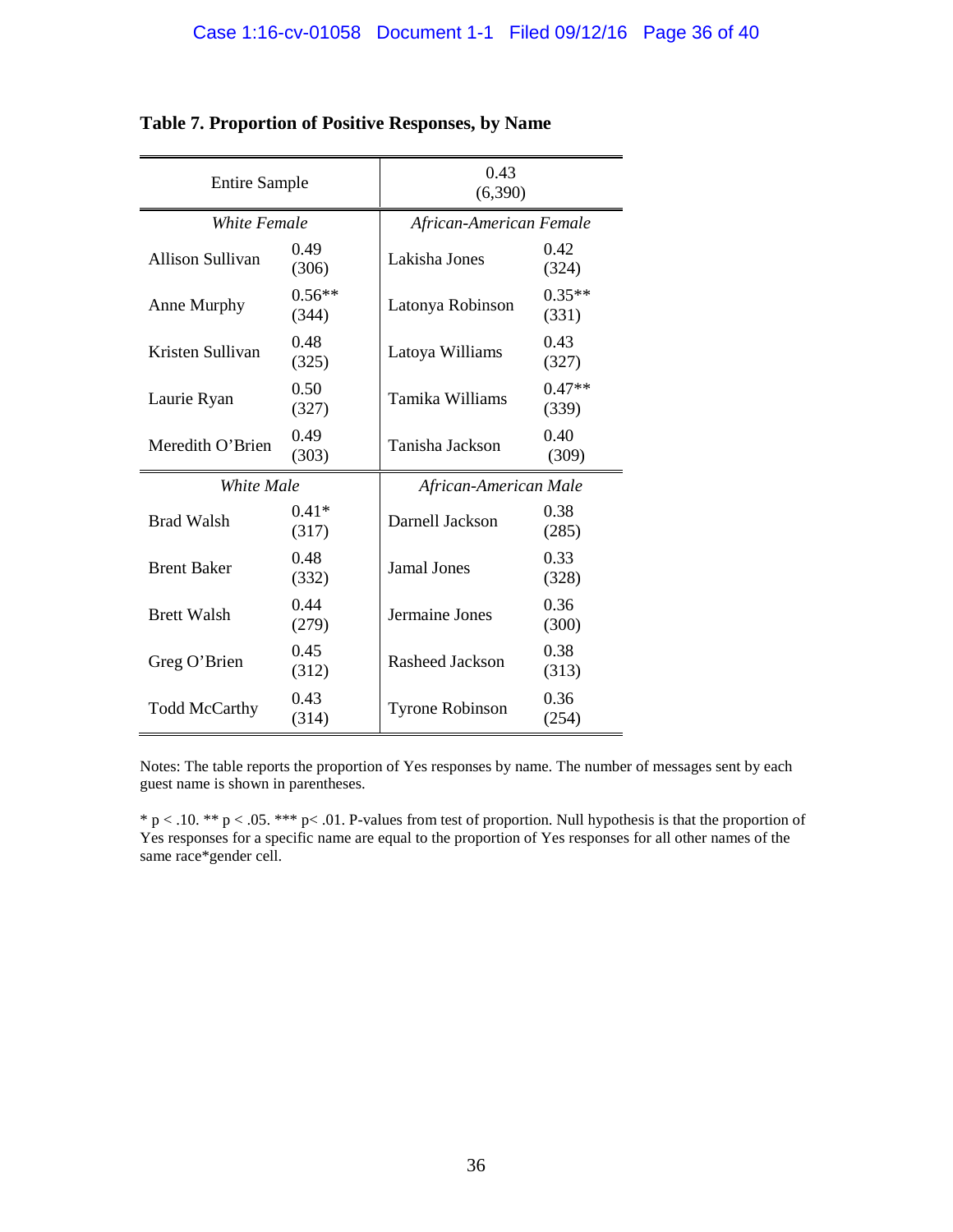**Table 7. Proportion of Positive Responses, by Name**

| Entire Sample | | 0.43 (6,390) | |
|---|---|---|---|
| *White Female* | | *African-American Female* | |
| Allison Sullivan | 0.49 (306) | Lakisha Jones | 0.42 (324) |
| Anne Murphy | 0.56** (344) | Latonya Robinson | 0.35** (331) |
| Kristen Sullivan | 0.48 (325) | Latoya Williams | 0.43 (327) |
| Laurie Ryan | 0.50 (327) | Tamika Williams | 0.47** (339) |
| Meredith O'Brien | 0.49 (303) | Tanisha Jackson | 0.40 (309) |
| *White Male* | | *African-American Male* | |
| Brad Walsh | 0.41* (317) | Darnell Jackson | 0.38 (285) |
| Brent Baker | 0.48 (332) | Jamal Jones | 0.33 (328) |
| Brett Walsh | 0.44 (279) | Jermaine Jones | 0.36 (300) |
| Greg O'Brien | 0.45 (312) | Rasheed Jackson | 0.38 (313) |
| Todd McCarthy | 0.43 (314) | Tyrone Robinson | 0.36 (254) |

Notes: The table reports the proportion of Yes responses by name. The number of messages sent by each guest name is shown in parentheses.

* $p < .10$. ** $p < .05$. *** $p < .01$. P-values from test of proportion. Null hypothesis is that the proportion of Yes responses for a specific name are equal to the proportion of Yes responses for all other names of the same race*gender cell.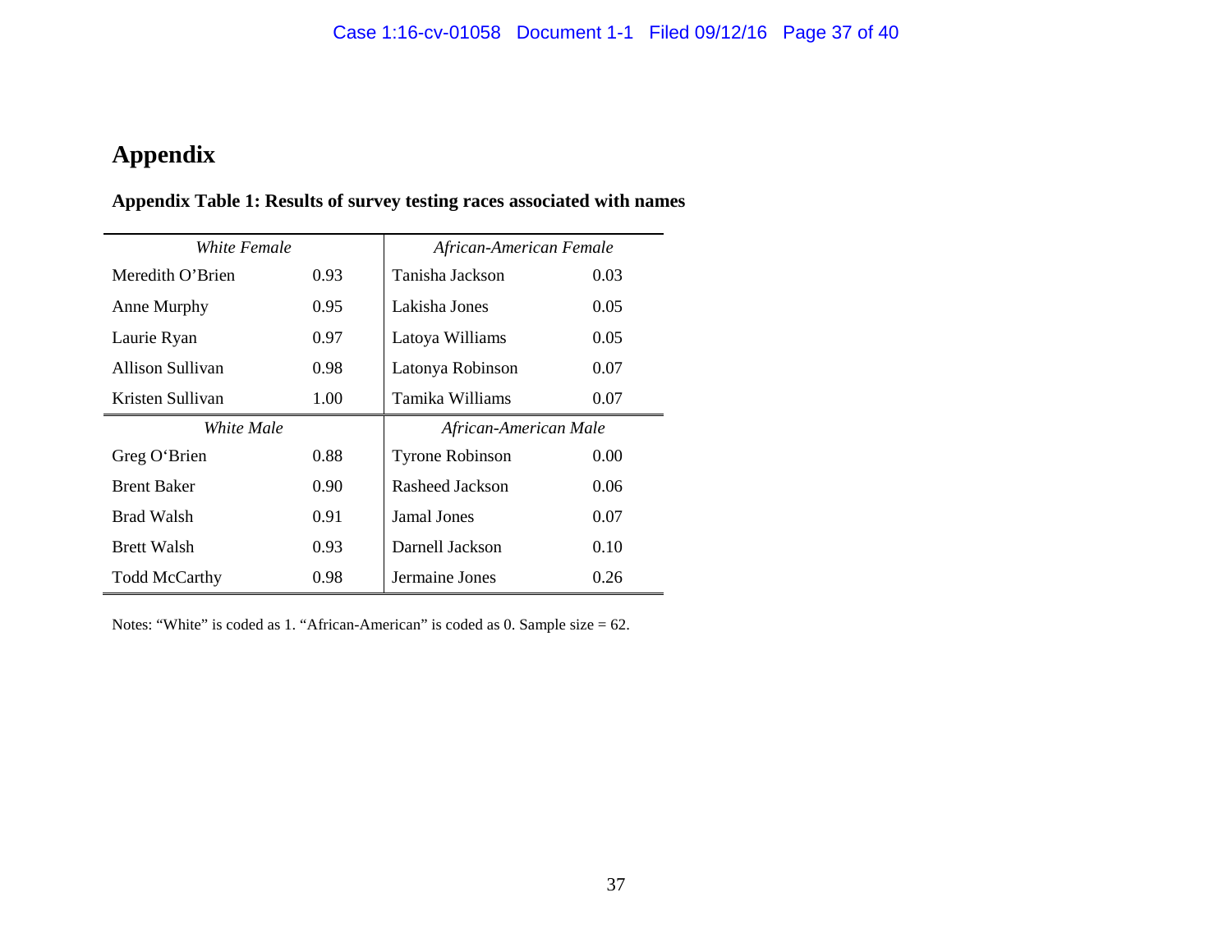# Appendix

**Appendix Table 1: Results of survey testing races associated with names**

| *White Female* | | *African-American Female* | |
|---|---|---|---|
| Meredith O'Brien | 0.93 | Tanisha Jackson | 0.03 |
| Anne Murphy | 0.95 | Lakisha Jones | 0.05 |
| Laurie Ryan | 0.97 | Latoya Williams | 0.05 |
| Allison Sullivan | 0.98 | Latonya Robinson | 0.07 |
| Kristen Sullivan | 1.00 | Tamika Williams | 0.07 |
| *White Male* | | *African-American Male* | |
| Greg O'Brien | 0.88 | Tyrone Robinson | 0.00 |
| Brent Baker | 0.90 | Rasheed Jackson | 0.06 |
| Brad Walsh | 0.91 | Jamal Jones | 0.07 |
| Brett Walsh | 0.93 | Darnell Jackson | 0.10 |
| Todd McCarthy | 0.98 | Jermaine Jones | 0.26 |

Notes: "White" is coded as 1. "African-American" is coded as 0. Sample size = 62.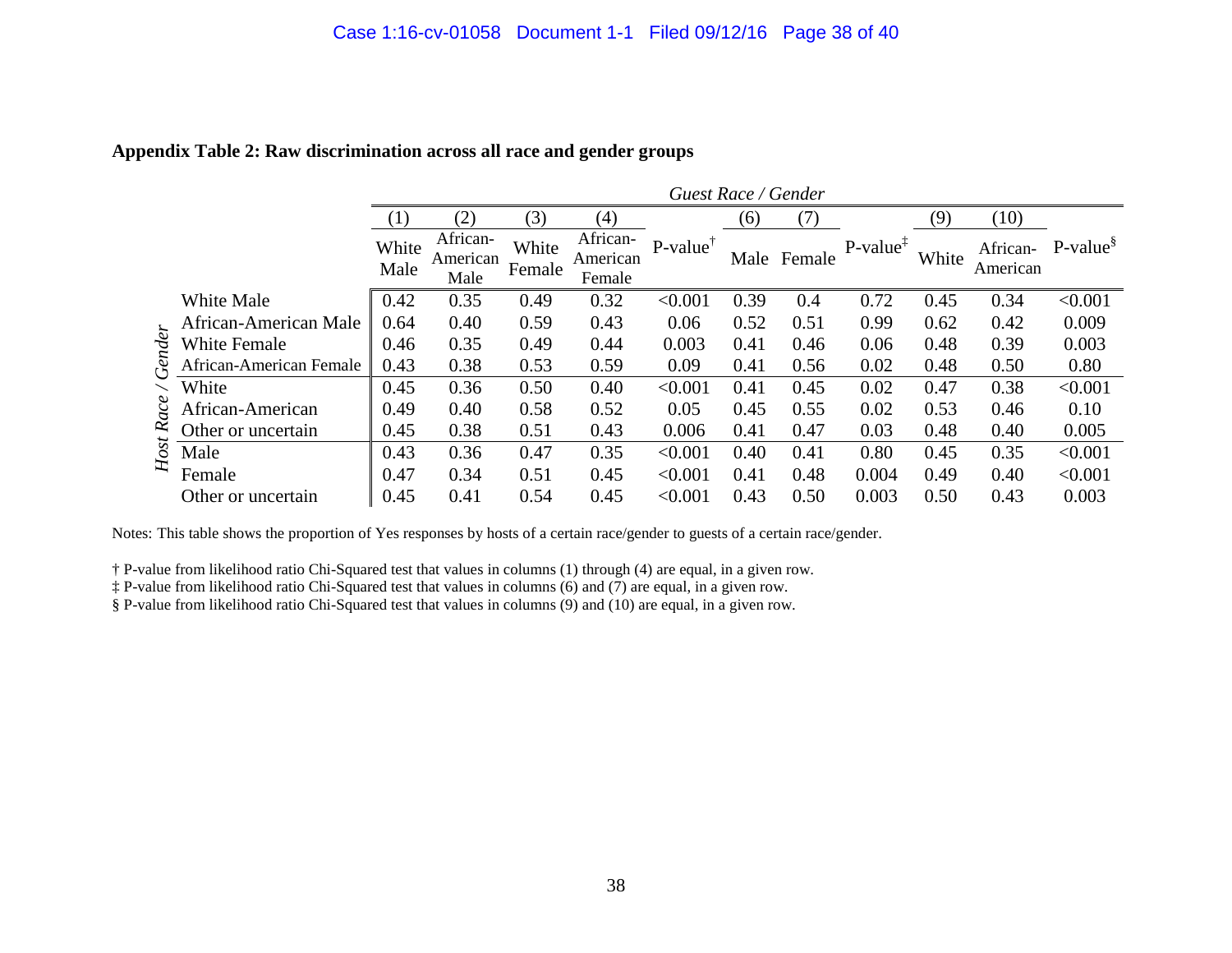**Appendix Table 2: Raw discrimination across all race and gender groups**

| | | *Guest Race / Gender* | | | | | | | | | | |
|---|---|---|---|---|---|---|---|---|---|---|---|---|
| | | (1) | (2) | (3) | (4) | | (6) | (7) | | (9) | (10) | |
| | | White Male | African-American Male | White Female | African-American Female | P-value† | Male | Female | P-value‡ | White | African-American | P-value§ |
| *Host Race / Gender* | White Male | 0.42 | 0.35 | 0.49 | 0.32 | <0.001 | 0.39 | 0.4 | 0.72 | 0.45 | 0.34 | <0.001 |
| | African-American Male | 0.64 | 0.40 | 0.59 | 0.43 | 0.06 | 0.52 | 0.51 | 0.99 | 0.62 | 0.42 | 0.009 |
| | White Female | 0.46 | 0.35 | 0.49 | 0.44 | 0.003 | 0.41 | 0.46 | 0.06 | 0.48 | 0.39 | 0.003 |
| | African-American Female | 0.43 | 0.38 | 0.53 | 0.59 | 0.09 | 0.41 | 0.56 | 0.02 | 0.48 | 0.50 | 0.80 |
| | White | 0.45 | 0.36 | 0.50 | 0.40 | <0.001 | 0.41 | 0.45 | 0.02 | 0.47 | 0.38 | <0.001 |
| | African-American | 0.49 | 0.40 | 0.58 | 0.52 | 0.05 | 0.45 | 0.55 | 0.02 | 0.53 | 0.46 | 0.10 |
| | Other or uncertain | 0.45 | 0.38 | 0.51 | 0.43 | 0.006 | 0.41 | 0.47 | 0.03 | 0.48 | 0.40 | 0.005 |
| | Male | 0.43 | 0.36 | 0.47 | 0.35 | <0.001 | 0.40 | 0.41 | 0.80 | 0.45 | 0.35 | <0.001 |
| | Female | 0.47 | 0.34 | 0.51 | 0.45 | <0.001 | 0.41 | 0.48 | 0.004 | 0.49 | 0.40 | <0.001 |
| | Other or uncertain | 0.45 | 0.41 | 0.54 | 0.45 | <0.001 | 0.43 | 0.50 | 0.003 | 0.50 | 0.43 | 0.003 |

Notes: This table shows the proportion of Yes responses by hosts of a certain race/gender to guests of a certain race/gender.

† P-value from likelihood ratio Chi-Squared test that values in columns (1) through (4) are equal, in a given row.
‡ P-value from likelihood ratio Chi-Squared test that values in columns (6) and (7) are equal, in a given row.
§ P-value from likelihood ratio Chi-Squared test that values in columns (9) and (10) are equal, in a given row.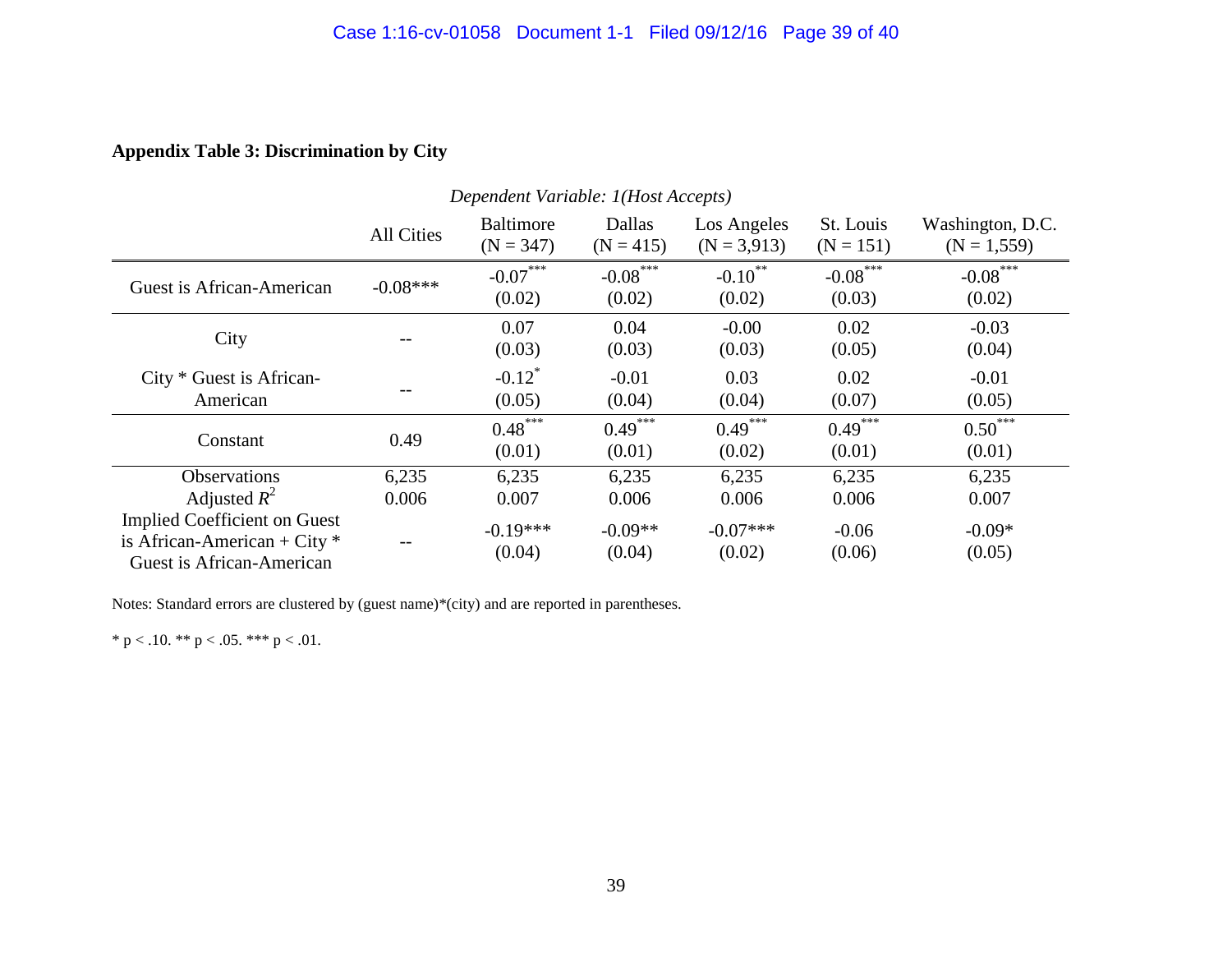**Appendix Table 3: Discrimination by City**

| *Dependent Variable: 1(Host Accepts)* | | | | | | |
|---|---|---|---|---|---|---|
| | All Cities | Baltimore (N = 347) | Dallas (N = 415) | Los Angeles (N = 3,913) | St. Louis (N = 151) | Washington, D.C. (N = 1,559) |
| Guest is African-American | -0.08*** | -0.07*** (0.02) | -0.08*** (0.02) | -0.10** (0.02) | -0.08*** (0.03) | -0.08*** (0.02) |
| City | -- | 0.07 (0.03) | 0.04 (0.03) | -0.00 (0.03) | 0.02 (0.05) | -0.03 (0.04) |
| City * Guest is African-American | -- | -0.12* (0.05) | -0.01 (0.04) | 0.03 (0.04) | 0.02 (0.07) | -0.01 (0.05) |
| Constant | 0.49 | 0.48*** (0.01) | 0.49*** (0.01) | 0.49*** (0.02) | 0.49*** (0.01) | 0.50*** (0.01) |
| Observations | 6,235 | 6,235 | 6,235 | 6,235 | 6,235 | 6,235 |
| Adjusted $R^2$ | 0.006 | 0.007 | 0.006 | 0.006 | 0.006 | 0.007 |
| Implied Coefficient on Guest is African-American + City * Guest is African-American | -- | -0.19*** (0.04) | -0.09** (0.04) | -0.07*** (0.02) | -0.06 (0.06) | -0.09* (0.05) |

Notes: Standard errors are clustered by (guest name)*(city) and are reported in parentheses.

* $p < .10$. ** $p < .05$. *** $p < .01$.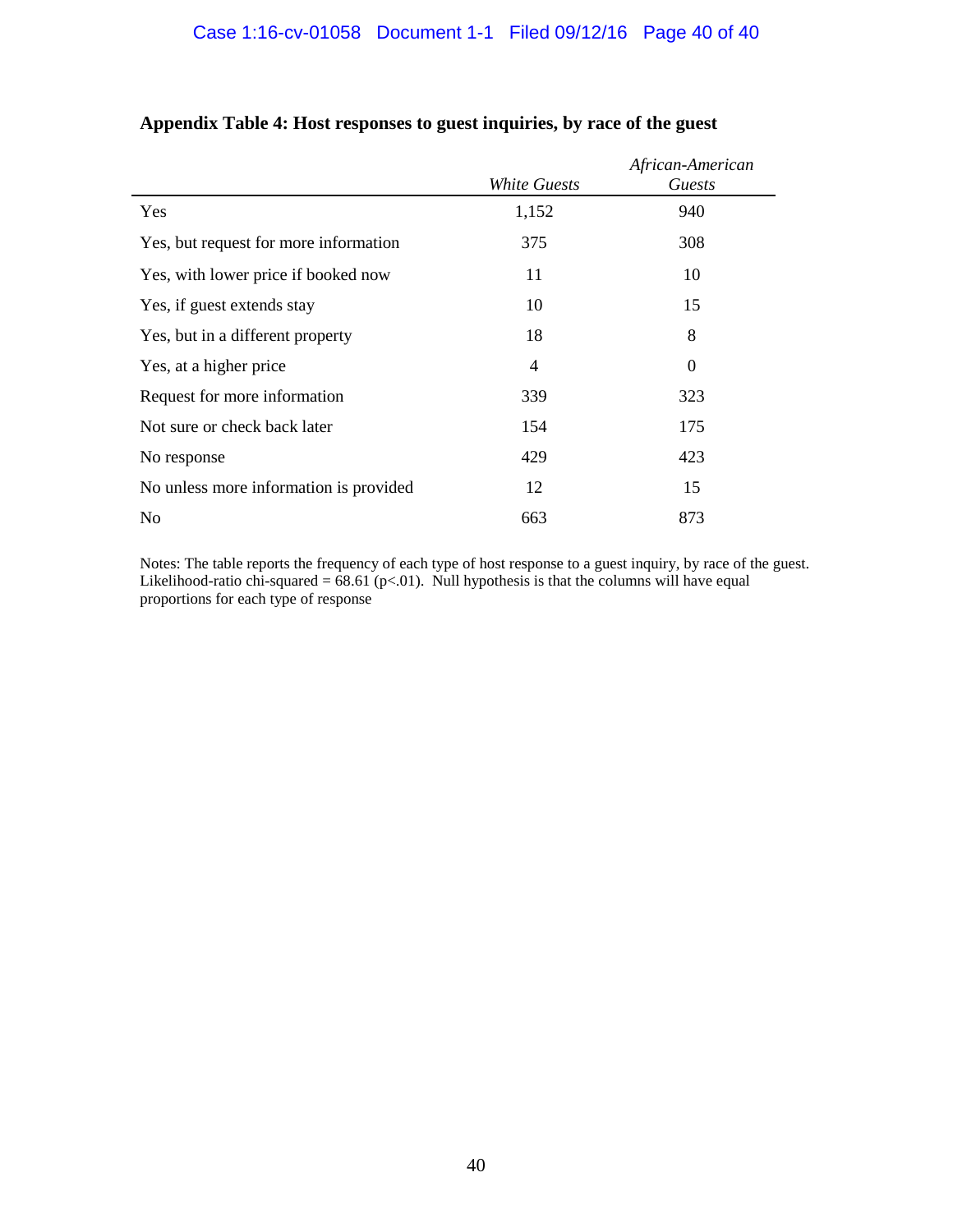**Appendix Table 4: Host responses to guest inquiries, by race of the guest**

| | *White Guests* | *African-American Guests* |
|---|---|---|
| Yes | 1,152 | 940 |
| Yes, but request for more information | 375 | 308 |
| Yes, with lower price if booked now | 11 | 10 |
| Yes, if guest extends stay | 10 | 15 |
| Yes, but in a different property | 18 | 8 |
| Yes, at a higher price | 4 | 0 |
| Request for more information | 339 | 323 |
| Not sure or check back later | 154 | 175 |
| No response | 429 | 423 |
| No unless more information is provided | 12 | 15 |
| No | 663 | 873 |

Notes: The table reports the frequency of each type of host response to a guest inquiry, by race of the guest. Likelihood-ratio chi-squared = 68.61 ($p<.01$). Null hypothesis is that the columns will have equal proportions for each type of response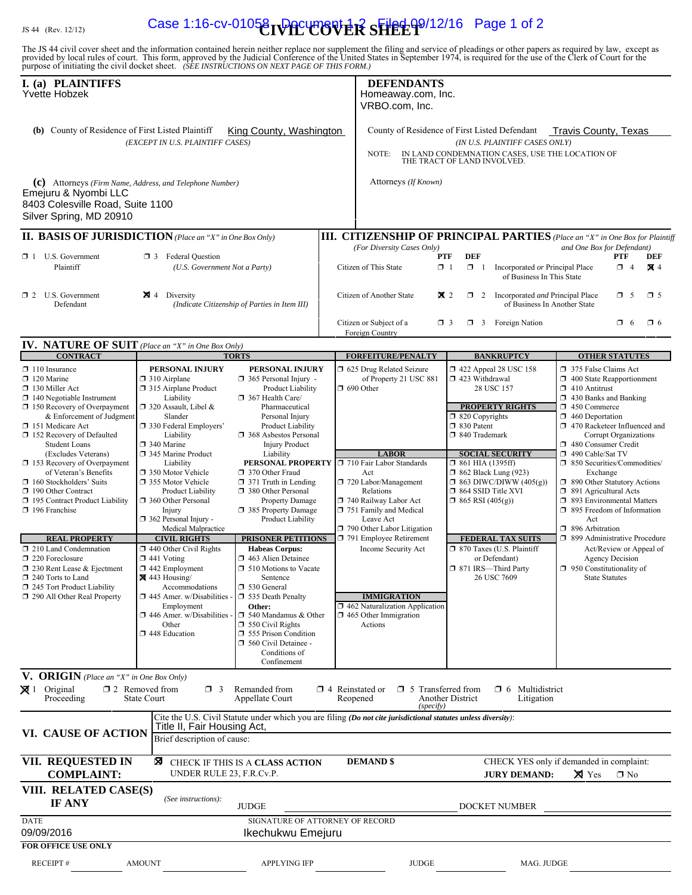JS 44 (Rev. 12/12)

# CIVIL COVER SHEET

The JS 44 civil cover sheet and the information contained herein neither replace nor supplement the filing and service of pleadings or other papers as required by law, except as provided by local rules of court. This form, approved by the Judicial Conference of the United States in September 1974, is required for the use of the Clerk of Court for the purpose of initiating the civil docket sheet. *(SEE INSTRUCTIONS ON NEXT PAGE OF THIS FORM.)*

## I. (a) PLAINTIFFS

Yvette Hobzek

**(b)** County of Residence of First Listed Plaintiff: King County, Washington
*(EXCEPT IN U.S. PLAINTIFF CASES)*

**(c)** Attorneys *(Firm Name, Address, and Telephone Number)*
Emejuru & Nyombi LLC
8403 Colesville Road, Suite 1100
Silver Spring, MD 20910

## DEFENDANTS

Homeaway.com, Inc.
VRBO.com, Inc.

County of Residence of First Listed Defendant: Travis County, Texas
*(IN U.S. PLAINTIFF CASES ONLY)*

NOTE: IN LAND CONDEMNATION CASES, USE THE LOCATION OF THE TRACT OF LAND INVOLVED.

Attorneys *(If Known)*

## II. BASIS OF JURISDICTION *(Place an "X" in One Box Only)*

- ☐ 1 U.S. Government Plaintiff
- ☐ 3 Federal Question *(U.S. Government Not a Party)*
- ☐ 2 U.S. Government Defendant
- ☒ 4 Diversity *(Indicate Citizenship of Parties in Item III)*

## III. CITIZENSHIP OF PRINCIPAL PARTIES *(Place an "X" in One Box for Plaintiff and One Box for Defendant)* *(For Diversity Cases Only)*

| | PTF | DEF | | PTF | DEF |
|---|---|---|---|---|---|
| Citizen of This State | ☐ 1 | ☐ 1 | Incorporated *or* Principal Place of Business In This State | ☐ 4 | ☒ 4 |
| Citizen of Another State | ☒ 2 | ☐ 2 | Incorporated *and* Principal Place of Business In Another State | ☐ 5 | ☐ 5 |
| Citizen or Subject of a Foreign Country | ☐ 3 | ☐ 3 | Foreign Nation | ☐ 6 | ☐ 6 |

## IV. NATURE OF SUIT *(Place an "X" in One Box Only)*

**CONTRACT**
- ☐ 110 Insurance
- ☐ 120 Marine
- ☐ 130 Miller Act
- ☐ 140 Negotiable Instrument
- ☐ 150 Recovery of Overpayment & Enforcement of Judgment
- ☐ 151 Medicare Act
- ☐ 152 Recovery of Defaulted Student Loans (Excludes Veterans)
- ☐ 153 Recovery of Overpayment of Veteran's Benefits
- ☐ 160 Stockholders' Suits
- ☐ 190 Other Contract
- ☐ 195 Contract Product Liability
- ☐ 196 Franchise

**REAL PROPERTY**
- ☐ 210 Land Condemnation
- ☐ 220 Foreclosure
- ☐ 230 Rent Lease & Ejectment
- ☐ 240 Torts to Land
- ☐ 245 Tort Product Liability
- ☐ 290 All Other Real Property

**TORTS — PERSONAL INJURY**
- ☐ 310 Airplane
- ☐ 315 Airplane Product Liability
- ☐ 320 Assault, Libel & Slander
- ☐ 330 Federal Employers' Liability
- ☐ 340 Marine
- ☐ 345 Marine Product Liability
- ☐ 350 Motor Vehicle
- ☐ 355 Motor Vehicle Product Liability
- ☐ 360 Other Personal Injury
- ☐ 362 Personal Injury - Medical Malpractice

**PERSONAL INJURY**
- ☐ 365 Personal Injury - Product Liability
- ☐ 367 Health Care/ Pharmaceutical Personal Injury Product Liability
- ☐ 368 Asbestos Personal Injury Product Liability

**PERSONAL PROPERTY**
- ☐ 370 Other Fraud
- ☐ 371 Truth in Lending
- ☐ 380 Other Personal Property Damage
- ☐ 385 Property Damage Product Liability

**CIVIL RIGHTS**
- ☐ 440 Other Civil Rights
- ☐ 441 Voting
- ☐ 442 Employment
- ☒ 443 Housing/ Accommodations
- ☐ 445 Amer. w/Disabilities - Employment
- ☐ 446 Amer. w/Disabilities - Other
- ☐ 448 Education

**PRISONER PETITIONS**
Habeas Corpus:
- ☐ 463 Alien Detainee
- ☐ 510 Motions to Vacate Sentence
- ☐ 530 General
- ☐ 535 Death Penalty

Other:
- ☐ 540 Mandamus & Other
- ☐ 550 Civil Rights
- ☐ 555 Prison Condition
- ☐ 560 Civil Detainee - Conditions of Confinement

**FORFEITURE/PENALTY**
- ☐ 625 Drug Related Seizure of Property 21 USC 881
- ☐ 690 Other

**LABOR**
- ☐ 710 Fair Labor Standards Act
- ☐ 720 Labor/Management Relations
- ☐ 740 Railway Labor Act
- ☐ 751 Family and Medical Leave Act
- ☐ 790 Other Labor Litigation
- ☐ 791 Employee Retirement Income Security Act

**IMMIGRATION**
- ☐ 462 Naturalization Application
- ☐ 465 Other Immigration Actions

**BANKRUPTCY**
- ☐ 422 Appeal 28 USC 158
- ☐ 423 Withdrawal 28 USC 157

**PROPERTY RIGHTS**
- ☐ 820 Copyrights
- ☐ 830 Patent
- ☐ 840 Trademark

**SOCIAL SECURITY**
- ☐ 861 HIA (1395ff)
- ☐ 862 Black Lung (923)
- ☐ 863 DIWC/DIWW (405(g))
- ☐ 864 SSID Title XVI
- ☐ 865 RSI (405(g))

**FEDERAL TAX SUITS**
- ☐ 870 Taxes (U.S. Plaintiff or Defendant)
- ☐ 871 IRS—Third Party 26 USC 7609

**OTHER STATUTES**
- ☐ 375 False Claims Act
- ☐ 400 State Reapportionment
- ☐ 410 Antitrust
- ☐ 430 Banks and Banking
- ☐ 450 Commerce
- ☐ 460 Deportation
- ☐ 470 Racketeer Influenced and Corrupt Organizations
- ☐ 480 Consumer Credit
- ☐ 490 Cable/Sat TV
- ☐ 850 Securities/Commodities/ Exchange
- ☐ 890 Other Statutory Actions
- ☐ 891 Agricultural Acts
- ☐ 893 Environmental Matters
- ☐ 895 Freedom of Information Act
- ☐ 896 Arbitration
- ☐ 899 Administrative Procedure Act/Review or Appeal of Agency Decision
- ☐ 950 Constitutionality of State Statutes

## V. ORIGIN *(Place an "X" in One Box Only)*

☒ 1 Original Proceeding ☐ 2 Removed from State Court ☐ 3 Remanded from Appellate Court ☐ 4 Reinstated or Reopened ☐ 5 Transferred from Another District *(specify)* ☐ 6 Multidistrict Litigation

## VI. CAUSE OF ACTION

Cite the U.S. Civil Statute under which you are filing *(Do not cite jurisdictional statutes unless diversity)*:
Title II, Fair Housing Act,

Brief description of cause:

## VII. REQUESTED IN COMPLAINT:

☒ CHECK IF THIS IS A **CLASS ACTION** UNDER RULE 23, F.R.Cv.P.

**DEMAND $**

CHECK YES only if demanded in complaint: **JURY DEMAND:** ☒ Yes ☐ No

## VIII. RELATED CASE(S) IF ANY

*(See instructions):* JUDGE ______ DOCKET NUMBER ______

DATE: 09/09/2016

SIGNATURE OF ATTORNEY OF RECORD: Ikechukwu Emejuru

**FOR OFFICE USE ONLY**

RECEIPT # ______ AMOUNT ______ APPLYING IFP ______ JUDGE ______ MAG. JUDGE ______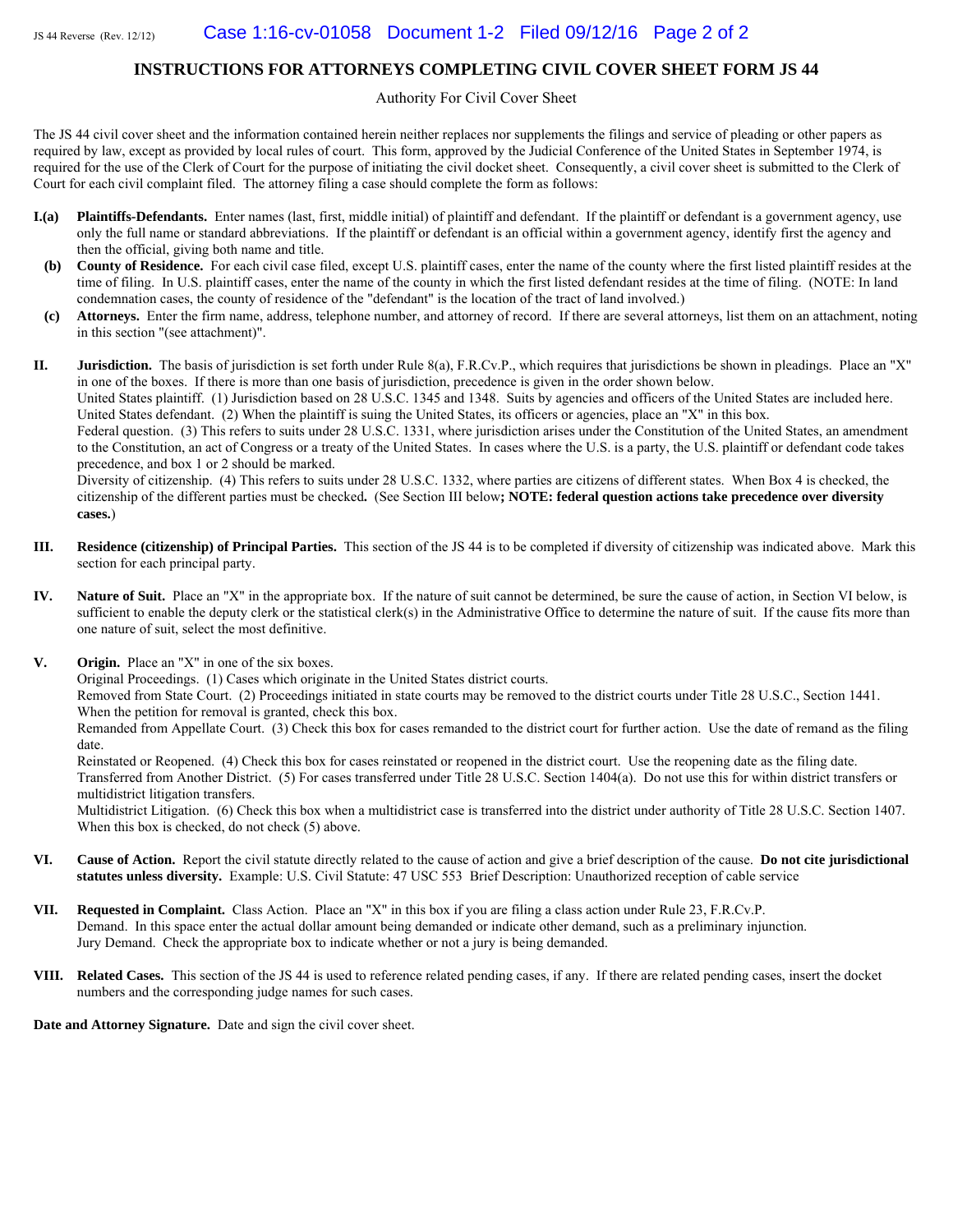# INSTRUCTIONS FOR ATTORNEYS COMPLETING CIVIL COVER SHEET FORM JS 44

Authority For Civil Cover Sheet

The JS 44 civil cover sheet and the information contained herein neither replaces nor supplements the filings and service of pleading or other papers as required by law, except as provided by local rules of court. This form, approved by the Judicial Conference of the United States in September 1974, is required for the use of the Clerk of Court for the purpose of initiating the civil docket sheet. Consequently, a civil cover sheet is submitted to the Clerk of Court for each civil complaint filed. The attorney filing a case should complete the form as follows:

**I.(a) Plaintiffs-Defendants.** Enter names (last, first, middle initial) of plaintiff and defendant. If the plaintiff or defendant is a government agency, use only the full name or standard abbreviations. If the plaintiff or defendant is an official within a government agency, identify first the agency and then the official, giving both name and title.

**(b) County of Residence.** For each civil case filed, except U.S. plaintiff cases, enter the name of the county where the first listed plaintiff resides at the time of filing. In U.S. plaintiff cases, enter the name of the county in which the first listed defendant resides at the time of filing. (NOTE: In land condemnation cases, the county of residence of the "defendant" is the location of the tract of land involved.)

**(c) Attorneys.** Enter the firm name, address, telephone number, and attorney of record. If there are several attorneys, list them on an attachment, noting in this section "(see attachment)".

**II. Jurisdiction.** The basis of jurisdiction is set forth under Rule 8(a), F.R.Cv.P., which requires that jurisdictions be shown in pleadings. Place an "X" in one of the boxes. If there is more than one basis of jurisdiction, precedence is given in the order shown below.
United States plaintiff. (1) Jurisdiction based on 28 U.S.C. 1345 and 1348. Suits by agencies and officers of the United States are included here.
United States defendant. (2) When the plaintiff is suing the United States, its officers or agencies, place an "X" in this box.
Federal question. (3) This refers to suits under 28 U.S.C. 1331, where jurisdiction arises under the Constitution of the United States, an amendment to the Constitution, an act of Congress or a treaty of the United States. In cases where the U.S. is a party, the U.S. plaintiff or defendant code takes precedence, and box 1 or 2 should be marked.
Diversity of citizenship. (4) This refers to suits under 28 U.S.C. 1332, where parties are citizens of different states. When Box 4 is checked, the citizenship of the different parties must be checked**.** (See Section III below**; NOTE: federal question actions take precedence over diversity cases.**)

**III. Residence (citizenship) of Principal Parties.** This section of the JS 44 is to be completed if diversity of citizenship was indicated above. Mark this section for each principal party.

**IV. Nature of Suit.** Place an "X" in the appropriate box. If the nature of suit cannot be determined, be sure the cause of action, in Section VI below, is sufficient to enable the deputy clerk or the statistical clerk(s) in the Administrative Office to determine the nature of suit. If the cause fits more than one nature of suit, select the most definitive.

**V. Origin.** Place an "X" in one of the six boxes.
Original Proceedings. (1) Cases which originate in the United States district courts.
Removed from State Court. (2) Proceedings initiated in state courts may be removed to the district courts under Title 28 U.S.C., Section 1441. When the petition for removal is granted, check this box.
Remanded from Appellate Court. (3) Check this box for cases remanded to the district court for further action. Use the date of remand as the filing date.
Reinstated or Reopened. (4) Check this box for cases reinstated or reopened in the district court. Use the reopening date as the filing date.
Transferred from Another District. (5) For cases transferred under Title 28 U.S.C. Section 1404(a). Do not use this for within district transfers or multidistrict litigation transfers.
Multidistrict Litigation. (6) Check this box when a multidistrict case is transferred into the district under authority of Title 28 U.S.C. Section 1407. When this box is checked, do not check (5) above.

**VI. Cause of Action.** Report the civil statute directly related to the cause of action and give a brief description of the cause. **Do not cite jurisdictional statutes unless diversity.** Example: U.S. Civil Statute: 47 USC 553 Brief Description: Unauthorized reception of cable service

**VII. Requested in Complaint.** Class Action. Place an "X" in this box if you are filing a class action under Rule 23, F.R.Cv.P.
Demand. In this space enter the actual dollar amount being demanded or indicate other demand, such as a preliminary injunction.
Jury Demand. Check the appropriate box to indicate whether or not a jury is being demanded.

**VIII. Related Cases.** This section of the JS 44 is used to reference related pending cases, if any. If there are related pending cases, insert the docket numbers and the corresponding judge names for such cases.

**Date and Attorney Signature.** Date and sign the civil cover sheet.